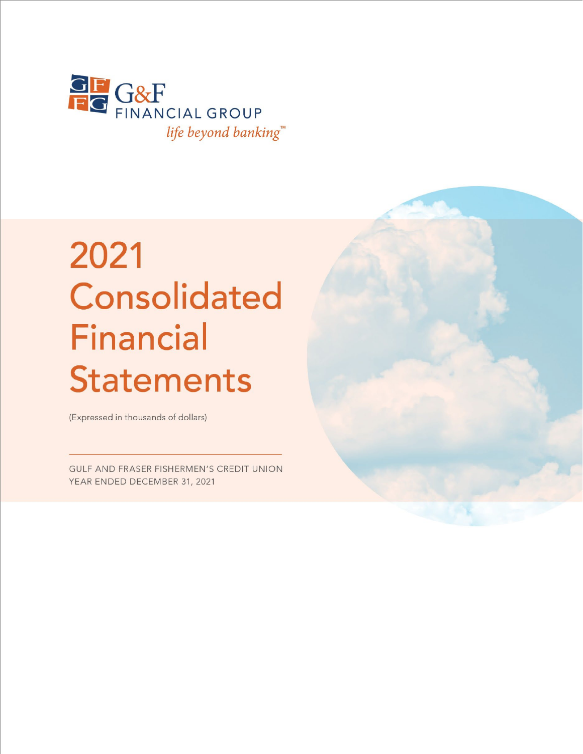G&F FINANCIAL GROUP

*life beyond banking™*

# 2021 Consolidated Financial Statements

(Expressed in thousands of dollars)

GULF AND FRASER FISHERMEN'S CREDIT UNION

YEAR ENDED DECEMBER 31, 2021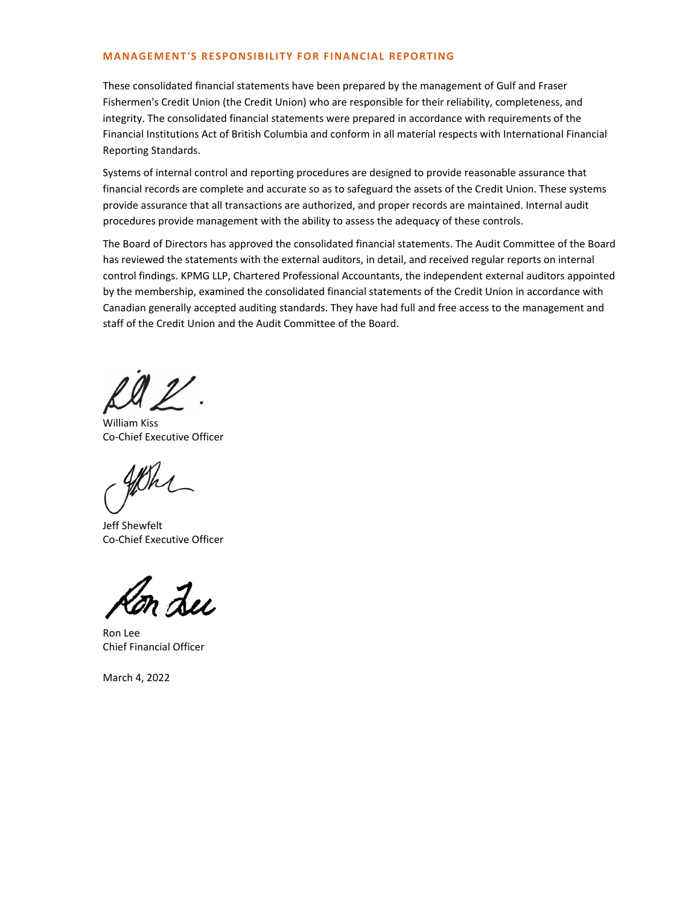## MANAGEMENT'S RESPONSIBILITY FOR FINANCIAL REPORTING

These consolidated financial statements have been prepared by the management of Gulf and Fraser Fishermen's Credit Union (the Credit Union) who are responsible for their reliability, completeness, and integrity. The consolidated financial statements were prepared in accordance with requirements of the Financial Institutions Act of British Columbia and conform in all material respects with International Financial Reporting Standards.

Systems of internal control and reporting procedures are designed to provide reasonable assurance that financial records are complete and accurate so as to safeguard the assets of the Credit Union. These systems provide assurance that all transactions are authorized, and proper records are maintained. Internal audit procedures provide management with the ability to assess the adequacy of these controls.

The Board of Directors has approved the consolidated financial statements. The Audit Committee of the Board has reviewed the statements with the external auditors, in detail, and received regular reports on internal control findings. KPMG LLP, Chartered Professional Accountants, the independent external auditors appointed by the membership, examined the consolidated financial statements of the Credit Union in accordance with Canadian generally accepted auditing standards. They have had full and free access to the management and staff of the Credit Union and the Audit Committee of the Board.

William Kiss
Co-Chief Executive Officer

Jeff Shewfelt
Co-Chief Executive Officer

Ron Lee
Chief Financial Officer

March 4, 2022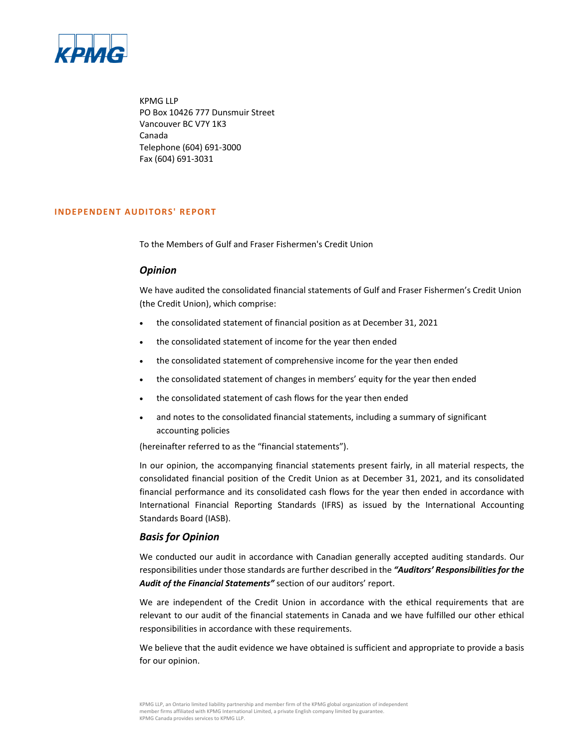KPMG LLP
PO Box 10426 777 Dunsmuir Street
Vancouver BC V7Y 1K3
Canada
Telephone (604) 691-3000
Fax (604) 691-3031

## INDEPENDENT AUDITORS' REPORT

To the Members of Gulf and Fraser Fishermen's Credit Union

### *Opinion*

We have audited the consolidated financial statements of Gulf and Fraser Fishermen's Credit Union (the Credit Union), which comprise:

- the consolidated statement of financial position as at December 31, 2021
- the consolidated statement of income for the year then ended
- the consolidated statement of comprehensive income for the year then ended
- the consolidated statement of changes in members' equity for the year then ended
- the consolidated statement of cash flows for the year then ended
- and notes to the consolidated financial statements, including a summary of significant accounting policies

(hereinafter referred to as the "financial statements").

In our opinion, the accompanying financial statements present fairly, in all material respects, the consolidated financial position of the Credit Union as at December 31, 2021, and its consolidated financial performance and its consolidated cash flows for the year then ended in accordance with International Financial Reporting Standards (IFRS) as issued by the International Accounting Standards Board (IASB).

### *Basis for Opinion*

We conducted our audit in accordance with Canadian generally accepted auditing standards. Our responsibilities under those standards are further described in the ***"Auditors' Responsibilities for the Audit of the Financial Statements"*** section of our auditors' report.

We are independent of the Credit Union in accordance with the ethical requirements that are relevant to our audit of the financial statements in Canada and we have fulfilled our other ethical responsibilities in accordance with these requirements.

We believe that the audit evidence we have obtained is sufficient and appropriate to provide a basis for our opinion.

KPMG LLP, an Ontario limited liability partnership and member firm of the KPMG global organization of independent member firms affiliated with KPMG International Limited, a private English company limited by guarantee.
KPMG Canada provides services to KPMG LLP.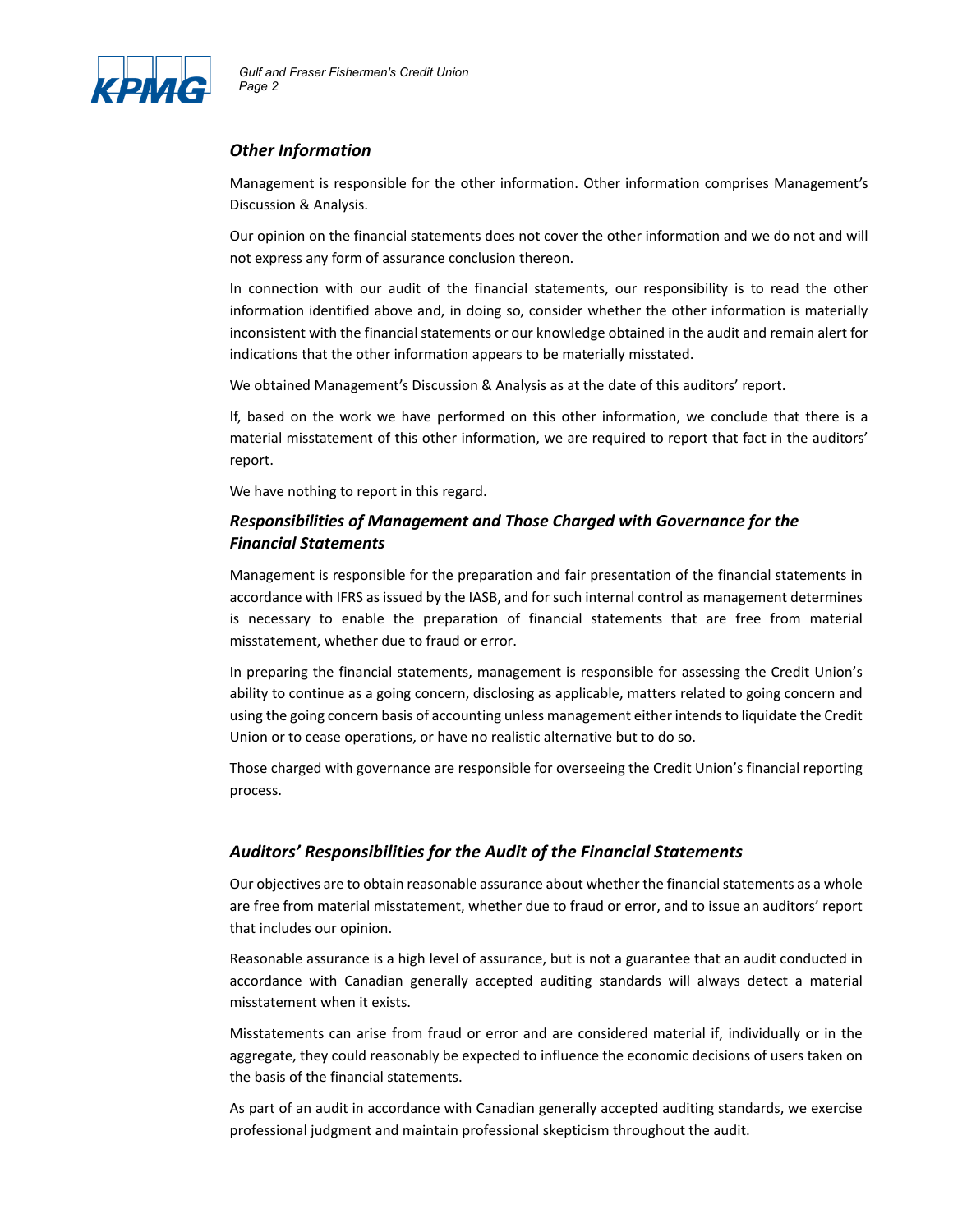### *Other Information*

Management is responsible for the other information. Other information comprises Management's Discussion & Analysis.

Our opinion on the financial statements does not cover the other information and we do not and will not express any form of assurance conclusion thereon.

In connection with our audit of the financial statements, our responsibility is to read the other information identified above and, in doing so, consider whether the other information is materially inconsistent with the financial statements or our knowledge obtained in the audit and remain alert for indications that the other information appears to be materially misstated.

We obtained Management's Discussion & Analysis as at the date of this auditors' report.

If, based on the work we have performed on this other information, we conclude that there is a material misstatement of this other information, we are required to report that fact in the auditors' report.

We have nothing to report in this regard.

### *Responsibilities of Management and Those Charged with Governance for the Financial Statements*

Management is responsible for the preparation and fair presentation of the financial statements in accordance with IFRS as issued by the IASB, and for such internal control as management determines is necessary to enable the preparation of financial statements that are free from material misstatement, whether due to fraud or error.

In preparing the financial statements, management is responsible for assessing the Credit Union's ability to continue as a going concern, disclosing as applicable, matters related to going concern and using the going concern basis of accounting unless management either intends to liquidate the Credit Union or to cease operations, or have no realistic alternative but to do so.

Those charged with governance are responsible for overseeing the Credit Union's financial reporting process.

### *Auditors' Responsibilities for the Audit of the Financial Statements*

Our objectives are to obtain reasonable assurance about whether the financial statements as a whole are free from material misstatement, whether due to fraud or error, and to issue an auditors' report that includes our opinion.

Reasonable assurance is a high level of assurance, but is not a guarantee that an audit conducted in accordance with Canadian generally accepted auditing standards will always detect a material misstatement when it exists.

Misstatements can arise from fraud or error and are considered material if, individually or in the aggregate, they could reasonably be expected to influence the economic decisions of users taken on the basis of the financial statements.

As part of an audit in accordance with Canadian generally accepted auditing standards, we exercise professional judgment and maintain professional skepticism throughout the audit.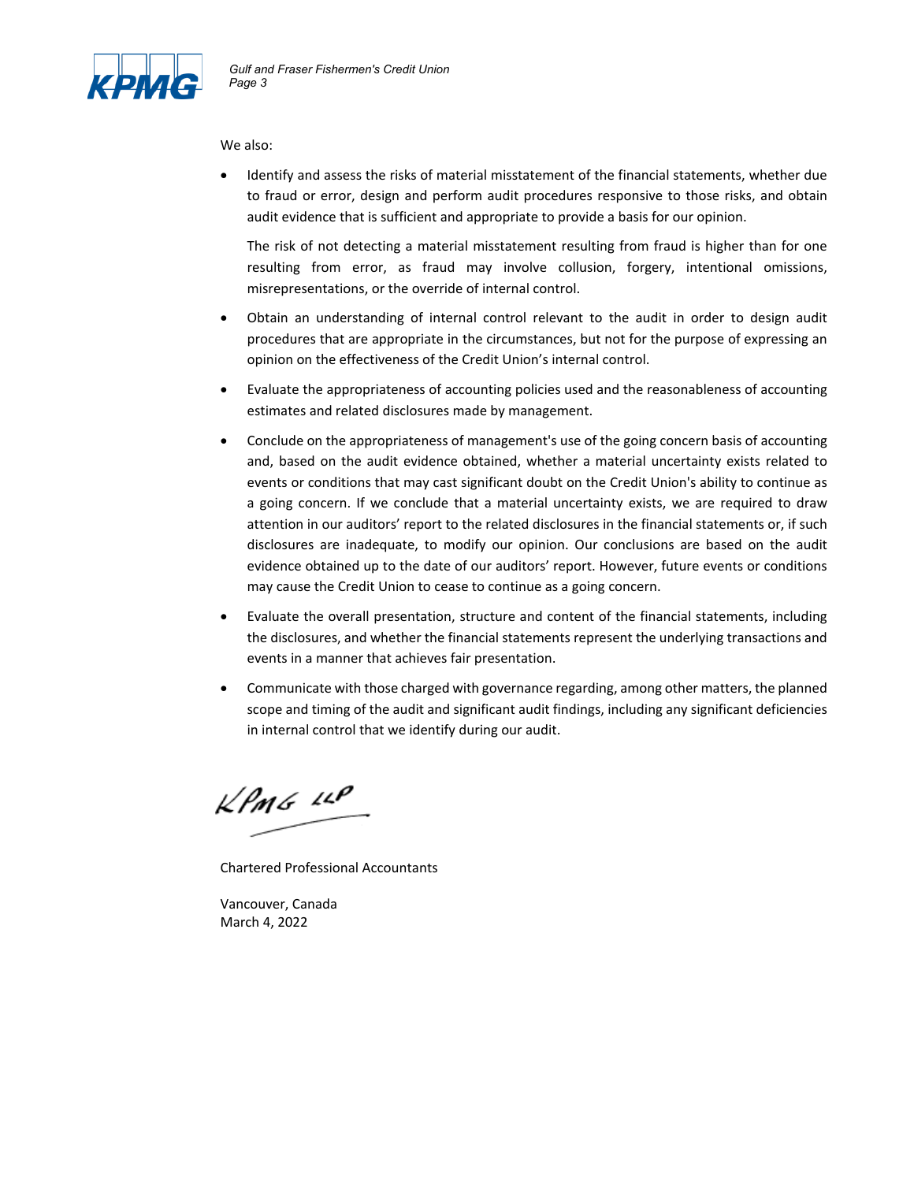We also:

- Identify and assess the risks of material misstatement of the financial statements, whether due to fraud or error, design and perform audit procedures responsive to those risks, and obtain audit evidence that is sufficient and appropriate to provide a basis for our opinion.

  The risk of not detecting a material misstatement resulting from fraud is higher than for one resulting from error, as fraud may involve collusion, forgery, intentional omissions, misrepresentations, or the override of internal control.

- Obtain an understanding of internal control relevant to the audit in order to design audit procedures that are appropriate in the circumstances, but not for the purpose of expressing an opinion on the effectiveness of the Credit Union's internal control.

- Evaluate the appropriateness of accounting policies used and the reasonableness of accounting estimates and related disclosures made by management.

- Conclude on the appropriateness of management's use of the going concern basis of accounting and, based on the audit evidence obtained, whether a material uncertainty exists related to events or conditions that may cast significant doubt on the Credit Union's ability to continue as a going concern. If we conclude that a material uncertainty exists, we are required to draw attention in our auditors' report to the related disclosures in the financial statements or, if such disclosures are inadequate, to modify our opinion. Our conclusions are based on the audit evidence obtained up to the date of our auditors' report. However, future events or conditions may cause the Credit Union to cease to continue as a going concern.

- Evaluate the overall presentation, structure and content of the financial statements, including the disclosures, and whether the financial statements represent the underlying transactions and events in a manner that achieves fair presentation.

- Communicate with those charged with governance regarding, among other matters, the planned scope and timing of the audit and significant audit findings, including any significant deficiencies in internal control that we identify during our audit.

KPMG LLP

Chartered Professional Accountants

Vancouver, Canada
March 4, 2022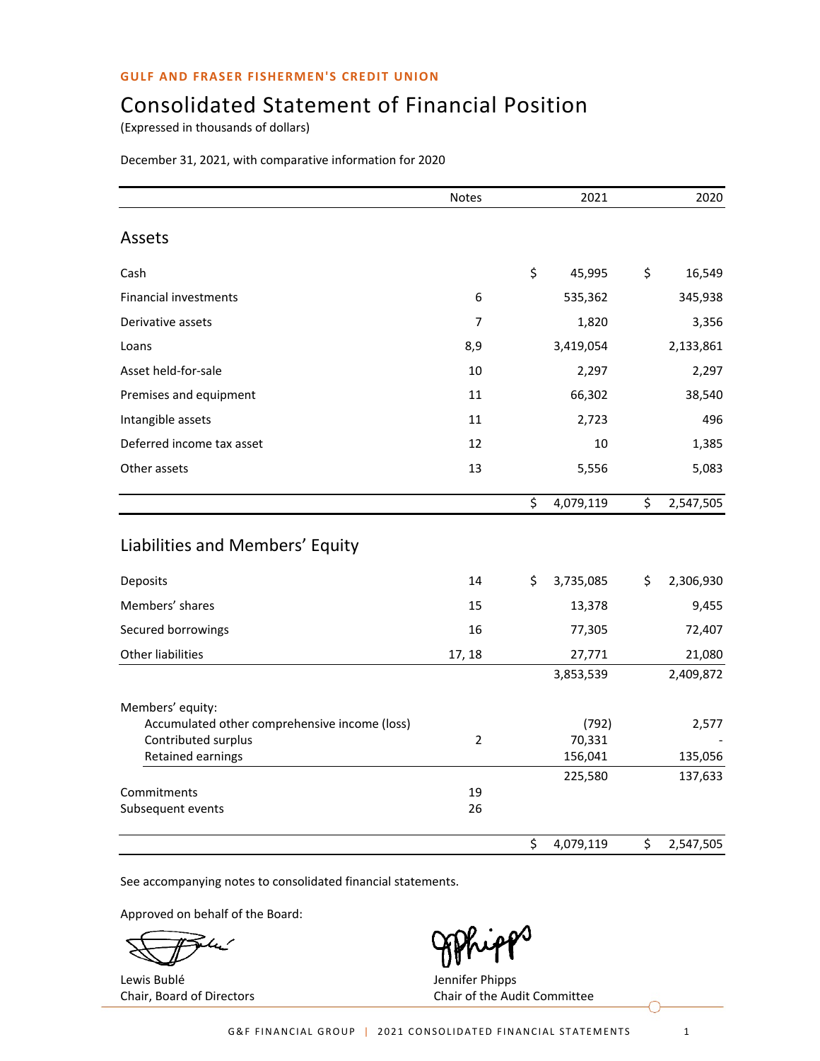GULF AND FRASER FISHERMEN'S CREDIT UNION

# Consolidated Statement of Financial Position

(Expressed in thousands of dollars)

December 31, 2021, with comparative information for 2020

| | Notes | 2021 | 2020 |
|---|---|---|---|
| **Assets** | | | |
| Cash | | $ 45,995 | $ 16,549 |
| Financial investments | 6 | 535,362 | 345,938 |
| Derivative assets | 7 | 1,820 | 3,356 |
| Loans | 8,9 | 3,419,054 | 2,133,861 |
| Asset held-for-sale | 10 | 2,297 | 2,297 |
| Premises and equipment | 11 | 66,302 | 38,540 |
| Intangible assets | 11 | 2,723 | 496 |
| Deferred income tax asset | 12 | 10 | 1,385 |
| Other assets | 13 | 5,556 | 5,083 |
| | | $ 4,079,119 | $ 2,547,505 |
| **Liabilities and Members' Equity** | | | |
| Deposits | 14 | $ 3,735,085 | $ 2,306,930 |
| Members' shares | 15 | 13,378 | 9,455 |
| Secured borrowings | 16 | 77,305 | 72,407 |
| Other liabilities | 17, 18 | 27,771 | 21,080 |
| | | 3,853,539 | 2,409,872 |
| Members' equity: | | | |
| Accumulated other comprehensive income (loss) | | (792) | 2,577 |
| Contributed surplus | 2 | 70,331 | - |
| Retained earnings | | 156,041 | 135,056 |
| | | 225,580 | 137,633 |
| Commitments | 19 | | |
| Subsequent events | 26 | | |
| | | $ 4,079,119 | $ 2,547,505 |

See accompanying notes to consolidated financial statements.

Approved on behalf of the Board:

Lewis Bublé
Chair, Board of Directors

Jennifer Phipps
Chair of the Audit Committee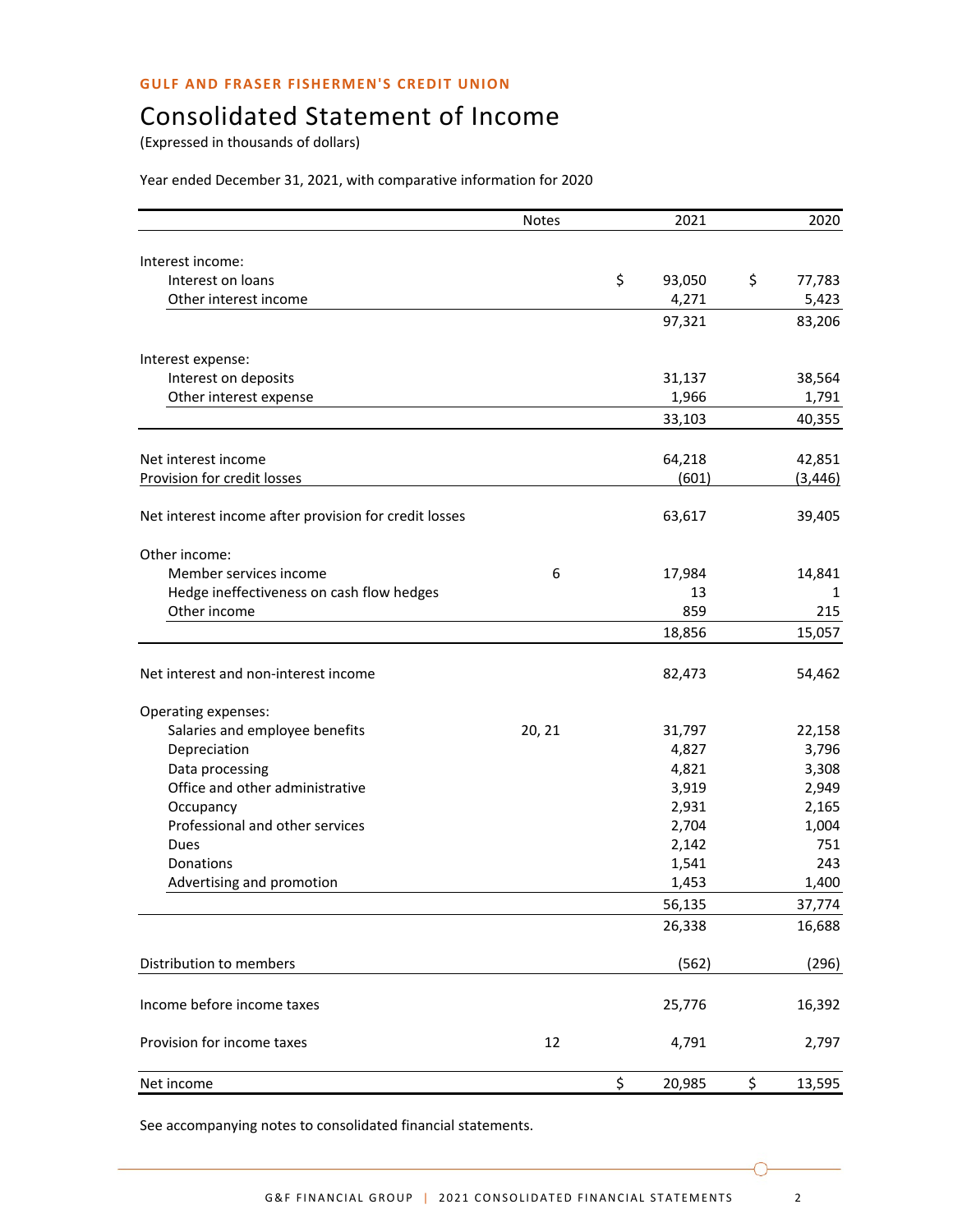**GULF AND FRASER FISHERMEN'S CREDIT UNION**

# Consolidated Statement of Income

(Expressed in thousands of dollars)

Year ended December 31, 2021, with comparative information for 2020

| | Notes | 2021 | 2020 |
|---|---|---|---|
| Interest income: | | | |
| Interest on loans | | $ 93,050 | $ 77,783 |
| Other interest income | | 4,271 | 5,423 |
| | | 97,321 | 83,206 |
| Interest expense: | | | |
| Interest on deposits | | 31,137 | 38,564 |
| Other interest expense | | 1,966 | 1,791 |
| | | 33,103 | 40,355 |
| Net interest income | | 64,218 | 42,851 |
| Provision for credit losses | | (601) | (3,446) |
| Net interest income after provision for credit losses | | 63,617 | 39,405 |
| Other income: | | | |
| Member services income | 6 | 17,984 | 14,841 |
| Hedge ineffectiveness on cash flow hedges | | 13 | 1 |
| Other income | | 859 | 215 |
| | | 18,856 | 15,057 |
| Net interest and non-interest income | | 82,473 | 54,462 |
| Operating expenses: | | | |
| Salaries and employee benefits | 20, 21 | 31,797 | 22,158 |
| Depreciation | | 4,827 | 3,796 |
| Data processing | | 4,821 | 3,308 |
| Office and other administrative | | 3,919 | 2,949 |
| Occupancy | | 2,931 | 2,165 |
| Professional and other services | | 2,704 | 1,004 |
| Dues | | 2,142 | 751 |
| Donations | | 1,541 | 243 |
| Advertising and promotion | | 1,453 | 1,400 |
| | | 56,135 | 37,774 |
| | | 26,338 | 16,688 |
| Distribution to members | | (562) | (296) |
| Income before income taxes | | 25,776 | 16,392 |
| Provision for income taxes | 12 | 4,791 | 2,797 |
| Net income | | $ 20,985 | $ 13,595 |

See accompanying notes to consolidated financial statements.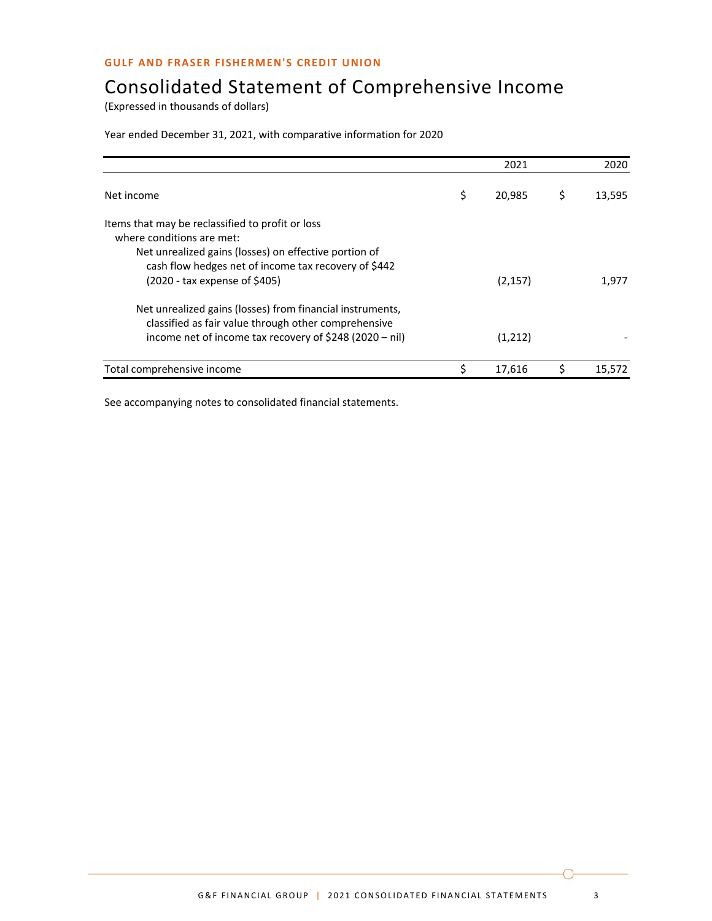GULF AND FRASER FISHERMEN'S CREDIT UNION

# Consolidated Statement of Comprehensive Income

(Expressed in thousands of dollars)

Year ended December 31, 2021, with comparative information for 2020

| | 2021 | 2020 |
|---|---|---|
| Net income | $ 20,985 | $ 13,595 |
| Items that may be reclassified to profit or loss where conditions are met: | | |
| Net unrealized gains (losses) on effective portion of cash flow hedges net of income tax recovery of $442 (2020 - tax expense of $405) | (2,157) | 1,977 |
| Net unrealized gains (losses) from financial instruments, classified as fair value through other comprehensive income net of income tax recovery of $248 (2020 – nil) | (1,212) | - |
| Total comprehensive income | $ 17,616 | $ 15,572 |

See accompanying notes to consolidated financial statements.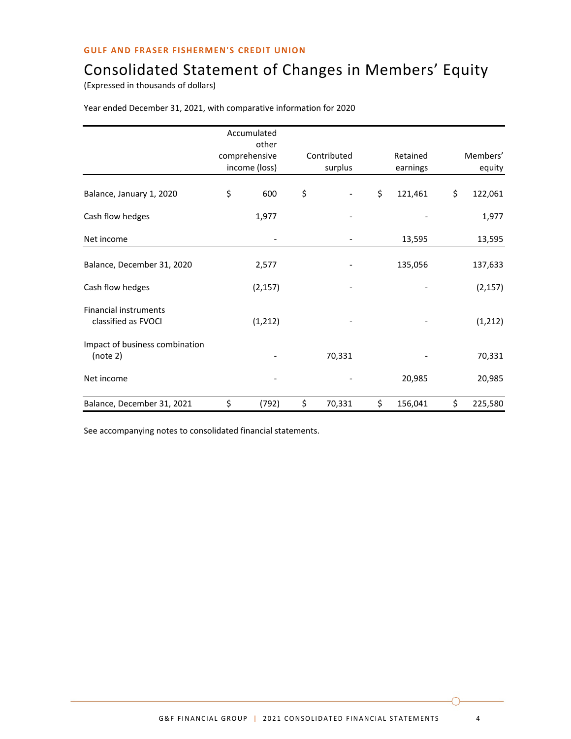GULF AND FRASER FISHERMEN'S CREDIT UNION

# Consolidated Statement of Changes in Members' Equity

(Expressed in thousands of dollars)

Year ended December 31, 2021, with comparative information for 2020

| | Accumulated other comprehensive income (loss) | Contributed surplus | Retained earnings | Members' equity |
|---|---|---|---|---|
| Balance, January 1, 2020 | $ 600 | $ - | $ 121,461 | $ 122,061 |
| Cash flow hedges | 1,977 | - | - | 1,977 |
| Net income | - | - | 13,595 | 13,595 |
| Balance, December 31, 2020 | 2,577 | - | 135,056 | 137,633 |
| Cash flow hedges | (2,157) | - | - | (2,157) |
| Financial instruments classified as FVOCI | (1,212) | - | - | (1,212) |
| Impact of business combination (note 2) | - | 70,331 | - | 70,331 |
| Net income | - | - | 20,985 | 20,985 |
| Balance, December 31, 2021 | $ (792) | $ 70,331 | $ 156,041 | $ 225,580 |

See accompanying notes to consolidated financial statements.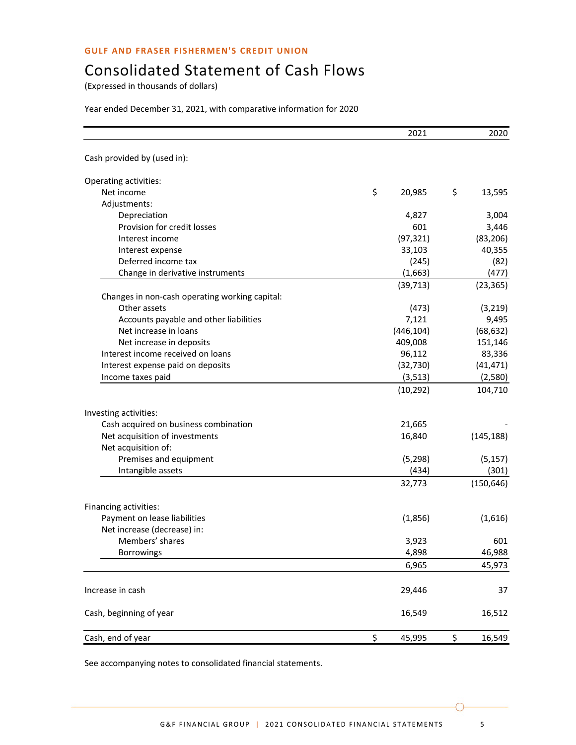GULF AND FRASER FISHERMEN'S CREDIT UNION

# Consolidated Statement of Cash Flows

(Expressed in thousands of dollars)

Year ended December 31, 2021, with comparative information for 2020

| | 2021 | 2020 |
|---|---|---|
| Cash provided by (used in): | | |
| Operating activities: | | |
| Net income | $ 20,985 | $ 13,595 |
| Adjustments: | | |
| Depreciation | 4,827 | 3,004 |
| Provision for credit losses | 601 | 3,446 |
| Interest income | (97,321) | (83,206) |
| Interest expense | 33,103 | 40,355 |
| Deferred income tax | (245) | (82) |
| Change in derivative instruments | (1,663) | (477) |
| | (39,713) | (23,365) |
| Changes in non-cash operating working capital: | | |
| Other assets | (473) | (3,219) |
| Accounts payable and other liabilities | 7,121 | 9,495 |
| Net increase in loans | (446,104) | (68,632) |
| Net increase in deposits | 409,008 | 151,146 |
| Interest income received on loans | 96,112 | 83,336 |
| Interest expense paid on deposits | (32,730) | (41,471) |
| Income taxes paid | (3,513) | (2,580) |
| | (10,292) | 104,710 |
| Investing activities: | | |
| Cash acquired on business combination | 21,665 | - |
| Net acquisition of investments | 16,840 | (145,188) |
| Net acquisition of: | | |
| Premises and equipment | (5,298) | (5,157) |
| Intangible assets | (434) | (301) |
| | 32,773 | (150,646) |
| Financing activities: | | |
| Payment on lease liabilities | (1,856) | (1,616) |
| Net increase (decrease) in: | | |
| Members' shares | 3,923 | 601 |
| Borrowings | 4,898 | 46,988 |
| | 6,965 | 45,973 |
| Increase in cash | 29,446 | 37 |
| Cash, beginning of year | 16,549 | 16,512 |
| Cash, end of year | $ 45,995 | $ 16,549 |

See accompanying notes to consolidated financial statements.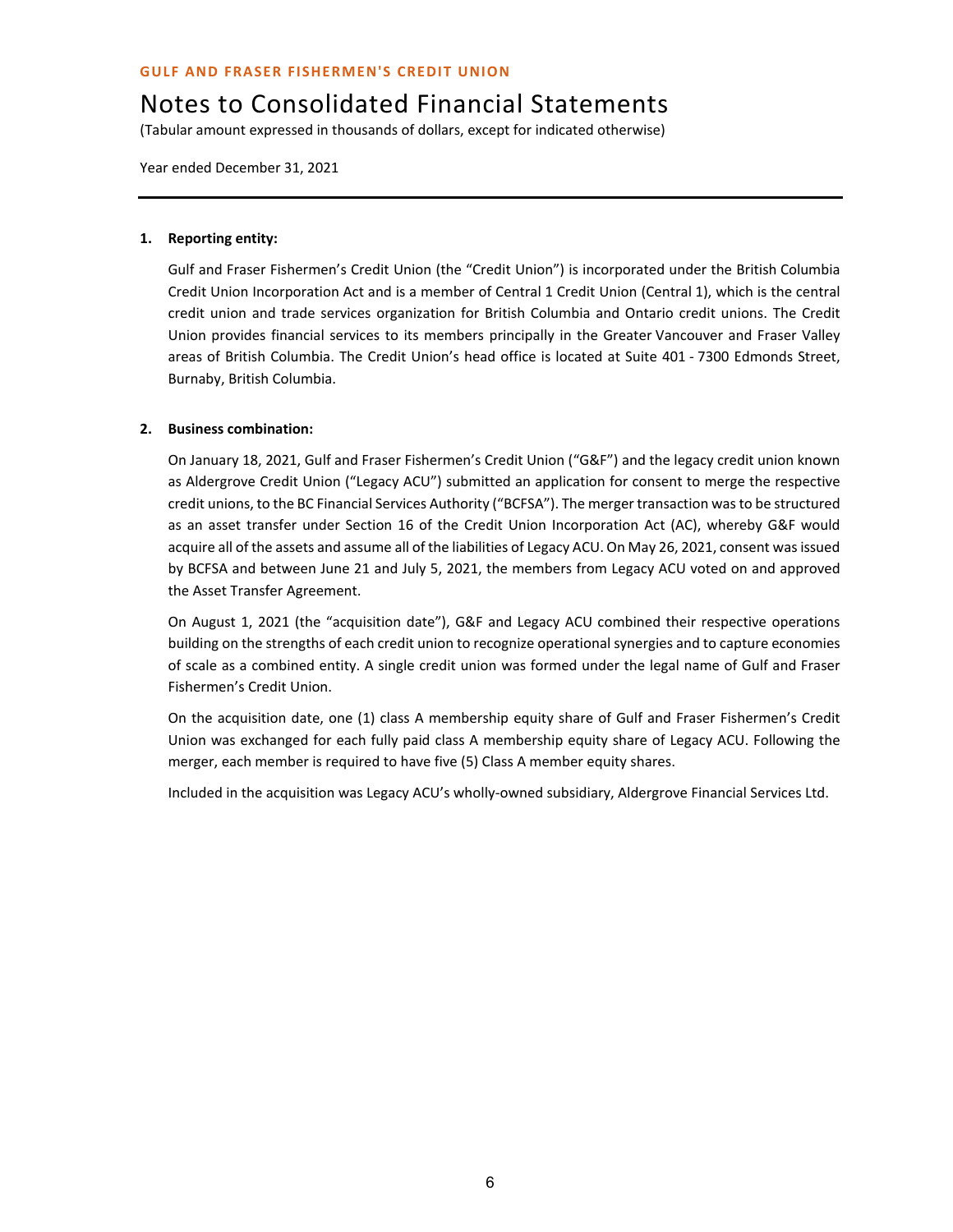**GULF AND FRASER FISHERMEN'S CREDIT UNION**

# Notes to Consolidated Financial Statements

(Tabular amount expressed in thousands of dollars, except for indicated otherwise)

Year ended December 31, 2021

---

**1. Reporting entity:**

Gulf and Fraser Fishermen's Credit Union (the "Credit Union") is incorporated under the British Columbia Credit Union Incorporation Act and is a member of Central 1 Credit Union (Central 1), which is the central credit union and trade services organization for British Columbia and Ontario credit unions. The Credit Union provides financial services to its members principally in the Greater Vancouver and Fraser Valley areas of British Columbia. The Credit Union's head office is located at Suite 401 - 7300 Edmonds Street, Burnaby, British Columbia.

**2. Business combination:**

On January 18, 2021, Gulf and Fraser Fishermen's Credit Union ("G&F") and the legacy credit union known as Aldergrove Credit Union ("Legacy ACU") submitted an application for consent to merge the respective credit unions, to the BC Financial Services Authority ("BCFSA"). The merger transaction was to be structured as an asset transfer under Section 16 of the Credit Union Incorporation Act (AC), whereby G&F would acquire all of the assets and assume all of the liabilities of Legacy ACU. On May 26, 2021, consent was issued by BCFSA and between June 21 and July 5, 2021, the members from Legacy ACU voted on and approved the Asset Transfer Agreement.

On August 1, 2021 (the "acquisition date"), G&F and Legacy ACU combined their respective operations building on the strengths of each credit union to recognize operational synergies and to capture economies of scale as a combined entity. A single credit union was formed under the legal name of Gulf and Fraser Fishermen's Credit Union.

On the acquisition date, one (1) class A membership equity share of Gulf and Fraser Fishermen's Credit Union was exchanged for each fully paid class A membership equity share of Legacy ACU. Following the merger, each member is required to have five (5) Class A member equity shares.

Included in the acquisition was Legacy ACU's wholly-owned subsidiary, Aldergrove Financial Services Ltd.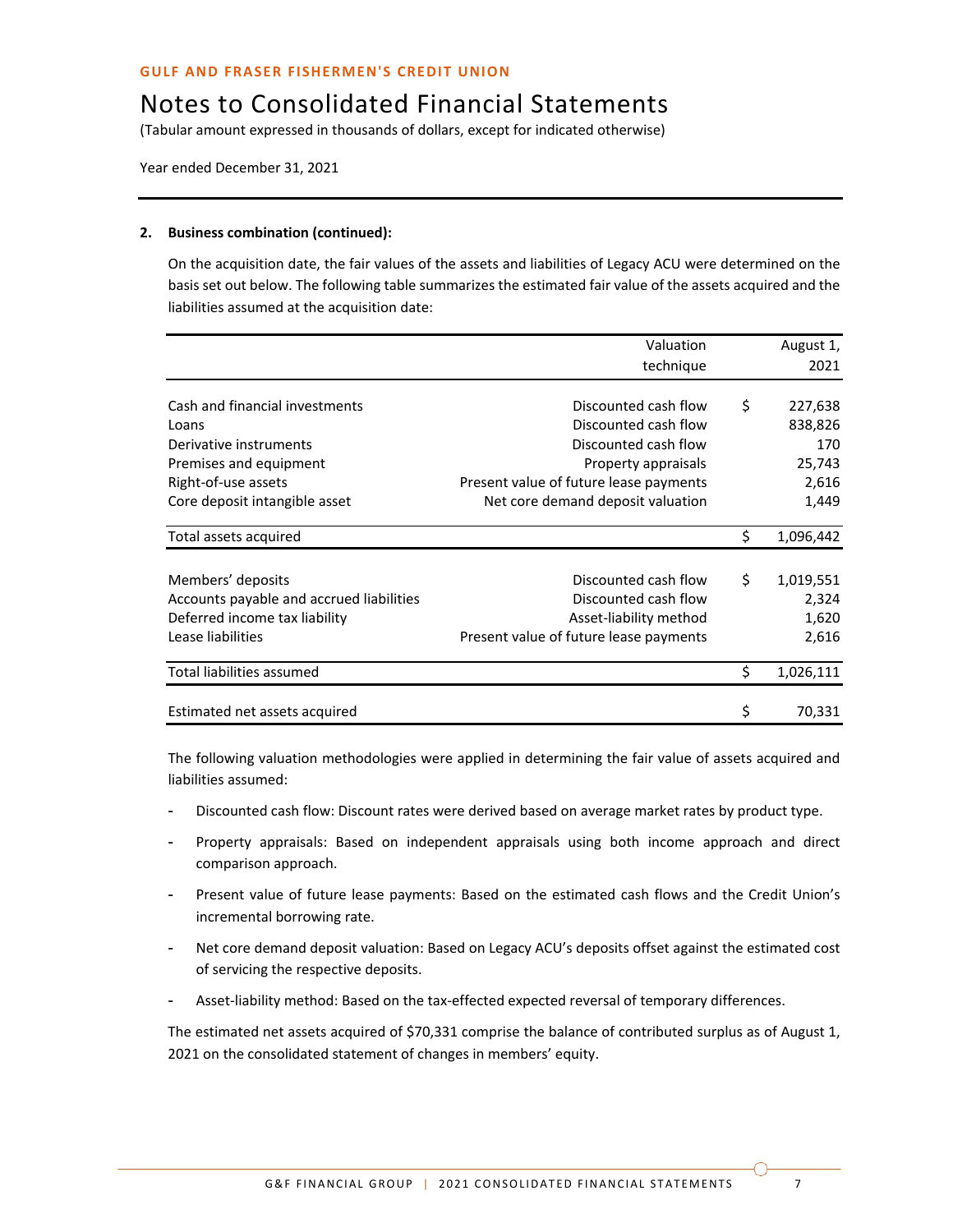GULF AND FRASER FISHERMEN'S CREDIT UNION

# Notes to Consolidated Financial Statements

(Tabular amount expressed in thousands of dollars, except for indicated otherwise)

Year ended December 31, 2021

---

**2. Business combination (continued):**

On the acquisition date, the fair values of the assets and liabilities of Legacy ACU were determined on the basis set out below. The following table summarizes the estimated fair value of the assets acquired and the liabilities assumed at the acquisition date:

| | Valuation technique | | August 1, 2021 |
|---|---|---|---|
| Cash and financial investments | Discounted cash flow | $ | 227,638 |
| Loans | Discounted cash flow | | 838,826 |
| Derivative instruments | Discounted cash flow | | 170 |
| Premises and equipment | Property appraisals | | 25,743 |
| Right-of-use assets | Present value of future lease payments | | 2,616 |
| Core deposit intangible asset | Net core demand deposit valuation | | 1,449 |
| Total assets acquired | | $ | 1,096,442 |
| | | | |
| Members' deposits | Discounted cash flow | $ | 1,019,551 |
| Accounts payable and accrued liabilities | Discounted cash flow | | 2,324 |
| Deferred income tax liability | Asset-liability method | | 1,620 |
| Lease liabilities | Present value of future lease payments | | 2,616 |
| Total liabilities assumed | | $ | 1,026,111 |
| | | | |
| Estimated net assets acquired | | $ | 70,331 |

The following valuation methodologies were applied in determining the fair value of assets acquired and liabilities assumed:

- Discounted cash flow: Discount rates were derived based on average market rates by product type.
- Property appraisals: Based on independent appraisals using both income approach and direct comparison approach.
- Present value of future lease payments: Based on the estimated cash flows and the Credit Union's incremental borrowing rate.
- Net core demand deposit valuation: Based on Legacy ACU's deposits offset against the estimated cost of servicing the respective deposits.
- Asset-liability method: Based on the tax-effected expected reversal of temporary differences.

The estimated net assets acquired of $70,331 comprise the balance of contributed surplus as of August 1, 2021 on the consolidated statement of changes in members' equity.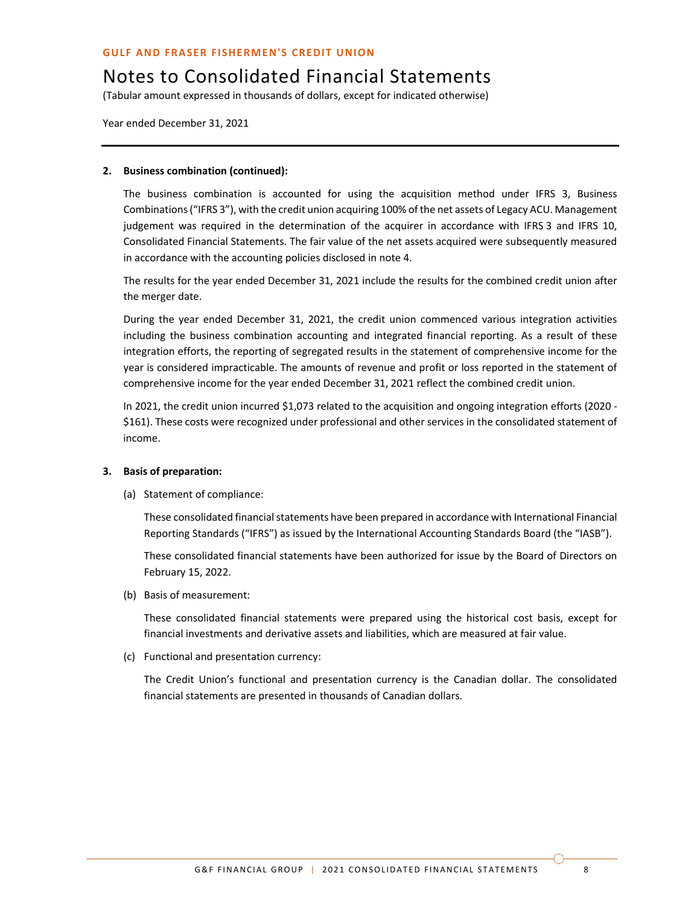**2. Business combination (continued):**

The business combination is accounted for using the acquisition method under IFRS 3, Business Combinations ("IFRS 3"), with the credit union acquiring 100% of the net assets of Legacy ACU. Management judgement was required in the determination of the acquirer in accordance with IFRS 3 and IFRS 10, Consolidated Financial Statements. The fair value of the net assets acquired were subsequently measured in accordance with the accounting policies disclosed in note 4.

The results for the year ended December 31, 2021 include the results for the combined credit union after the merger date.

During the year ended December 31, 2021, the credit union commenced various integration activities including the business combination accounting and integrated financial reporting. As a result of these integration efforts, the reporting of segregated results in the statement of comprehensive income for the year is considered impracticable. The amounts of revenue and profit or loss reported in the statement of comprehensive income for the year ended December 31, 2021 reflect the combined credit union.

In 2021, the credit union incurred $1,073 related to the acquisition and ongoing integration efforts (2020 - $161). These costs were recognized under professional and other services in the consolidated statement of income.

**3. Basis of preparation:**

(a) Statement of compliance:

These consolidated financial statements have been prepared in accordance with International Financial Reporting Standards ("IFRS") as issued by the International Accounting Standards Board (the "IASB").

These consolidated financial statements have been authorized for issue by the Board of Directors on February 15, 2022.

(b) Basis of measurement:

These consolidated financial statements were prepared using the historical cost basis, except for financial investments and derivative assets and liabilities, which are measured at fair value.

(c) Functional and presentation currency:

The Credit Union's functional and presentation currency is the Canadian dollar. The consolidated financial statements are presented in thousands of Canadian dollars.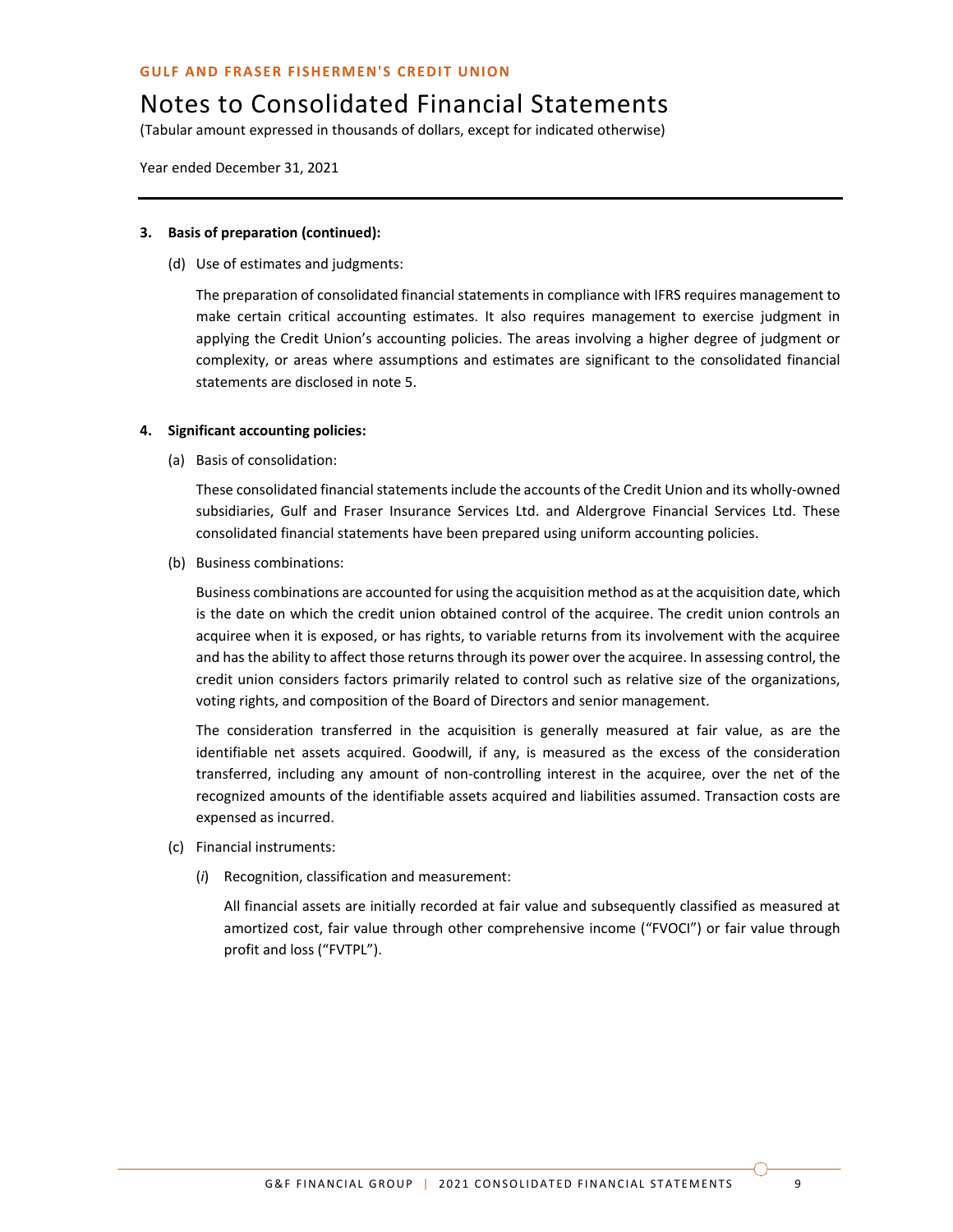**3. Basis of preparation (continued):**

(d) Use of estimates and judgments:

The preparation of consolidated financial statements in compliance with IFRS requires management to make certain critical accounting estimates. It also requires management to exercise judgment in applying the Credit Union's accounting policies. The areas involving a higher degree of judgment or complexity, or areas where assumptions and estimates are significant to the consolidated financial statements are disclosed in note 5.

**4. Significant accounting policies:**

(a) Basis of consolidation:

These consolidated financial statements include the accounts of the Credit Union and its wholly-owned subsidiaries, Gulf and Fraser Insurance Services Ltd. and Aldergrove Financial Services Ltd. These consolidated financial statements have been prepared using uniform accounting policies.

(b) Business combinations:

Business combinations are accounted for using the acquisition method as at the acquisition date, which is the date on which the credit union obtained control of the acquiree. The credit union controls an acquiree when it is exposed, or has rights, to variable returns from its involvement with the acquiree and has the ability to affect those returns through its power over the acquiree. In assessing control, the credit union considers factors primarily related to control such as relative size of the organizations, voting rights, and composition of the Board of Directors and senior management.

The consideration transferred in the acquisition is generally measured at fair value, as are the identifiable net assets acquired. Goodwill, if any, is measured as the excess of the consideration transferred, including any amount of non-controlling interest in the acquiree, over the net of the recognized amounts of the identifiable assets acquired and liabilities assumed. Transaction costs are expensed as incurred.

(c) Financial instruments:

(*i*) Recognition, classification and measurement:

All financial assets are initially recorded at fair value and subsequently classified as measured at amortized cost, fair value through other comprehensive income ("FVOCI") or fair value through profit and loss ("FVTPL").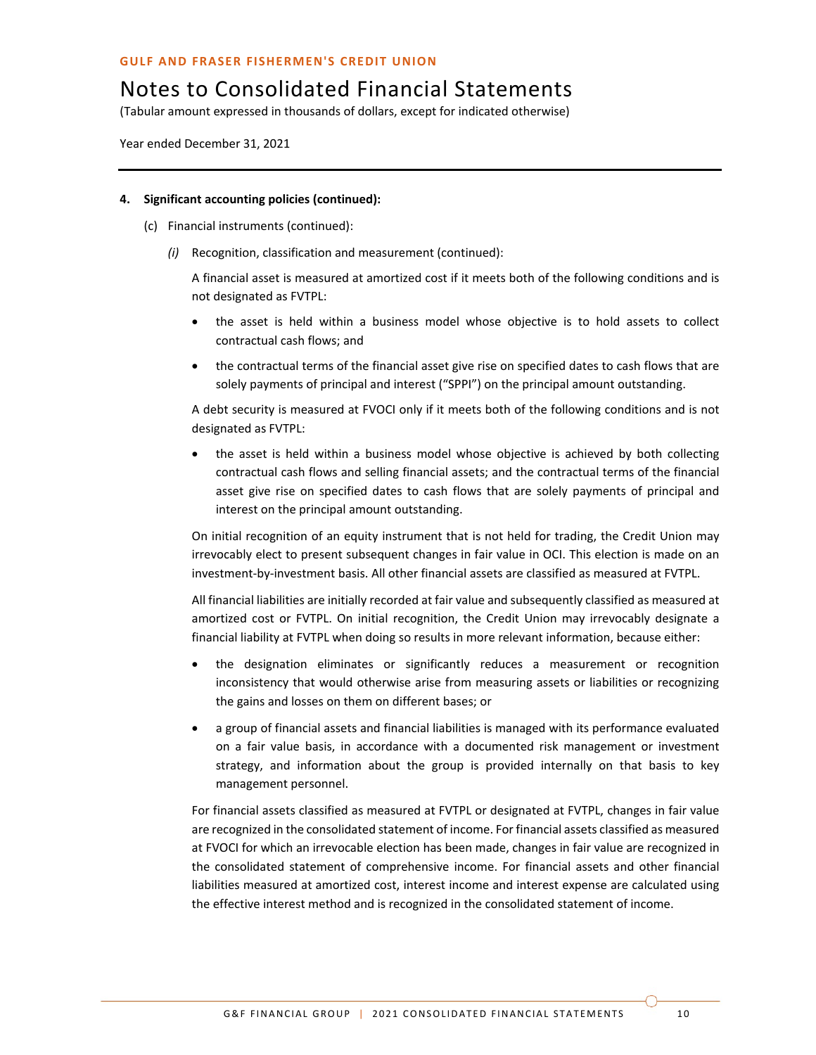**4. Significant accounting policies (continued):**

(c) Financial instruments (continued):

*(i)* Recognition, classification and measurement (continued):

A financial asset is measured at amortized cost if it meets both of the following conditions and is not designated as FVTPL:

- the asset is held within a business model whose objective is to hold assets to collect contractual cash flows; and
- the contractual terms of the financial asset give rise on specified dates to cash flows that are solely payments of principal and interest ("SPPI") on the principal amount outstanding.

A debt security is measured at FVOCI only if it meets both of the following conditions and is not designated as FVTPL:

- the asset is held within a business model whose objective is achieved by both collecting contractual cash flows and selling financial assets; and the contractual terms of the financial asset give rise on specified dates to cash flows that are solely payments of principal and interest on the principal amount outstanding.

On initial recognition of an equity instrument that is not held for trading, the Credit Union may irrevocably elect to present subsequent changes in fair value in OCI. This election is made on an investment-by-investment basis. All other financial assets are classified as measured at FVTPL.

All financial liabilities are initially recorded at fair value and subsequently classified as measured at amortized cost or FVTPL. On initial recognition, the Credit Union may irrevocably designate a financial liability at FVTPL when doing so results in more relevant information, because either:

- the designation eliminates or significantly reduces a measurement or recognition inconsistency that would otherwise arise from measuring assets or liabilities or recognizing the gains and losses on them on different bases; or
- a group of financial assets and financial liabilities is managed with its performance evaluated on a fair value basis, in accordance with a documented risk management or investment strategy, and information about the group is provided internally on that basis to key management personnel.

For financial assets classified as measured at FVTPL or designated at FVTPL, changes in fair value are recognized in the consolidated statement of income. For financial assets classified as measured at FVOCI for which an irrevocable election has been made, changes in fair value are recognized in the consolidated statement of comprehensive income. For financial assets and other financial liabilities measured at amortized cost, interest income and interest expense are calculated using the effective interest method and is recognized in the consolidated statement of income.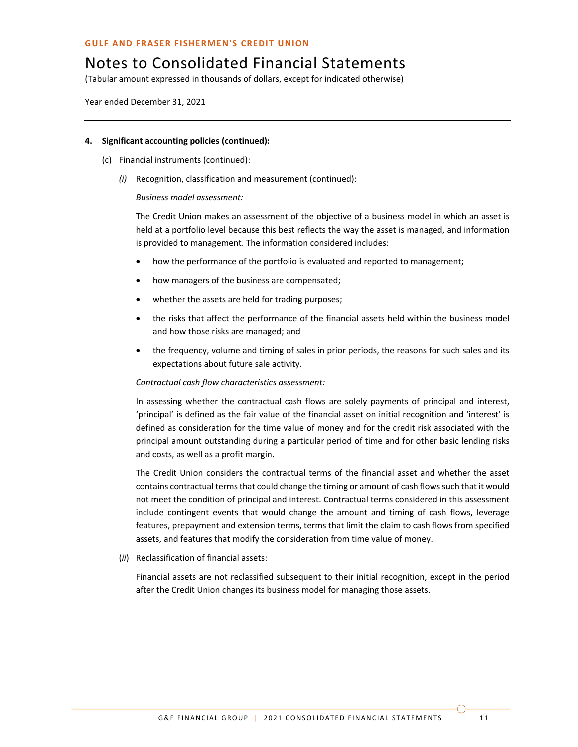**4. Significant accounting policies (continued):**

(c) Financial instruments (continued):

*(i)* Recognition, classification and measurement (continued):

*Business model assessment:*

The Credit Union makes an assessment of the objective of a business model in which an asset is held at a portfolio level because this best reflects the way the asset is managed, and information is provided to management. The information considered includes:

- how the performance of the portfolio is evaluated and reported to management;
- how managers of the business are compensated;
- whether the assets are held for trading purposes;
- the risks that affect the performance of the financial assets held within the business model and how those risks are managed; and
- the frequency, volume and timing of sales in prior periods, the reasons for such sales and its expectations about future sale activity.

*Contractual cash flow characteristics assessment:*

In assessing whether the contractual cash flows are solely payments of principal and interest, 'principal' is defined as the fair value of the financial asset on initial recognition and 'interest' is defined as consideration for the time value of money and for the credit risk associated with the principal amount outstanding during a particular period of time and for other basic lending risks and costs, as well as a profit margin.

The Credit Union considers the contractual terms of the financial asset and whether the asset contains contractual terms that could change the timing or amount of cash flows such that it would not meet the condition of principal and interest. Contractual terms considered in this assessment include contingent events that would change the amount and timing of cash flows, leverage features, prepayment and extension terms, terms that limit the claim to cash flows from specified assets, and features that modify the consideration from time value of money.

(*ii*) Reclassification of financial assets:

Financial assets are not reclassified subsequent to their initial recognition, except in the period after the Credit Union changes its business model for managing those assets.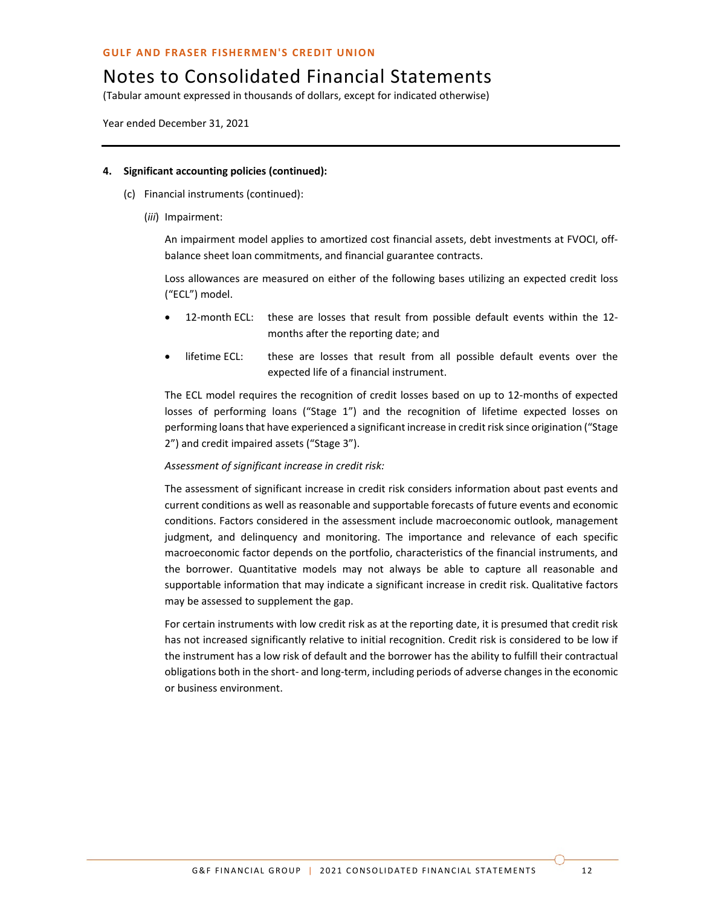**4. Significant accounting policies (continued):**

(c) Financial instruments (continued):

(*iii*) Impairment:

An impairment model applies to amortized cost financial assets, debt investments at FVOCI, off-balance sheet loan commitments, and financial guarantee contracts.

Loss allowances are measured on either of the following bases utilizing an expected credit loss (“ECL”) model.

- 12-month ECL: these are losses that result from possible default events within the 12-months after the reporting date; and
- lifetime ECL: these are losses that result from all possible default events over the expected life of a financial instrument.

The ECL model requires the recognition of credit losses based on up to 12-months of expected losses of performing loans (“Stage 1”) and the recognition of lifetime expected losses on performing loans that have experienced a significant increase in credit risk since origination (“Stage 2”) and credit impaired assets (“Stage 3”).

*Assessment of significant increase in credit risk:*

The assessment of significant increase in credit risk considers information about past events and current conditions as well as reasonable and supportable forecasts of future events and economic conditions. Factors considered in the assessment include macroeconomic outlook, management judgment, and delinquency and monitoring. The importance and relevance of each specific macroeconomic factor depends on the portfolio, characteristics of the financial instruments, and the borrower. Quantitative models may not always be able to capture all reasonable and supportable information that may indicate a significant increase in credit risk. Qualitative factors may be assessed to supplement the gap.

For certain instruments with low credit risk as at the reporting date, it is presumed that credit risk has not increased significantly relative to initial recognition. Credit risk is considered to be low if the instrument has a low risk of default and the borrower has the ability to fulfill their contractual obligations both in the short- and long-term, including periods of adverse changes in the economic or business environment.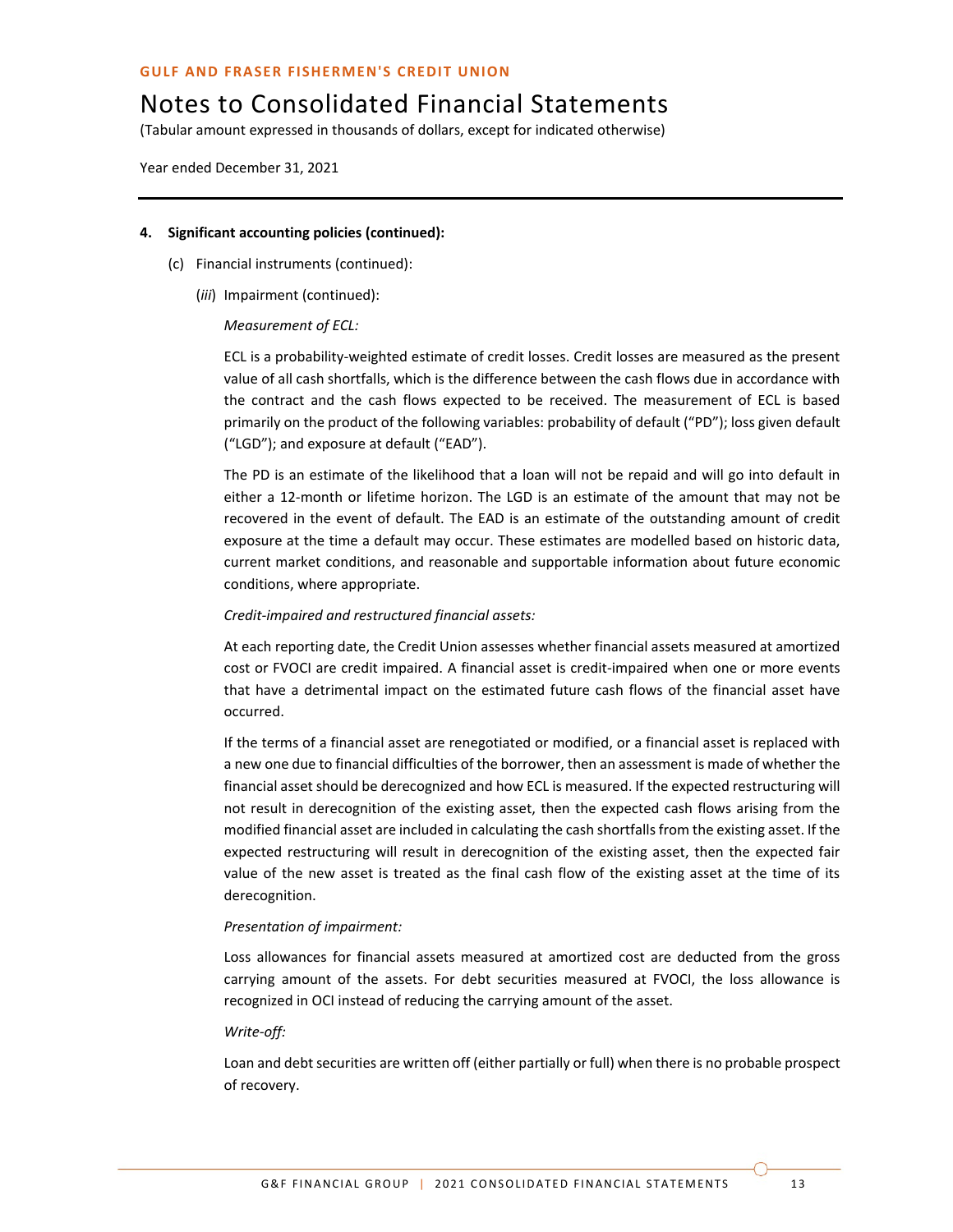**4. Significant accounting policies (continued):**

(c) Financial instruments (continued):

(*iii*) Impairment (continued):

*Measurement of ECL:*

ECL is a probability-weighted estimate of credit losses. Credit losses are measured as the present value of all cash shortfalls, which is the difference between the cash flows due in accordance with the contract and the cash flows expected to be received. The measurement of ECL is based primarily on the product of the following variables: probability of default ("PD"); loss given default ("LGD"); and exposure at default ("EAD").

The PD is an estimate of the likelihood that a loan will not be repaid and will go into default in either a 12-month or lifetime horizon. The LGD is an estimate of the amount that may not be recovered in the event of default. The EAD is an estimate of the outstanding amount of credit exposure at the time a default may occur. These estimates are modelled based on historic data, current market conditions, and reasonable and supportable information about future economic conditions, where appropriate.

*Credit-impaired and restructured financial assets:*

At each reporting date, the Credit Union assesses whether financial assets measured at amortized cost or FVOCI are credit impaired. A financial asset is credit-impaired when one or more events that have a detrimental impact on the estimated future cash flows of the financial asset have occurred.

If the terms of a financial asset are renegotiated or modified, or a financial asset is replaced with a new one due to financial difficulties of the borrower, then an assessment is made of whether the financial asset should be derecognized and how ECL is measured. If the expected restructuring will not result in derecognition of the existing asset, then the expected cash flows arising from the modified financial asset are included in calculating the cash shortfalls from the existing asset. If the expected restructuring will result in derecognition of the existing asset, then the expected fair value of the new asset is treated as the final cash flow of the existing asset at the time of its derecognition.

*Presentation of impairment:*

Loss allowances for financial assets measured at amortized cost are deducted from the gross carrying amount of the assets. For debt securities measured at FVOCI, the loss allowance is recognized in OCI instead of reducing the carrying amount of the asset.

*Write-off:*

Loan and debt securities are written off (either partially or full) when there is no probable prospect of recovery.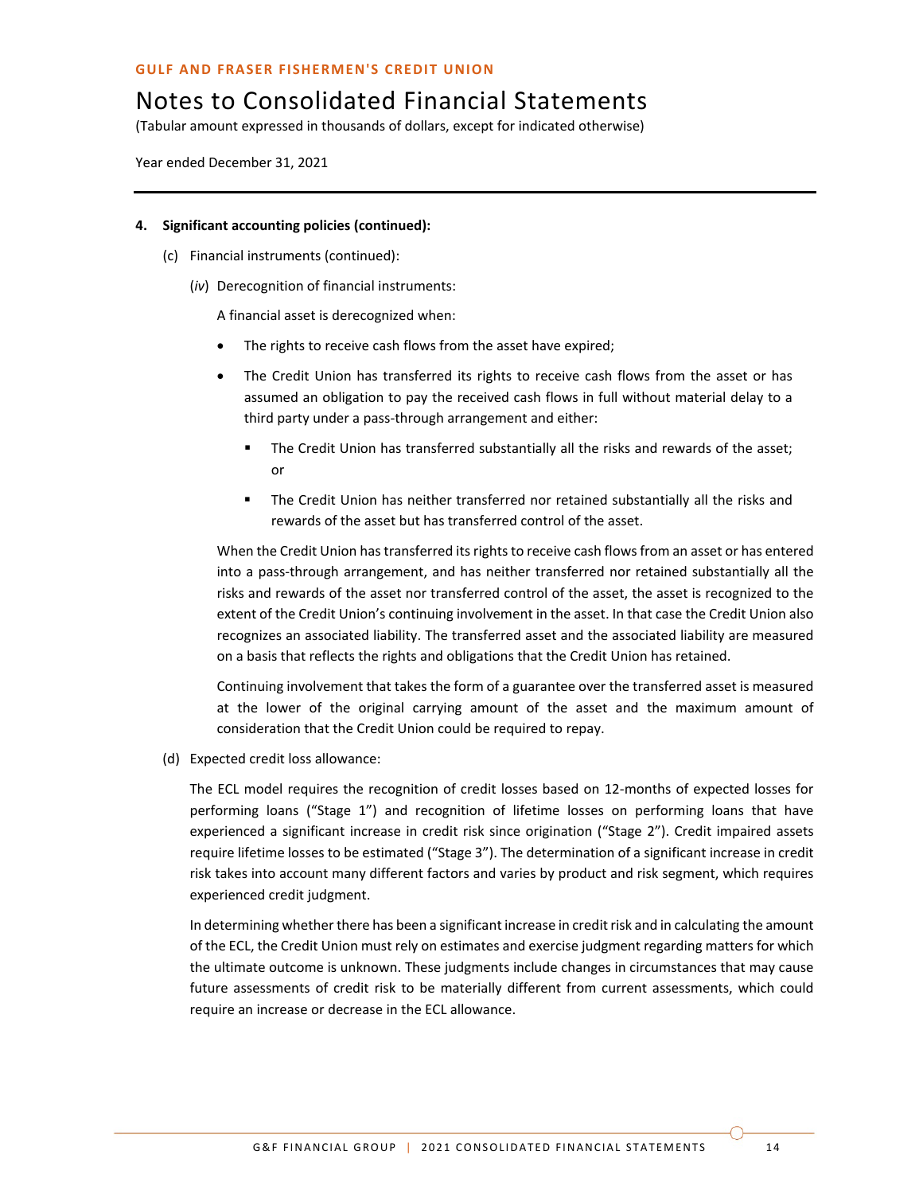## 4. Significant accounting policies (continued):

(c) Financial instruments (continued):

(*iv*) Derecognition of financial instruments:

A financial asset is derecognized when:

- The rights to receive cash flows from the asset have expired;
- The Credit Union has transferred its rights to receive cash flows from the asset or has assumed an obligation to pay the received cash flows in full without material delay to a third party under a pass-through arrangement and either:
  - The Credit Union has transferred substantially all the risks and rewards of the asset; or
  - The Credit Union has neither transferred nor retained substantially all the risks and rewards of the asset but has transferred control of the asset.

When the Credit Union has transferred its rights to receive cash flows from an asset or has entered into a pass-through arrangement, and has neither transferred nor retained substantially all the risks and rewards of the asset nor transferred control of the asset, the asset is recognized to the extent of the Credit Union's continuing involvement in the asset. In that case the Credit Union also recognizes an associated liability. The transferred asset and the associated liability are measured on a basis that reflects the rights and obligations that the Credit Union has retained.

Continuing involvement that takes the form of a guarantee over the transferred asset is measured at the lower of the original carrying amount of the asset and the maximum amount of consideration that the Credit Union could be required to repay.

(d) Expected credit loss allowance:

The ECL model requires the recognition of credit losses based on 12-months of expected losses for performing loans ("Stage 1") and recognition of lifetime losses on performing loans that have experienced a significant increase in credit risk since origination ("Stage 2"). Credit impaired assets require lifetime losses to be estimated ("Stage 3"). The determination of a significant increase in credit risk takes into account many different factors and varies by product and risk segment, which requires experienced credit judgment.

In determining whether there has been a significant increase in credit risk and in calculating the amount of the ECL, the Credit Union must rely on estimates and exercise judgment regarding matters for which the ultimate outcome is unknown. These judgments include changes in circumstances that may cause future assessments of credit risk to be materially different from current assessments, which could require an increase or decrease in the ECL allowance.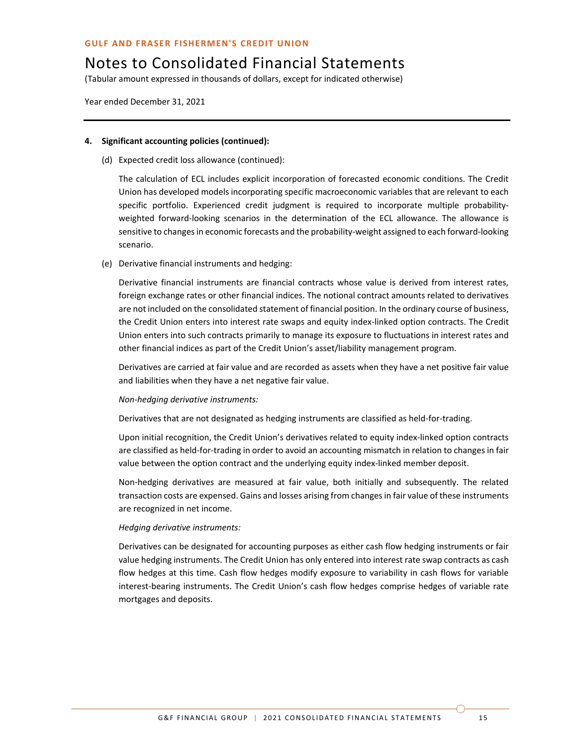**4. Significant accounting policies (continued):**

(d) Expected credit loss allowance (continued):

The calculation of ECL includes explicit incorporation of forecasted economic conditions. The Credit Union has developed models incorporating specific macroeconomic variables that are relevant to each specific portfolio. Experienced credit judgment is required to incorporate multiple probability-weighted forward-looking scenarios in the determination of the ECL allowance. The allowance is sensitive to changes in economic forecasts and the probability-weight assigned to each forward-looking scenario.

(e) Derivative financial instruments and hedging:

Derivative financial instruments are financial contracts whose value is derived from interest rates, foreign exchange rates or other financial indices. The notional contract amounts related to derivatives are not included on the consolidated statement of financial position. In the ordinary course of business, the Credit Union enters into interest rate swaps and equity index-linked option contracts. The Credit Union enters into such contracts primarily to manage its exposure to fluctuations in interest rates and other financial indices as part of the Credit Union's asset/liability management program.

Derivatives are carried at fair value and are recorded as assets when they have a net positive fair value and liabilities when they have a net negative fair value.

*Non-hedging derivative instruments:*

Derivatives that are not designated as hedging instruments are classified as held-for-trading.

Upon initial recognition, the Credit Union's derivatives related to equity index-linked option contracts are classified as held-for-trading in order to avoid an accounting mismatch in relation to changes in fair value between the option contract and the underlying equity index-linked member deposit.

Non-hedging derivatives are measured at fair value, both initially and subsequently. The related transaction costs are expensed. Gains and losses arising from changes in fair value of these instruments are recognized in net income.

*Hedging derivative instruments:*

Derivatives can be designated for accounting purposes as either cash flow hedging instruments or fair value hedging instruments. The Credit Union has only entered into interest rate swap contracts as cash flow hedges at this time. Cash flow hedges modify exposure to variability in cash flows for variable interest-bearing instruments. The Credit Union's cash flow hedges comprise hedges of variable rate mortgages and deposits.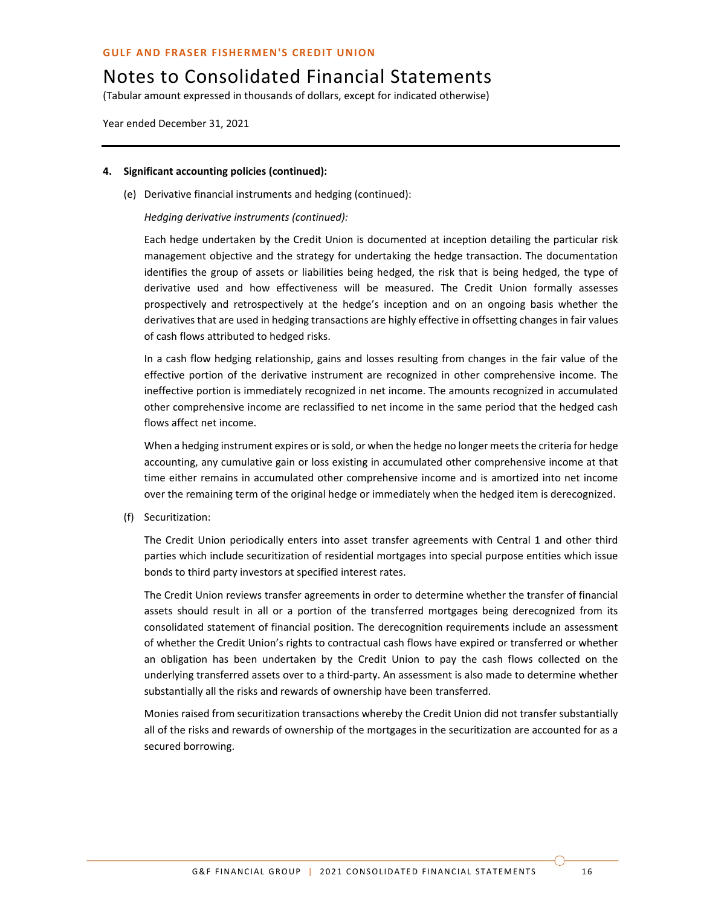**4. Significant accounting policies (continued):**

(e) Derivative financial instruments and hedging (continued):

*Hedging derivative instruments (continued):*

Each hedge undertaken by the Credit Union is documented at inception detailing the particular risk management objective and the strategy for undertaking the hedge transaction. The documentation identifies the group of assets or liabilities being hedged, the risk that is being hedged, the type of derivative used and how effectiveness will be measured. The Credit Union formally assesses prospectively and retrospectively at the hedge's inception and on an ongoing basis whether the derivatives that are used in hedging transactions are highly effective in offsetting changes in fair values of cash flows attributed to hedged risks.

In a cash flow hedging relationship, gains and losses resulting from changes in the fair value of the effective portion of the derivative instrument are recognized in other comprehensive income. The ineffective portion is immediately recognized in net income. The amounts recognized in accumulated other comprehensive income are reclassified to net income in the same period that the hedged cash flows affect net income.

When a hedging instrument expires or is sold, or when the hedge no longer meets the criteria for hedge accounting, any cumulative gain or loss existing in accumulated other comprehensive income at that time either remains in accumulated other comprehensive income and is amortized into net income over the remaining term of the original hedge or immediately when the hedged item is derecognized.

(f) Securitization:

The Credit Union periodically enters into asset transfer agreements with Central 1 and other third parties which include securitization of residential mortgages into special purpose entities which issue bonds to third party investors at specified interest rates.

The Credit Union reviews transfer agreements in order to determine whether the transfer of financial assets should result in all or a portion of the transferred mortgages being derecognized from its consolidated statement of financial position. The derecognition requirements include an assessment of whether the Credit Union's rights to contractual cash flows have expired or transferred or whether an obligation has been undertaken by the Credit Union to pay the cash flows collected on the underlying transferred assets over to a third-party. An assessment is also made to determine whether substantially all the risks and rewards of ownership have been transferred.

Monies raised from securitization transactions whereby the Credit Union did not transfer substantially all of the risks and rewards of ownership of the mortgages in the securitization are accounted for as a secured borrowing.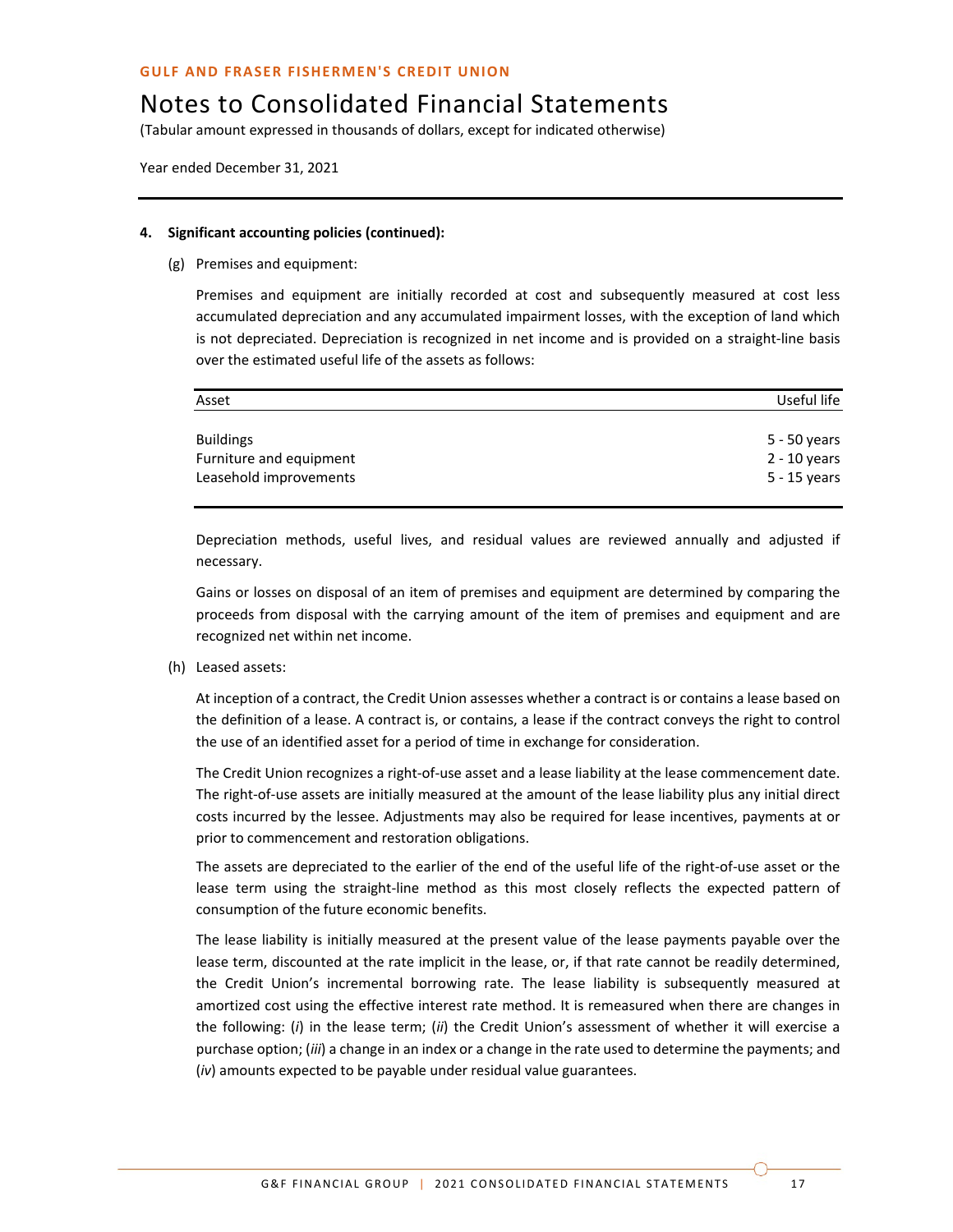**4. Significant accounting policies (continued):**

(g) Premises and equipment:

Premises and equipment are initially recorded at cost and subsequently measured at cost less accumulated depreciation and any accumulated impairment losses, with the exception of land which is not depreciated. Depreciation is recognized in net income and is provided on a straight-line basis over the estimated useful life of the assets as follows:

| Asset | Useful life |
|---|---|
| Buildings | 5 - 50 years |
| Furniture and equipment | 2 - 10 years |
| Leasehold improvements | 5 - 15 years |

Depreciation methods, useful lives, and residual values are reviewed annually and adjusted if necessary.

Gains or losses on disposal of an item of premises and equipment are determined by comparing the proceeds from disposal with the carrying amount of the item of premises and equipment and are recognized net within net income.

(h) Leased assets:

At inception of a contract, the Credit Union assesses whether a contract is or contains a lease based on the definition of a lease. A contract is, or contains, a lease if the contract conveys the right to control the use of an identified asset for a period of time in exchange for consideration.

The Credit Union recognizes a right-of-use asset and a lease liability at the lease commencement date. The right-of-use assets are initially measured at the amount of the lease liability plus any initial direct costs incurred by the lessee. Adjustments may also be required for lease incentives, payments at or prior to commencement and restoration obligations.

The assets are depreciated to the earlier of the end of the useful life of the right-of-use asset or the lease term using the straight-line method as this most closely reflects the expected pattern of consumption of the future economic benefits.

The lease liability is initially measured at the present value of the lease payments payable over the lease term, discounted at the rate implicit in the lease, or, if that rate cannot be readily determined, the Credit Union's incremental borrowing rate. The lease liability is subsequently measured at amortized cost using the effective interest rate method. It is remeasured when there are changes in the following: (*i*) in the lease term; (*ii*) the Credit Union's assessment of whether it will exercise a purchase option; (*iii*) a change in an index or a change in the rate used to determine the payments; and (*iv*) amounts expected to be payable under residual value guarantees.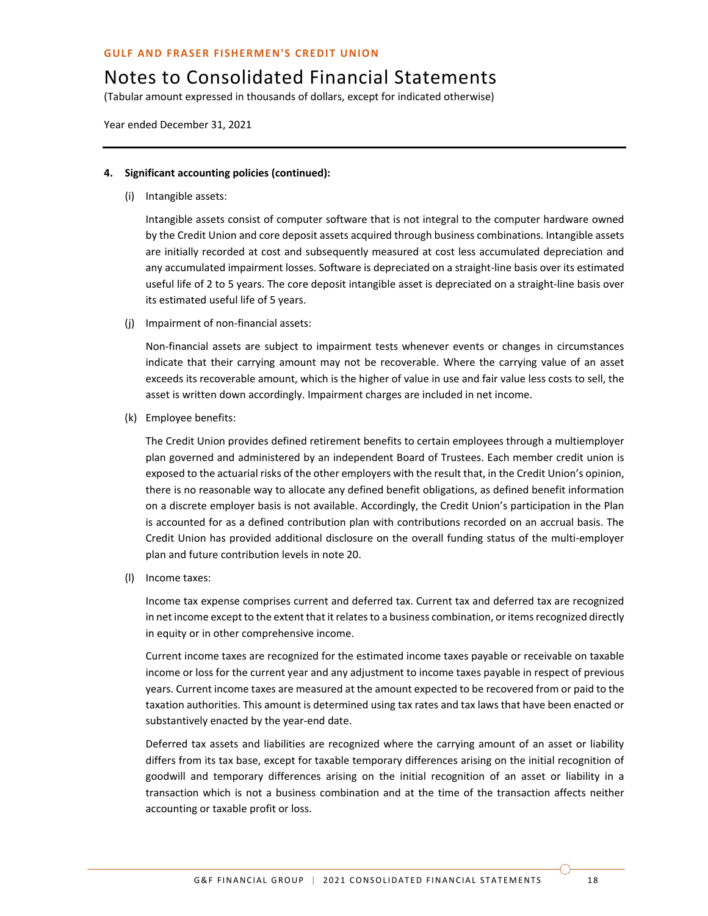**4. Significant accounting policies (continued):**

(i) Intangible assets:

Intangible assets consist of computer software that is not integral to the computer hardware owned by the Credit Union and core deposit assets acquired through business combinations. Intangible assets are initially recorded at cost and subsequently measured at cost less accumulated depreciation and any accumulated impairment losses. Software is depreciated on a straight-line basis over its estimated useful life of 2 to 5 years. The core deposit intangible asset is depreciated on a straight-line basis over its estimated useful life of 5 years.

(j) Impairment of non-financial assets:

Non-financial assets are subject to impairment tests whenever events or changes in circumstances indicate that their carrying amount may not be recoverable. Where the carrying value of an asset exceeds its recoverable amount, which is the higher of value in use and fair value less costs to sell, the asset is written down accordingly. Impairment charges are included in net income.

(k) Employee benefits:

The Credit Union provides defined retirement benefits to certain employees through a multiemployer plan governed and administered by an independent Board of Trustees. Each member credit union is exposed to the actuarial risks of the other employers with the result that, in the Credit Union's opinion, there is no reasonable way to allocate any defined benefit obligations, as defined benefit information on a discrete employer basis is not available. Accordingly, the Credit Union's participation in the Plan is accounted for as a defined contribution plan with contributions recorded on an accrual basis. The Credit Union has provided additional disclosure on the overall funding status of the multi-employer plan and future contribution levels in note 20.

(l) Income taxes:

Income tax expense comprises current and deferred tax. Current tax and deferred tax are recognized in net income except to the extent that it relates to a business combination, or items recognized directly in equity or in other comprehensive income.

Current income taxes are recognized for the estimated income taxes payable or receivable on taxable income or loss for the current year and any adjustment to income taxes payable in respect of previous years. Current income taxes are measured at the amount expected to be recovered from or paid to the taxation authorities. This amount is determined using tax rates and tax laws that have been enacted or substantively enacted by the year-end date.

Deferred tax assets and liabilities are recognized where the carrying amount of an asset or liability differs from its tax base, except for taxable temporary differences arising on the initial recognition of goodwill and temporary differences arising on the initial recognition of an asset or liability in a transaction which is not a business combination and at the time of the transaction affects neither accounting or taxable profit or loss.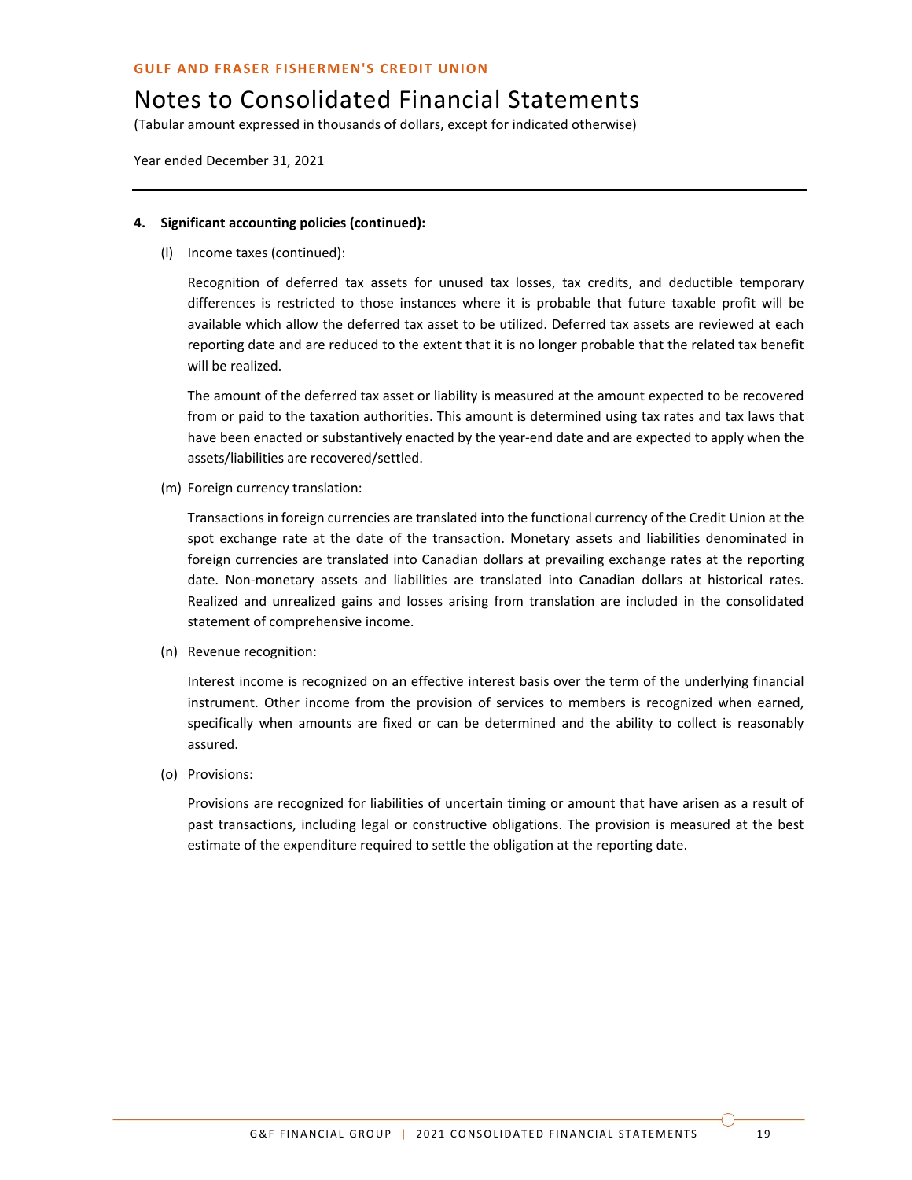**GULF AND FRASER FISHERMEN'S CREDIT UNION**

# Notes to Consolidated Financial Statements

(Tabular amount expressed in thousands of dollars, except for indicated otherwise)

Year ended December 31, 2021

**4. Significant accounting policies (continued):**

(l) Income taxes (continued):

Recognition of deferred tax assets for unused tax losses, tax credits, and deductible temporary differences is restricted to those instances where it is probable that future taxable profit will be available which allow the deferred tax asset to be utilized. Deferred tax assets are reviewed at each reporting date and are reduced to the extent that it is no longer probable that the related tax benefit will be realized.

The amount of the deferred tax asset or liability is measured at the amount expected to be recovered from or paid to the taxation authorities. This amount is determined using tax rates and tax laws that have been enacted or substantively enacted by the year-end date and are expected to apply when the assets/liabilities are recovered/settled.

(m) Foreign currency translation:

Transactions in foreign currencies are translated into the functional currency of the Credit Union at the spot exchange rate at the date of the transaction. Monetary assets and liabilities denominated in foreign currencies are translated into Canadian dollars at prevailing exchange rates at the reporting date. Non-monetary assets and liabilities are translated into Canadian dollars at historical rates. Realized and unrealized gains and losses arising from translation are included in the consolidated statement of comprehensive income.

(n) Revenue recognition:

Interest income is recognized on an effective interest basis over the term of the underlying financial instrument. Other income from the provision of services to members is recognized when earned, specifically when amounts are fixed or can be determined and the ability to collect is reasonably assured.

(o) Provisions:

Provisions are recognized for liabilities of uncertain timing or amount that have arisen as a result of past transactions, including legal or constructive obligations. The provision is measured at the best estimate of the expenditure required to settle the obligation at the reporting date.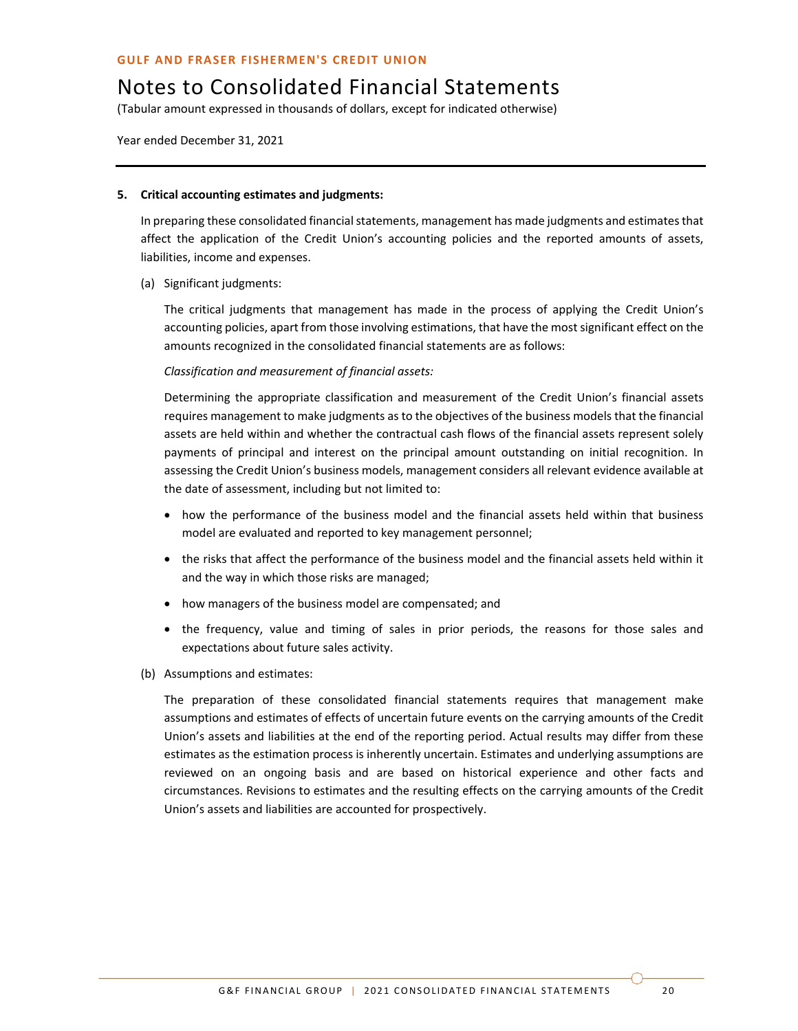## 5. Critical accounting estimates and judgments:

In preparing these consolidated financial statements, management has made judgments and estimates that affect the application of the Credit Union's accounting policies and the reported amounts of assets, liabilities, income and expenses.

(a) Significant judgments:

The critical judgments that management has made in the process of applying the Credit Union's accounting policies, apart from those involving estimations, that have the most significant effect on the amounts recognized in the consolidated financial statements are as follows:

*Classification and measurement of financial assets:*

Determining the appropriate classification and measurement of the Credit Union's financial assets requires management to make judgments as to the objectives of the business models that the financial assets are held within and whether the contractual cash flows of the financial assets represent solely payments of principal and interest on the principal amount outstanding on initial recognition. In assessing the Credit Union's business models, management considers all relevant evidence available at the date of assessment, including but not limited to:

- how the performance of the business model and the financial assets held within that business model are evaluated and reported to key management personnel;
- the risks that affect the performance of the business model and the financial assets held within it and the way in which those risks are managed;
- how managers of the business model are compensated; and
- the frequency, value and timing of sales in prior periods, the reasons for those sales and expectations about future sales activity.

(b) Assumptions and estimates:

The preparation of these consolidated financial statements requires that management make assumptions and estimates of effects of uncertain future events on the carrying amounts of the Credit Union's assets and liabilities at the end of the reporting period. Actual results may differ from these estimates as the estimation process is inherently uncertain. Estimates and underlying assumptions are reviewed on an ongoing basis and are based on historical experience and other facts and circumstances. Revisions to estimates and the resulting effects on the carrying amounts of the Credit Union's assets and liabilities are accounted for prospectively.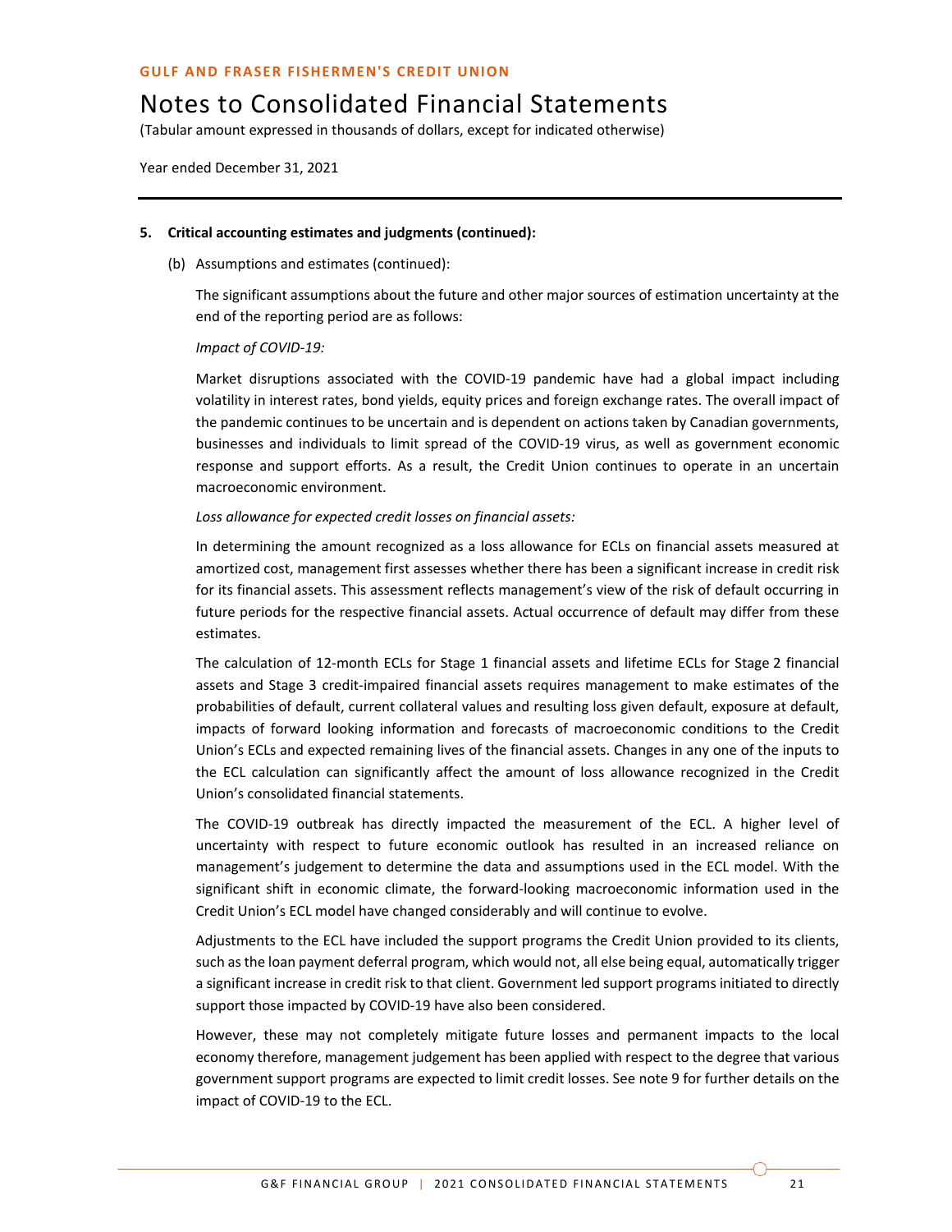**5. Critical accounting estimates and judgments (continued):**

(b) Assumptions and estimates (continued):

The significant assumptions about the future and other major sources of estimation uncertainty at the end of the reporting period are as follows:

*Impact of COVID-19:*

Market disruptions associated with the COVID-19 pandemic have had a global impact including volatility in interest rates, bond yields, equity prices and foreign exchange rates. The overall impact of the pandemic continues to be uncertain and is dependent on actions taken by Canadian governments, businesses and individuals to limit spread of the COVID-19 virus, as well as government economic response and support efforts. As a result, the Credit Union continues to operate in an uncertain macroeconomic environment.

*Loss allowance for expected credit losses on financial assets:*

In determining the amount recognized as a loss allowance for ECLs on financial assets measured at amortized cost, management first assesses whether there has been a significant increase in credit risk for its financial assets. This assessment reflects management's view of the risk of default occurring in future periods for the respective financial assets. Actual occurrence of default may differ from these estimates.

The calculation of 12-month ECLs for Stage 1 financial assets and lifetime ECLs for Stage 2 financial assets and Stage 3 credit-impaired financial assets requires management to make estimates of the probabilities of default, current collateral values and resulting loss given default, exposure at default, impacts of forward looking information and forecasts of macroeconomic conditions to the Credit Union's ECLs and expected remaining lives of the financial assets. Changes in any one of the inputs to the ECL calculation can significantly affect the amount of loss allowance recognized in the Credit Union's consolidated financial statements.

The COVID-19 outbreak has directly impacted the measurement of the ECL. A higher level of uncertainty with respect to future economic outlook has resulted in an increased reliance on management's judgement to determine the data and assumptions used in the ECL model. With the significant shift in economic climate, the forward-looking macroeconomic information used in the Credit Union's ECL model have changed considerably and will continue to evolve.

Adjustments to the ECL have included the support programs the Credit Union provided to its clients, such as the loan payment deferral program, which would not, all else being equal, automatically trigger a significant increase in credit risk to that client. Government led support programs initiated to directly support those impacted by COVID-19 have also been considered.

However, these may not completely mitigate future losses and permanent impacts to the local economy therefore, management judgement has been applied with respect to the degree that various government support programs are expected to limit credit losses. See note 9 for further details on the impact of COVID-19 to the ECL.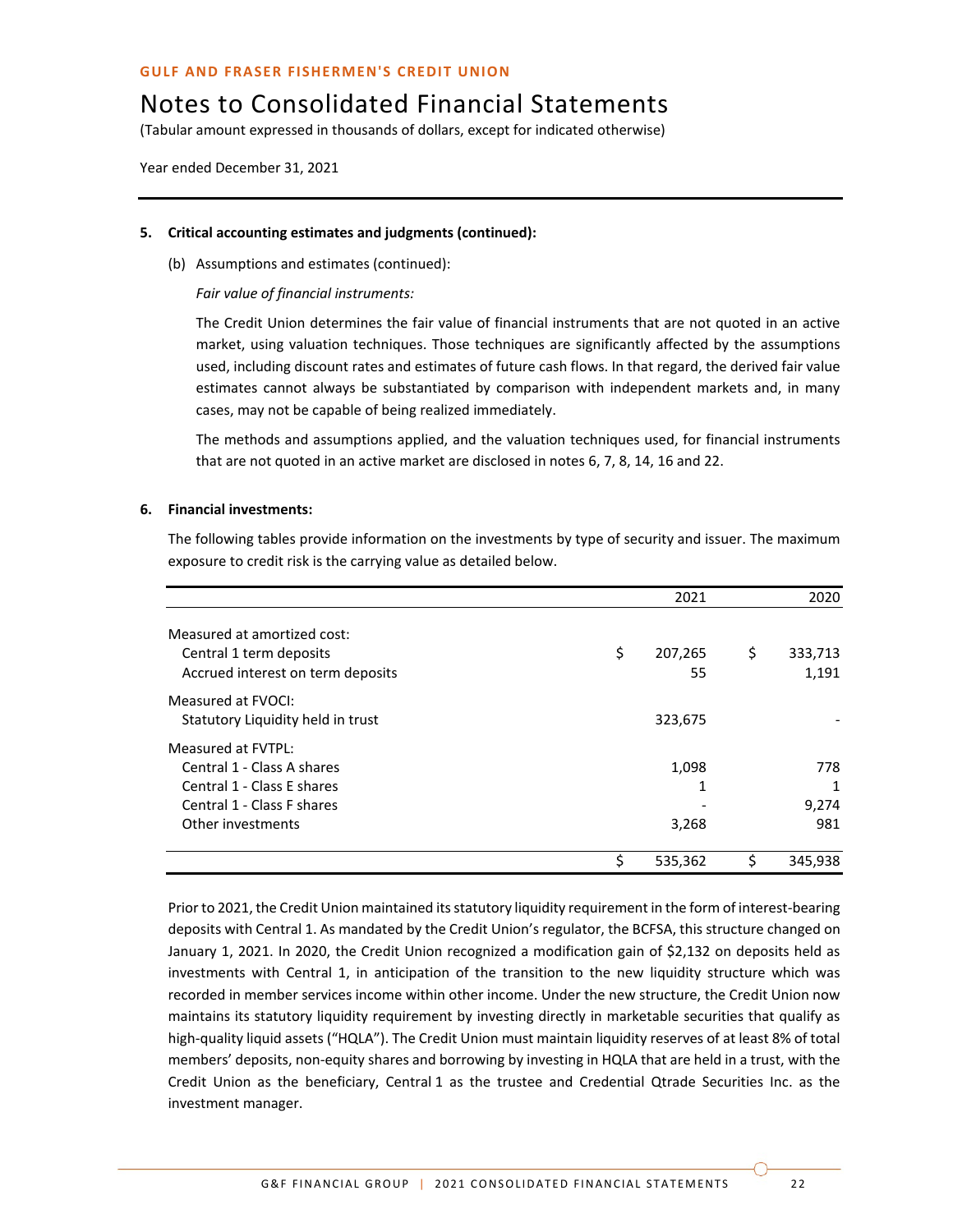GULF AND FRASER FISHERMEN'S CREDIT UNION

# Notes to Consolidated Financial Statements

(Tabular amount expressed in thousands of dollars, except for indicated otherwise)

Year ended December 31, 2021

**5. Critical accounting estimates and judgments (continued):**

(b) Assumptions and estimates (continued):

*Fair value of financial instruments:*

The Credit Union determines the fair value of financial instruments that are not quoted in an active market, using valuation techniques. Those techniques are significantly affected by the assumptions used, including discount rates and estimates of future cash flows. In that regard, the derived fair value estimates cannot always be substantiated by comparison with independent markets and, in many cases, may not be capable of being realized immediately.

The methods and assumptions applied, and the valuation techniques used, for financial instruments that are not quoted in an active market are disclosed in notes 6, 7, 8, 14, 16 and 22.

**6. Financial investments:**

The following tables provide information on the investments by type of security and issuer. The maximum exposure to credit risk is the carrying value as detailed below.

| | 2021 | 2020 |
|---|---:|---:|
| Measured at amortized cost: | | |
| Central 1 term deposits | $ 207,265 | $ 333,713 |
| Accrued interest on term deposits | 55 | 1,191 |
| Measured at FVOCI: | | |
| Statutory Liquidity held in trust | 323,675 | - |
| Measured at FVTPL: | | |
| Central 1 - Class A shares | 1,098 | 778 |
| Central 1 - Class E shares | 1 | 1 |
| Central 1 - Class F shares | - | 9,274 |
| Other investments | 3,268 | 981 |
| | $ 535,362 | $ 345,938 |

Prior to 2021, the Credit Union maintained its statutory liquidity requirement in the form of interest-bearing deposits with Central 1. As mandated by the Credit Union's regulator, the BCFSA, this structure changed on January 1, 2021. In 2020, the Credit Union recognized a modification gain of $2,132 on deposits held as investments with Central 1, in anticipation of the transition to the new liquidity structure which was recorded in member services income within other income. Under the new structure, the Credit Union now maintains its statutory liquidity requirement by investing directly in marketable securities that qualify as high-quality liquid assets ("HQLA"). The Credit Union must maintain liquidity reserves of at least 8% of total members' deposits, non-equity shares and borrowing by investing in HQLA that are held in a trust, with the Credit Union as the beneficiary, Central 1 as the trustee and Credential Qtrade Securities Inc. as the investment manager.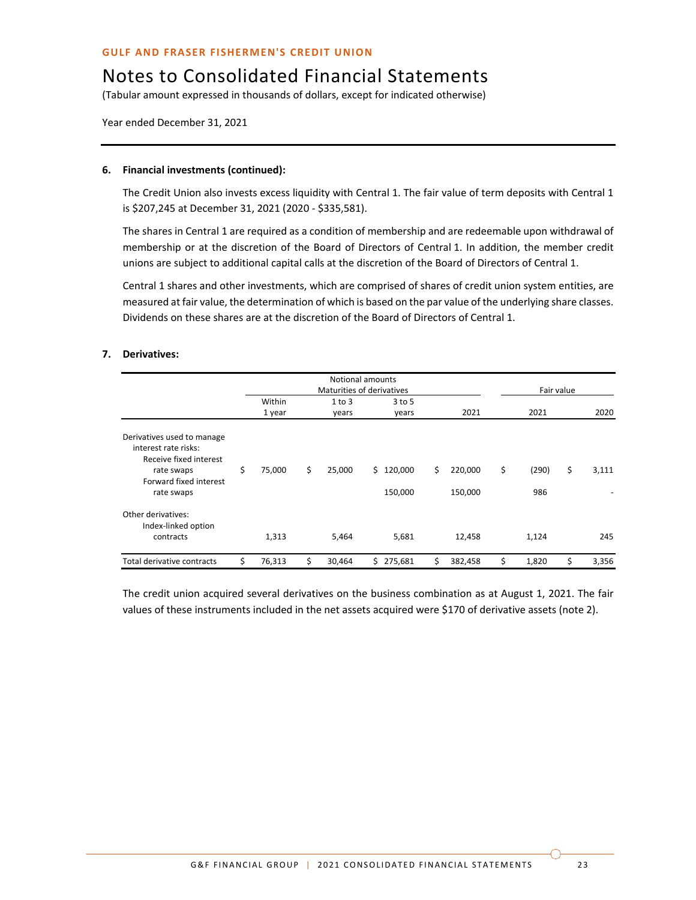**GULF AND FRASER FISHERMEN'S CREDIT UNION**

# Notes to Consolidated Financial Statements

(Tabular amount expressed in thousands of dollars, except for indicated otherwise)

Year ended December 31, 2021

**6. Financial investments (continued):**

The Credit Union also invests excess liquidity with Central 1. The fair value of term deposits with Central 1 is $207,245 at December 31, 2021 (2020 - $335,581).

The shares in Central 1 are required as a condition of membership and are redeemable upon withdrawal of membership or at the discretion of the Board of Directors of Central 1. In addition, the member credit unions are subject to additional capital calls at the discretion of the Board of Directors of Central 1.

Central 1 shares and other investments, which are comprised of shares of credit union system entities, are measured at fair value, the determination of which is based on the par value of the underlying share classes. Dividends on these shares are at the discretion of the Board of Directors of Central 1.

**7. Derivatives:**

| | Notional amounts Maturities of derivatives | | | | Fair value | |
|---|---|---|---|---|---|---|
| | Within 1 year | 1 to 3 years | 3 to 5 years | 2021 | 2021 | 2020 |
| Derivatives used to manage interest rate risks: | | | | | | |
| Receive fixed interest rate swaps | $ 75,000 | $ 25,000 | $ 120,000 | $ 220,000 | $ (290) | $ 3,111 |
| Forward fixed interest rate swaps | | | 150,000 | 150,000 | 986 | - |
| Other derivatives: | | | | | | |
| Index-linked option contracts | 1,313 | 5,464 | 5,681 | 12,458 | 1,124 | 245 |
| Total derivative contracts | $ 76,313 | $ 30,464 | $ 275,681 | $ 382,458 | $ 1,820 | $ 3,356 |

The credit union acquired several derivatives on the business combination as at August 1, 2021. The fair values of these instruments included in the net assets acquired were $170 of derivative assets (note 2).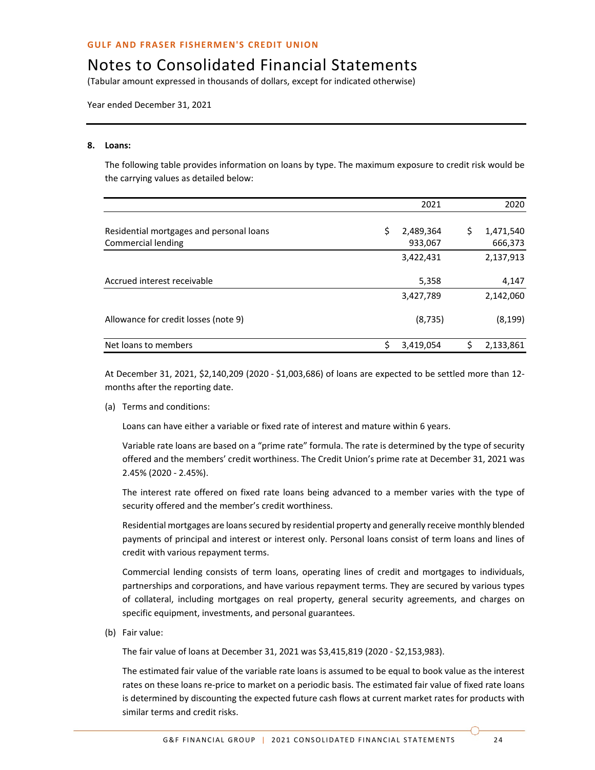GULF AND FRASER FISHERMEN'S CREDIT UNION

# Notes to Consolidated Financial Statements

(Tabular amount expressed in thousands of dollars, except for indicated otherwise)

Year ended December 31, 2021

**8. Loans:**

The following table provides information on loans by type. The maximum exposure to credit risk would be the carrying values as detailed below:

| | 2021 | 2020 |
|---|---|---|
| Residential mortgages and personal loans | $ 2,489,364 | $ 1,471,540 |
| Commercial lending | 933,067 | 666,373 |
| | 3,422,431 | 2,137,913 |
| Accrued interest receivable | 5,358 | 4,147 |
| | 3,427,789 | 2,142,060 |
| Allowance for credit losses (note 9) | (8,735) | (8,199) |
| Net loans to members | $ 3,419,054 | $ 2,133,861 |

At December 31, 2021, $2,140,209 (2020 - $1,003,686) of loans are expected to be settled more than 12-months after the reporting date.

(a) Terms and conditions:

Loans can have either a variable or fixed rate of interest and mature within 6 years.

Variable rate loans are based on a “prime rate” formula. The rate is determined by the type of security offered and the members’ credit worthiness. The Credit Union’s prime rate at December 31, 2021 was 2.45% (2020 - 2.45%).

The interest rate offered on fixed rate loans being advanced to a member varies with the type of security offered and the member’s credit worthiness.

Residential mortgages are loans secured by residential property and generally receive monthly blended payments of principal and interest or interest only. Personal loans consist of term loans and lines of credit with various repayment terms.

Commercial lending consists of term loans, operating lines of credit and mortgages to individuals, partnerships and corporations, and have various repayment terms. They are secured by various types of collateral, including mortgages on real property, general security agreements, and charges on specific equipment, investments, and personal guarantees.

(b) Fair value:

The fair value of loans at December 31, 2021 was $3,415,819 (2020 - $2,153,983).

The estimated fair value of the variable rate loans is assumed to be equal to book value as the interest rates on these loans re-price to market on a periodic basis. The estimated fair value of fixed rate loans is determined by discounting the expected future cash flows at current market rates for products with similar terms and credit risks.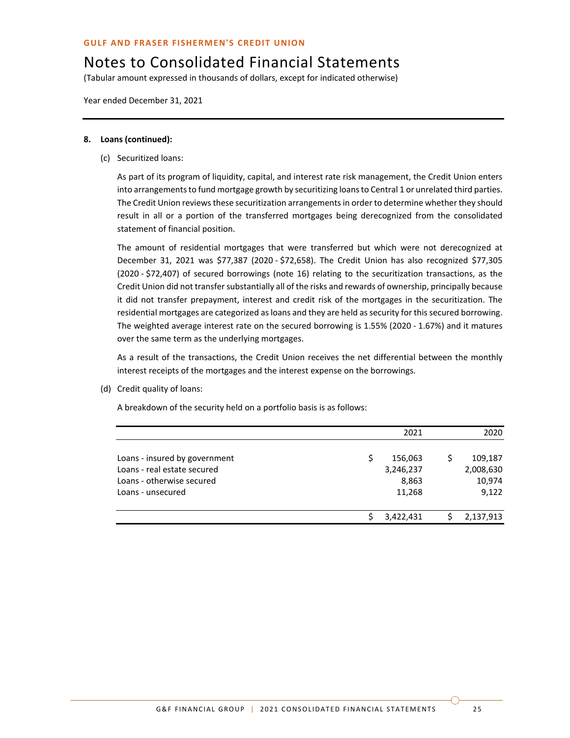GULF AND FRASER FISHERMEN'S CREDIT UNION

# Notes to Consolidated Financial Statements

(Tabular amount expressed in thousands of dollars, except for indicated otherwise)

Year ended December 31, 2021

**8. Loans (continued):**

(c) Securitized loans:

As part of its program of liquidity, capital, and interest rate risk management, the Credit Union enters into arrangements to fund mortgage growth by securitizing loans to Central 1 or unrelated third parties. The Credit Union reviews these securitization arrangements in order to determine whether they should result in all or a portion of the transferred mortgages being derecognized from the consolidated statement of financial position.

The amount of residential mortgages that were transferred but which were not derecognized at December 31, 2021 was $77,387 (2020 - $72,658). The Credit Union has also recognized $77,305 (2020 - $72,407) of secured borrowings (note 16) relating to the securitization transactions, as the Credit Union did not transfer substantially all of the risks and rewards of ownership, principally because it did not transfer prepayment, interest and credit risk of the mortgages in the securitization. The residential mortgages are categorized as loans and they are held as security for this secured borrowing. The weighted average interest rate on the secured borrowing is 1.55% (2020 - 1.67%) and it matures over the same term as the underlying mortgages.

As a result of the transactions, the Credit Union receives the net differential between the monthly interest receipts of the mortgages and the interest expense on the borrowings.

(d) Credit quality of loans:

A breakdown of the security held on a portfolio basis is as follows:

| | 2021 | 2020 |
|---|---|---|
| Loans - insured by government | $ 156,063 | $ 109,187 |
| Loans - real estate secured | 3,246,237 | 2,008,630 |
| Loans - otherwise secured | 8,863 | 10,974 |
| Loans - unsecured | 11,268 | 9,122 |
| | $ 3,422,431 | $ 2,137,913 |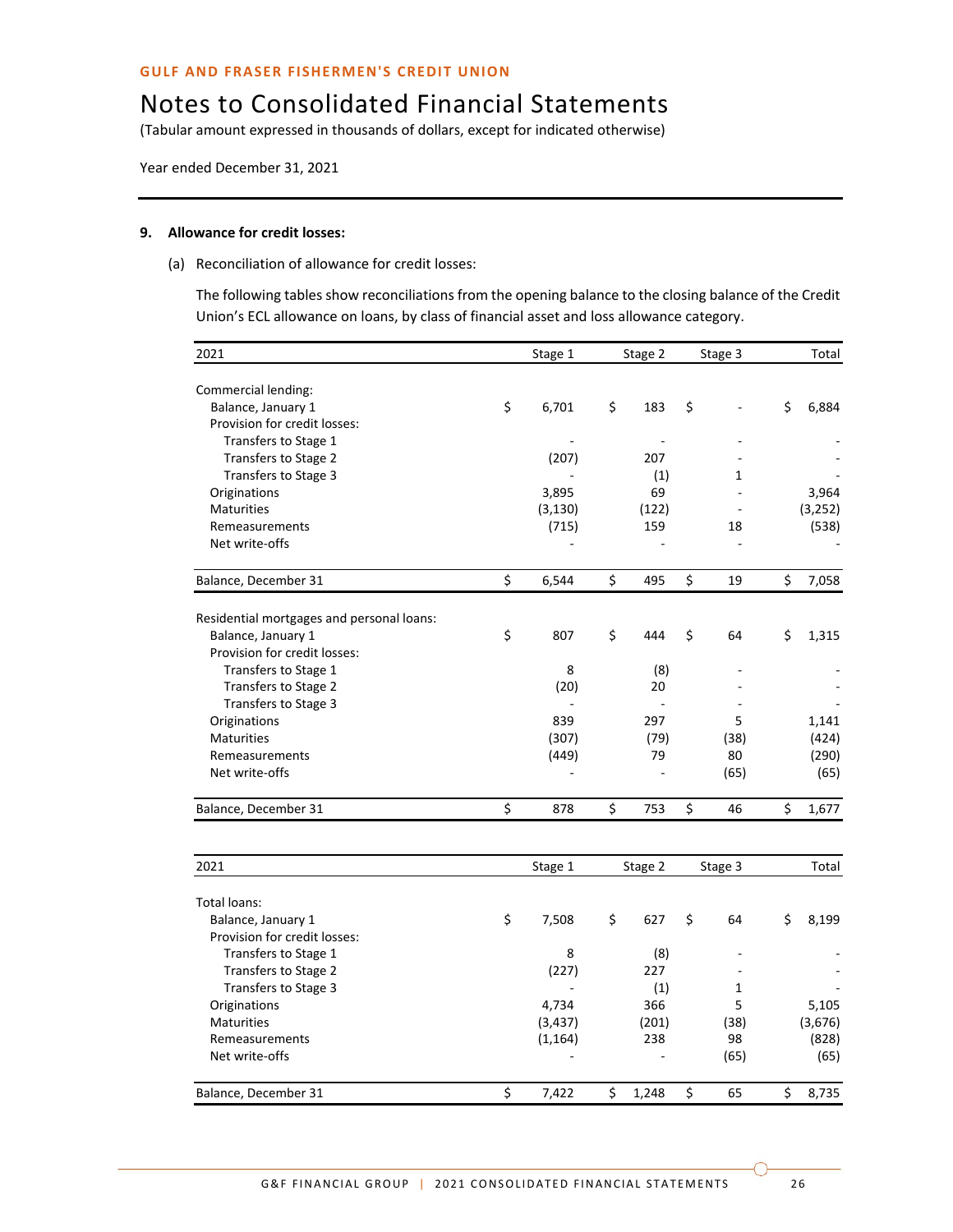GULF AND FRASER FISHERMEN'S CREDIT UNION

# Notes to Consolidated Financial Statements

(Tabular amount expressed in thousands of dollars, except for indicated otherwise)

Year ended December 31, 2021

## 9. Allowance for credit losses:

(a) Reconciliation of allowance for credit losses:

The following tables show reconciliations from the opening balance to the closing balance of the Credit Union's ECL allowance on loans, by class of financial asset and loss allowance category.

| 2021 | Stage 1 | Stage 2 | Stage 3 | Total |
|---|---|---|---|---|
| Commercial lending: | | | | |
| Balance, January 1 | $ 6,701 | $ 183 | $ - | $ 6,884 |
| Provision for credit losses: | | | | |
| Transfers to Stage 1 | - | - | - | - |
| Transfers to Stage 2 | (207) | 207 | - | - |
| Transfers to Stage 3 | - | (1) | 1 | - |
| Originations | 3,895 | 69 | - | 3,964 |
| Maturities | (3,130) | (122) | - | (3,252) |
| Remeasurements | (715) | 159 | 18 | (538) |
| Net write-offs | - | - | - | - |
| Balance, December 31 | $ 6,544 | $ 495 | $ 19 | $ 7,058 |
| Residential mortgages and personal loans: | | | | |
| Balance, January 1 | $ 807 | $ 444 | $ 64 | $ 1,315 |
| Provision for credit losses: | | | | |
| Transfers to Stage 1 | 8 | (8) | - | - |
| Transfers to Stage 2 | (20) | 20 | - | - |
| Transfers to Stage 3 | - | - | - | - |
| Originations | 839 | 297 | 5 | 1,141 |
| Maturities | (307) | (79) | (38) | (424) |
| Remeasurements | (449) | 79 | 80 | (290) |
| Net write-offs | - | - | (65) | (65) |
| Balance, December 31 | $ 878 | $ 753 | $ 46 | $ 1,677 |

| 2021 | Stage 1 | Stage 2 | Stage 3 | Total |
|---|---|---|---|---|
| Total loans: | | | | |
| Balance, January 1 | $ 7,508 | $ 627 | $ 64 | $ 8,199 |
| Provision for credit losses: | | | | |
| Transfers to Stage 1 | 8 | (8) | - | - |
| Transfers to Stage 2 | (227) | 227 | - | - |
| Transfers to Stage 3 | - | (1) | 1 | - |
| Originations | 4,734 | 366 | 5 | 5,105 |
| Maturities | (3,437) | (201) | (38) | (3,676) |
| Remeasurements | (1,164) | 238 | 98 | (828) |
| Net write-offs | - | - | (65) | (65) |
| Balance, December 31 | $ 7,422 | $ 1,248 | $ 65 | $ 8,735 |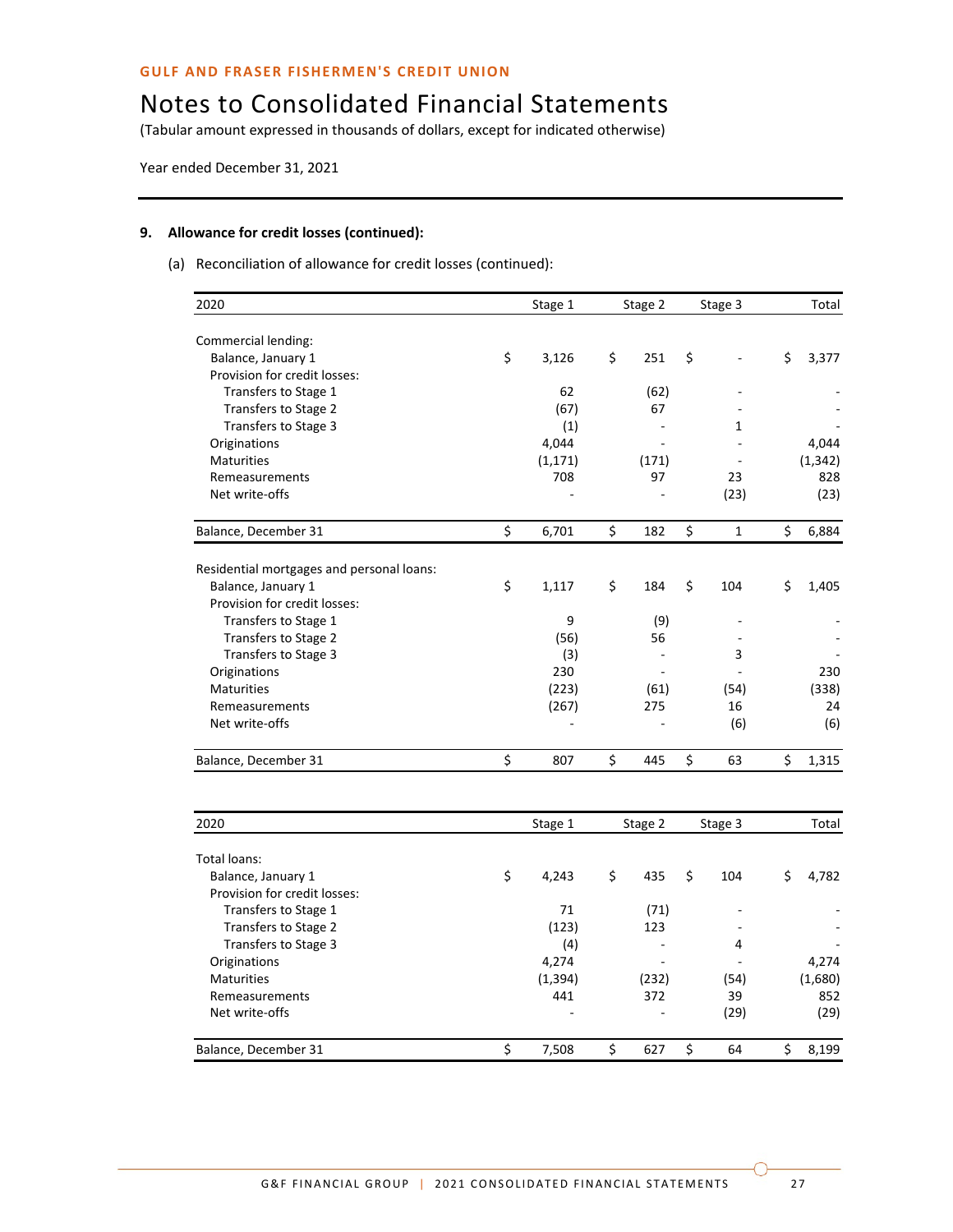GULF AND FRASER FISHERMEN'S CREDIT UNION

# Notes to Consolidated Financial Statements

(Tabular amount expressed in thousands of dollars, except for indicated otherwise)

Year ended December 31, 2021

## 9. Allowance for credit losses (continued):

(a) Reconciliation of allowance for credit losses (continued):

| 2020 | Stage 1 | Stage 2 | Stage 3 | Total |
|---|---|---|---|---|
| Commercial lending: | | | | |
| Balance, January 1 | $ 3,126 | $ 251 | $ - | $ 3,377 |
| Provision for credit losses: | | | | |
| Transfers to Stage 1 | 62 | (62) | - | - |
| Transfers to Stage 2 | (67) | 67 | - | - |
| Transfers to Stage 3 | (1) | - | 1 | - |
| Originations | 4,044 | - | - | 4,044 |
| Maturities | (1,171) | (171) | - | (1,342) |
| Remeasurements | 708 | 97 | 23 | 828 |
| Net write-offs | - | - | (23) | (23) |
| Balance, December 31 | $ 6,701 | $ 182 | $ 1 | $ 6,884 |
| Residential mortgages and personal loans: | | | | |
| Balance, January 1 | $ 1,117 | $ 184 | $ 104 | $ 1,405 |
| Provision for credit losses: | | | | |
| Transfers to Stage 1 | 9 | (9) | - | - |
| Transfers to Stage 2 | (56) | 56 | - | - |
| Transfers to Stage 3 | (3) | - | 3 | - |
| Originations | 230 | - | - | 230 |
| Maturities | (223) | (61) | (54) | (338) |
| Remeasurements | (267) | 275 | 16 | 24 |
| Net write-offs | - | - | (6) | (6) |
| Balance, December 31 | $ 807 | $ 445 | $ 63 | $ 1,315 |

| 2020 | Stage 1 | Stage 2 | Stage 3 | Total |
|---|---|---|---|---|
| Total loans: | | | | |
| Balance, January 1 | $ 4,243 | $ 435 | $ 104 | $ 4,782 |
| Provision for credit losses: | | | | |
| Transfers to Stage 1 | 71 | (71) | - | - |
| Transfers to Stage 2 | (123) | 123 | - | - |
| Transfers to Stage 3 | (4) | - | 4 | - |
| Originations | 4,274 | - | - | 4,274 |
| Maturities | (1,394) | (232) | (54) | (1,680) |
| Remeasurements | 441 | 372 | 39 | 852 |
| Net write-offs | - | - | (29) | (29) |
| Balance, December 31 | $ 7,508 | $ 627 | $ 64 | $ 8,199 |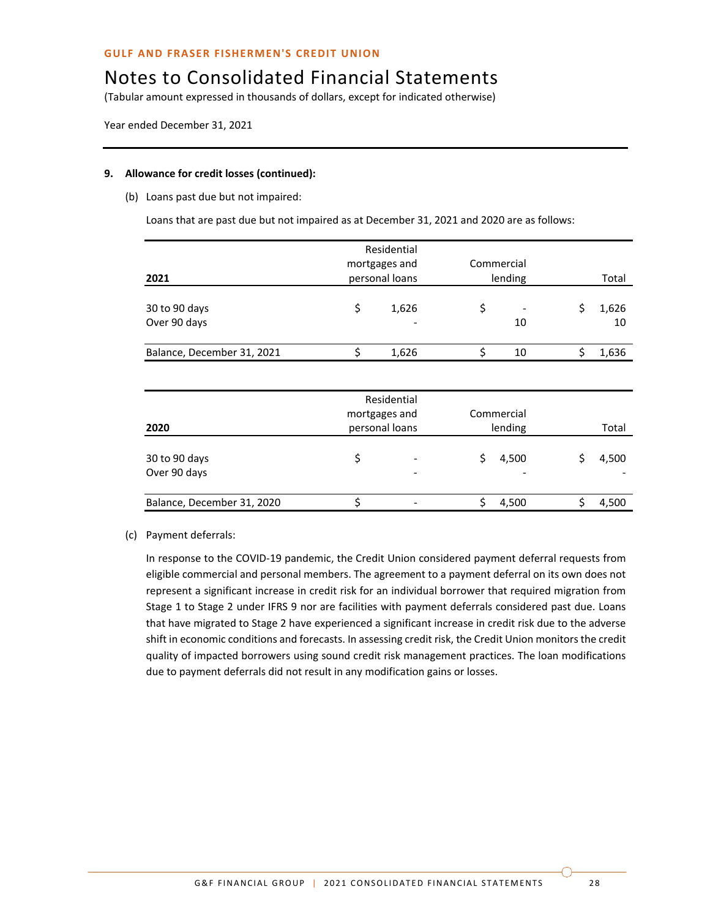GULF AND FRASER FISHERMEN'S CREDIT UNION

# Notes to Consolidated Financial Statements

(Tabular amount expressed in thousands of dollars, except for indicated otherwise)

Year ended December 31, 2021

**9. Allowance for credit losses (continued):**

(b) Loans past due but not impaired:

Loans that are past due but not impaired as at December 31, 2021 and 2020 are as follows:

| 2021 | Residential mortgages and personal loans | Commercial lending | Total |
|---|---|---|---|
| 30 to 90 days | $ 1,626 | $ - | $ 1,626 |
| Over 90 days | - | 10 | 10 |
| Balance, December 31, 2021 | $ 1,626 | $ 10 | $ 1,636 |

| 2020 | Residential mortgages and personal loans | Commercial lending | Total |
|---|---|---|---|
| 30 to 90 days | $ - | $ 4,500 | $ 4,500 |
| Over 90 days | - | - | - |
| Balance, December 31, 2020 | $ - | $ 4,500 | $ 4,500 |

(c) Payment deferrals:

In response to the COVID-19 pandemic, the Credit Union considered payment deferral requests from eligible commercial and personal members. The agreement to a payment deferral on its own does not represent a significant increase in credit risk for an individual borrower that required migration from Stage 1 to Stage 2 under IFRS 9 nor are facilities with payment deferrals considered past due. Loans that have migrated to Stage 2 have experienced a significant increase in credit risk due to the adverse shift in economic conditions and forecasts. In assessing credit risk, the Credit Union monitors the credit quality of impacted borrowers using sound credit risk management practices. The loan modifications due to payment deferrals did not result in any modification gains or losses.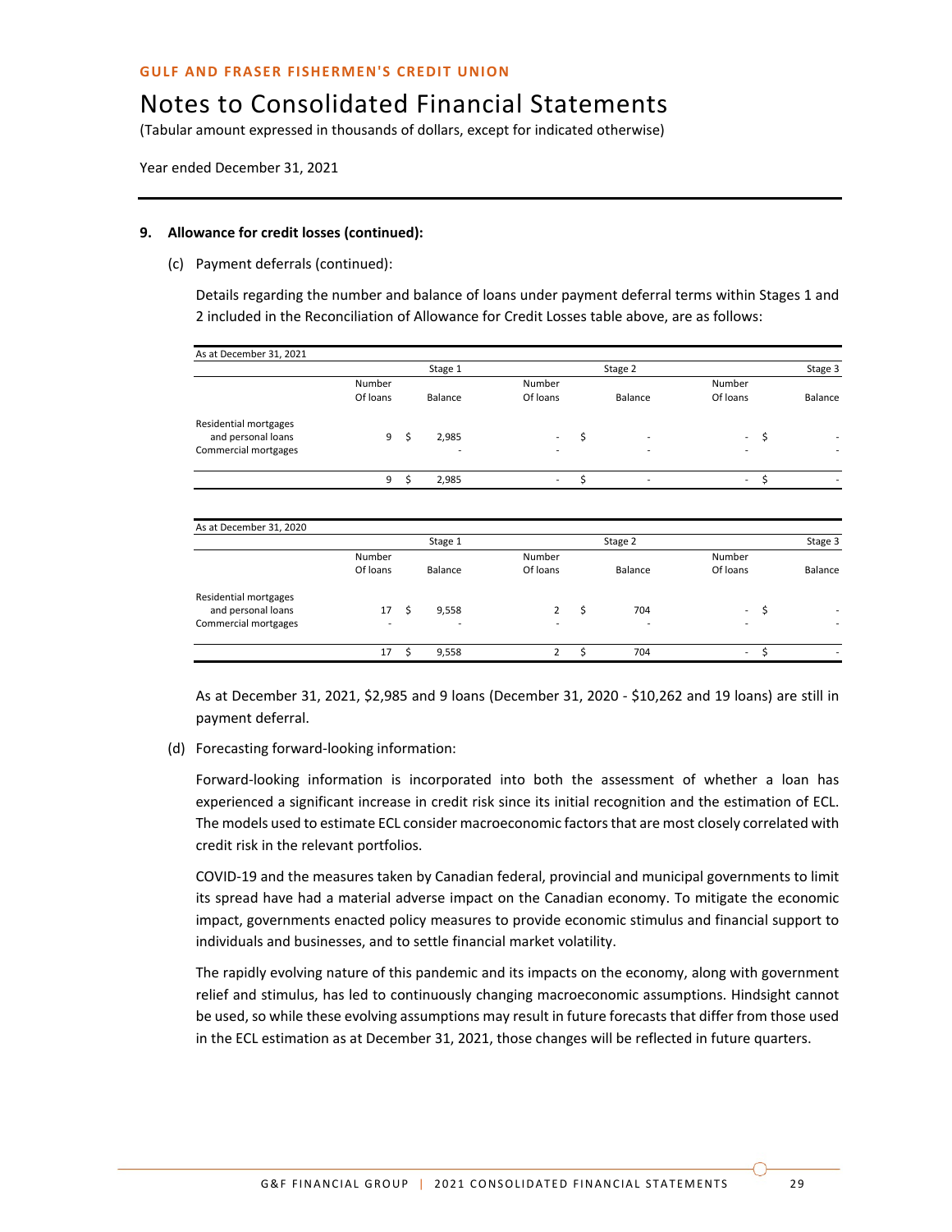GULF AND FRASER FISHERMEN'S CREDIT UNION

# Notes to Consolidated Financial Statements

(Tabular amount expressed in thousands of dollars, except for indicated otherwise)

Year ended December 31, 2021

**9. Allowance for credit losses (continued):**

(c) Payment deferrals (continued):

Details regarding the number and balance of loans under payment deferral terms within Stages 1 and 2 included in the Reconciliation of Allowance for Credit Losses table above, are as follows:

| As at December 31, 2021 | | | | | | |
|---|---|---|---|---|---|---|
| | Stage 1 | | Stage 2 | | Stage 3 | |
| | Number Of loans | Balance | Number Of loans | Balance | Number Of loans | Balance |
| Residential mortgages and personal loans | 9 | $ 2,985 | - | $ - | - | $ - |
| Commercial mortgages | | - | - | - | - | - |
| | 9 | $ 2,985 | - | $ - | - | $ - |

| As at December 31, 2020 | | | | | | |
|---|---|---|---|---|---|---|
| | Stage 1 | | Stage 2 | | Stage 3 | |
| | Number Of loans | Balance | Number Of loans | Balance | Number Of loans | Balance |
| Residential mortgages and personal loans | 17 | $ 9,558 | 2 | $ 704 | - | $ - |
| Commercial mortgages | - | - | - | - | - | - |
| | 17 | $ 9,558 | 2 | $ 704 | - | $ - |

As at December 31, 2021, $2,985 and 9 loans (December 31, 2020 - $10,262 and 19 loans) are still in payment deferral.

(d) Forecasting forward-looking information:

Forward-looking information is incorporated into both the assessment of whether a loan has experienced a significant increase in credit risk since its initial recognition and the estimation of ECL. The models used to estimate ECL consider macroeconomic factors that are most closely correlated with credit risk in the relevant portfolios.

COVID-19 and the measures taken by Canadian federal, provincial and municipal governments to limit its spread have had a material adverse impact on the Canadian economy. To mitigate the economic impact, governments enacted policy measures to provide economic stimulus and financial support to individuals and businesses, and to settle financial market volatility.

The rapidly evolving nature of this pandemic and its impacts on the economy, along with government relief and stimulus, has led to continuously changing macroeconomic assumptions. Hindsight cannot be used, so while these evolving assumptions may result in future forecasts that differ from those used in the ECL estimation as at December 31, 2021, those changes will be reflected in future quarters.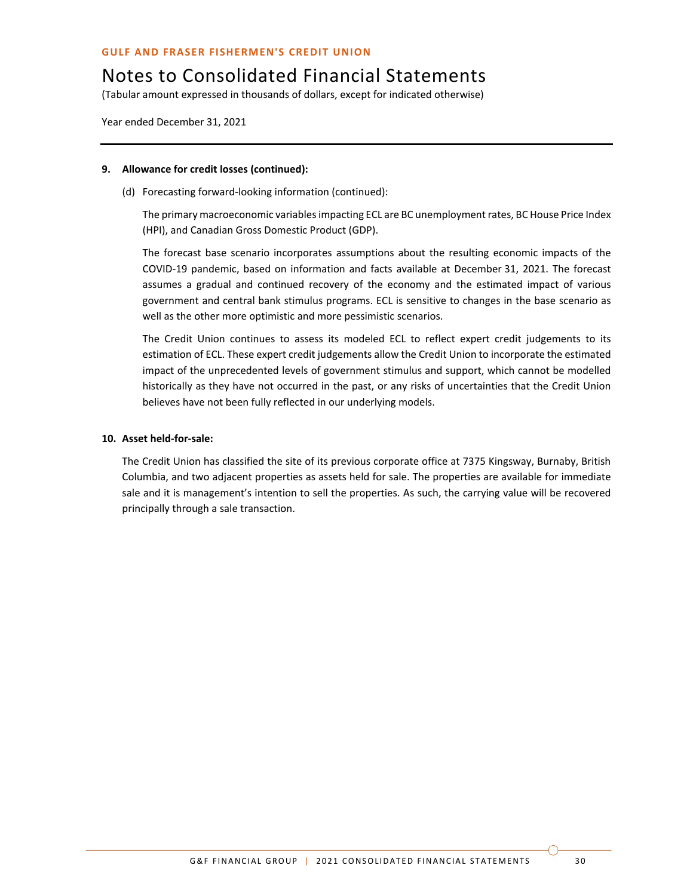**9. Allowance for credit losses (continued):**

(d) Forecasting forward-looking information (continued):

The primary macroeconomic variables impacting ECL are BC unemployment rates, BC House Price Index (HPI), and Canadian Gross Domestic Product (GDP).

The forecast base scenario incorporates assumptions about the resulting economic impacts of the COVID-19 pandemic, based on information and facts available at December 31, 2021. The forecast assumes a gradual and continued recovery of the economy and the estimated impact of various government and central bank stimulus programs. ECL is sensitive to changes in the base scenario as well as the other more optimistic and more pessimistic scenarios.

The Credit Union continues to assess its modeled ECL to reflect expert credit judgements to its estimation of ECL. These expert credit judgements allow the Credit Union to incorporate the estimated impact of the unprecedented levels of government stimulus and support, which cannot be modelled historically as they have not occurred in the past, or any risks of uncertainties that the Credit Union believes have not been fully reflected in our underlying models.

**10. Asset held-for-sale:**

The Credit Union has classified the site of its previous corporate office at 7375 Kingsway, Burnaby, British Columbia, and two adjacent properties as assets held for sale. The properties are available for immediate sale and it is management's intention to sell the properties. As such, the carrying value will be recovered principally through a sale transaction.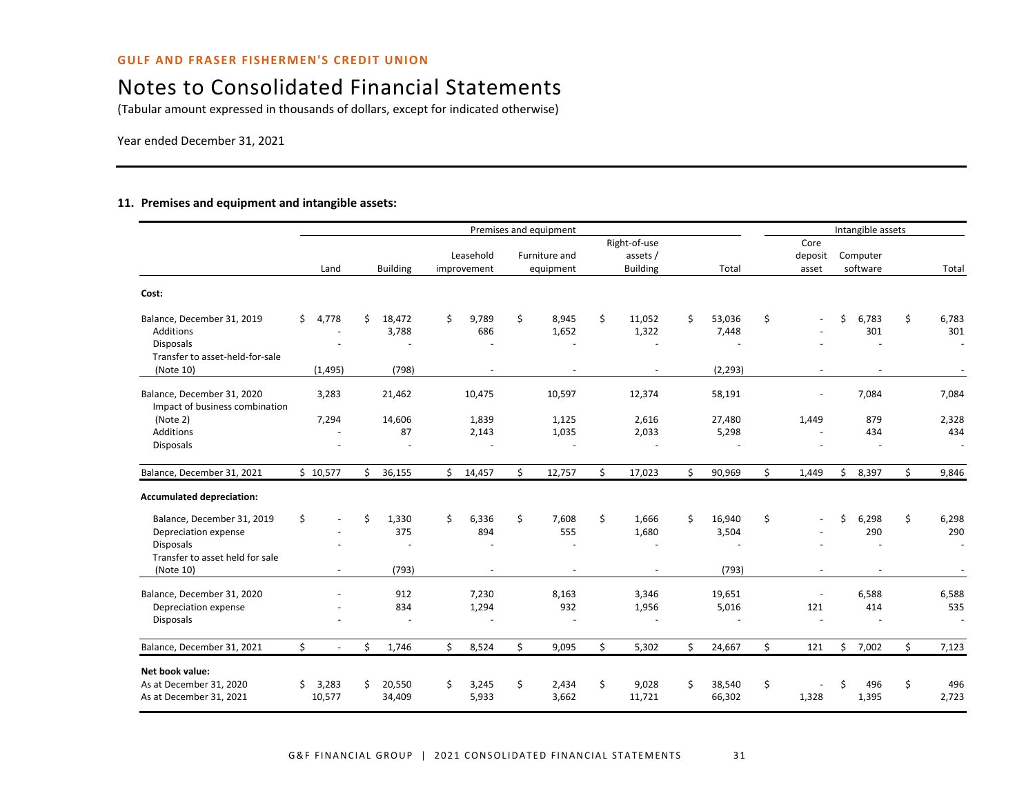## Notes to Consolidated Financial Statements

(Tabular amount expressed in thousands of dollars, except for indicated otherwise)

Year ended December 31, 2021

### 11. Premises and equipment and intangible assets:

| | Premises and equipment | | | | | | Intangible assets | | |
|---|---|---|---|---|---|---|---|---|---|
| | Land | Building | Leasehold improvement | Furniture and equipment | Right-of-use assets / Building | Total | Core deposit asset | Computer software | Total |
| **Cost:** | | | | | | | | | |
| Balance, December 31, 2019 | $ 4,778 | $ 18,472 | $ 9,789 | $ 8,945 | $ 11,052 | $ 53,036 | $ - | $ 6,783 | $ 6,783 |
| Additions | - | 3,788 | 686 | 1,652 | 1,322 | 7,448 | - | 301 | 301 |
| Disposals | - | - | - | - | - | - | - | - | - |
| Transfer to asset-held-for-sale (Note 10) | (1,495) | (798) | - | - | - | (2,293) | - | - | - |
| Balance, December 31, 2020 | 3,283 | 21,462 | 10,475 | 10,597 | 12,374 | 58,191 | - | 7,084 | 7,084 |
| Impact of business combination (Note 2) | 7,294 | 14,606 | 1,839 | 1,125 | 2,616 | 27,480 | 1,449 | 879 | 2,328 |
| Additions | - | 87 | 2,143 | 1,035 | 2,033 | 5,298 | - | 434 | 434 |
| Disposals | - | - | - | - | - | - | - | - | - |
| Balance, December 31, 2021 | $ 10,577 | $ 36,155 | $ 14,457 | $ 12,757 | $ 17,023 | $ 90,969 | $ 1,449 | $ 8,397 | $ 9,846 |
| **Accumulated depreciation:** | | | | | | | | | |
| Balance, December 31, 2019 | $ - | $ 1,330 | $ 6,336 | $ 7,608 | $ 1,666 | $ 16,940 | $ - | $ 6,298 | $ 6,298 |
| Depreciation expense | - | 375 | 894 | 555 | 1,680 | 3,504 | - | 290 | 290 |
| Disposals | - | - | - | - | - | - | - | - | - |
| Transfer to asset held for sale (Note 10) | - | (793) | - | - | - | (793) | - | - | - |
| Balance, December 31, 2020 | - | 912 | 7,230 | 8,163 | 3,346 | 19,651 | - | 6,588 | 6,588 |
| Depreciation expense | - | 834 | 1,294 | 932 | 1,956 | 5,016 | 121 | 414 | 535 |
| Disposals | - | - | - | - | - | - | - | - | - |
| Balance, December 31, 2021 | $ - | $ 1,746 | $ 8,524 | $ 9,095 | $ 5,302 | $ 24,667 | $ 121 | $ 7,002 | $ 7,123 |
| **Net book value:** | | | | | | | | | |
| As at December 31, 2020 | $ 3,283 | $ 20,550 | $ 3,245 | $ 2,434 | $ 9,028 | $ 38,540 | $ - | $ 496 | $ 496 |
| As at December 31, 2021 | 10,577 | 34,409 | 5,933 | 3,662 | 11,721 | 66,302 | 1,328 | 1,395 | 2,723 |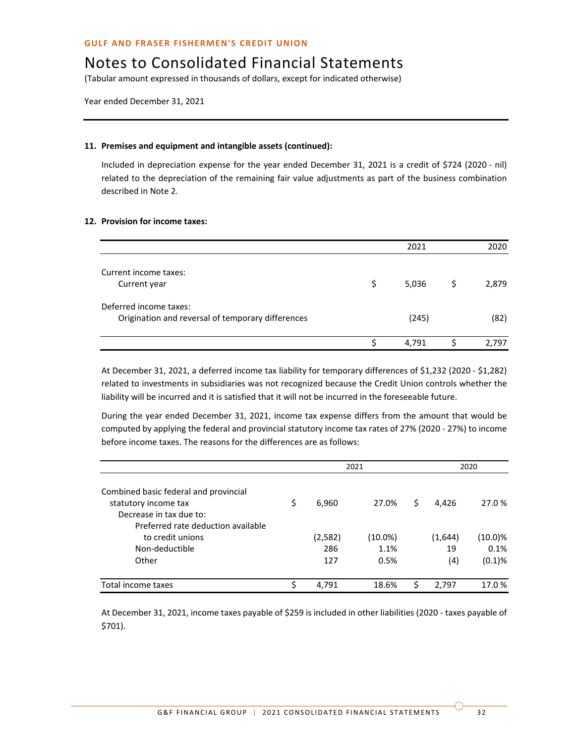GULF AND FRASER FISHERMEN'S CREDIT UNION

# Notes to Consolidated Financial Statements

(Tabular amount expressed in thousands of dollars, except for indicated otherwise)

Year ended December 31, 2021

**11. Premises and equipment and intangible assets (continued):**

Included in depreciation expense for the year ended December 31, 2021 is a credit of $724 (2020 - nil) related to the depreciation of the remaining fair value adjustments as part of the business combination described in Note 2.

**12. Provision for income taxes:**

| | 2021 | 2020 |
|---|---|---|
| Current income taxes: | | |
| Current year | $ 5,036 | $ 2,879 |
| Deferred income taxes: | | |
| Origination and reversal of temporary differences | (245) | (82) |
| | $ 4,791 | $ 2,797 |

At December 31, 2021, a deferred income tax liability for temporary differences of $1,232 (2020 - $1,282) related to investments in subsidiaries was not recognized because the Credit Union controls whether the liability will be incurred and it is satisfied that it will not be incurred in the foreseeable future.

During the year ended December 31, 2021, income tax expense differs from the amount that would be computed by applying the federal and provincial statutory income tax rates of 27% (2020 - 27%) to income before income taxes. The reasons for the differences are as follows:

| | 2021 | | 2020 | |
|---|---|---|---|---|
| Combined basic federal and provincial statutory income tax | $ 6,960 | 27.0% | $ 4,426 | 27.0 % |
| Decrease in tax due to: | | | | |
| Preferred rate deduction available to credit unions | (2,582) | (10.0%) | (1,644) | (10.0)% |
| Non-deductible | 286 | 1.1% | 19 | 0.1% |
| Other | 127 | 0.5% | (4) | (0.1)% |
| Total income taxes | $ 4,791 | 18.6% | $ 2,797 | 17.0 % |

At December 31, 2021, income taxes payable of $259 is included in other liabilities (2020 - taxes payable of $701).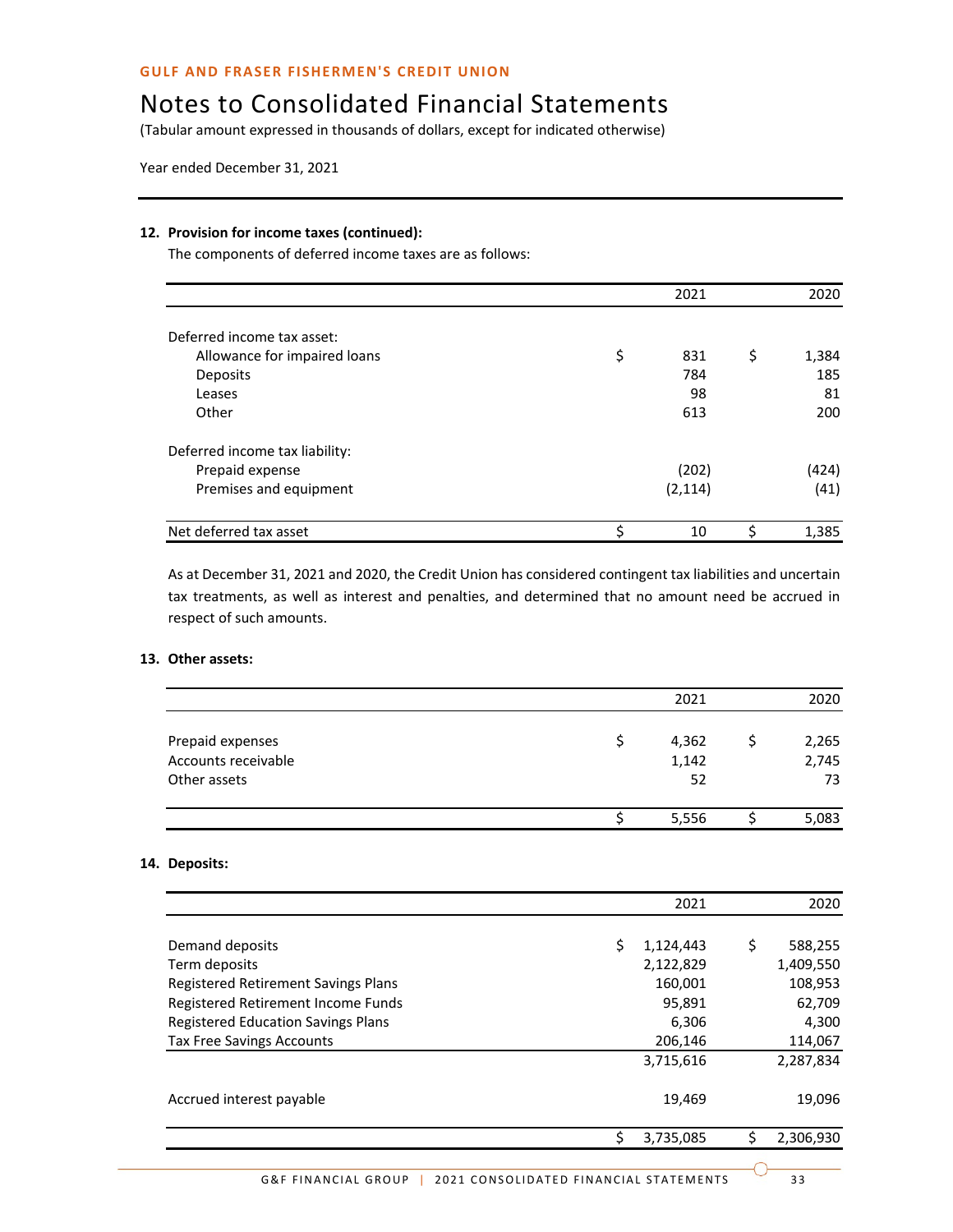GULF AND FRASER FISHERMEN'S CREDIT UNION

# Notes to Consolidated Financial Statements

(Tabular amount expressed in thousands of dollars, except for indicated otherwise)

Year ended December 31, 2021

**12. Provision for income taxes (continued):**

The components of deferred income taxes are as follows:

| | 2021 | 2020 |
|---|---|---|
| Deferred income tax asset: | | |
| Allowance for impaired loans | $ 831 | $ 1,384 |
| Deposits | 784 | 185 |
| Leases | 98 | 81 |
| Other | 613 | 200 |
| Deferred income tax liability: | | |
| Prepaid expense | (202) | (424) |
| Premises and equipment | (2,114) | (41) |
| Net deferred tax asset | $ 10 | $ 1,385 |

As at December 31, 2021 and 2020, the Credit Union has considered contingent tax liabilities and uncertain tax treatments, as well as interest and penalties, and determined that no amount need be accrued in respect of such amounts.

**13. Other assets:**

| | 2021 | 2020 |
|---|---|---|
| Prepaid expenses | $ 4,362 | $ 2,265 |
| Accounts receivable | 1,142 | 2,745 |
| Other assets | 52 | 73 |
| | $ 5,556 | $ 5,083 |

**14. Deposits:**

| | 2021 | 2020 |
|---|---|---|
| Demand deposits | $ 1,124,443 | $ 588,255 |
| Term deposits | 2,122,829 | 1,409,550 |
| Registered Retirement Savings Plans | 160,001 | 108,953 |
| Registered Retirement Income Funds | 95,891 | 62,709 |
| Registered Education Savings Plans | 6,306 | 4,300 |
| Tax Free Savings Accounts | 206,146 | 114,067 |
| | 3,715,616 | 2,287,834 |
| Accrued interest payable | 19,469 | 19,096 |
| | $ 3,735,085 | $ 2,306,930 |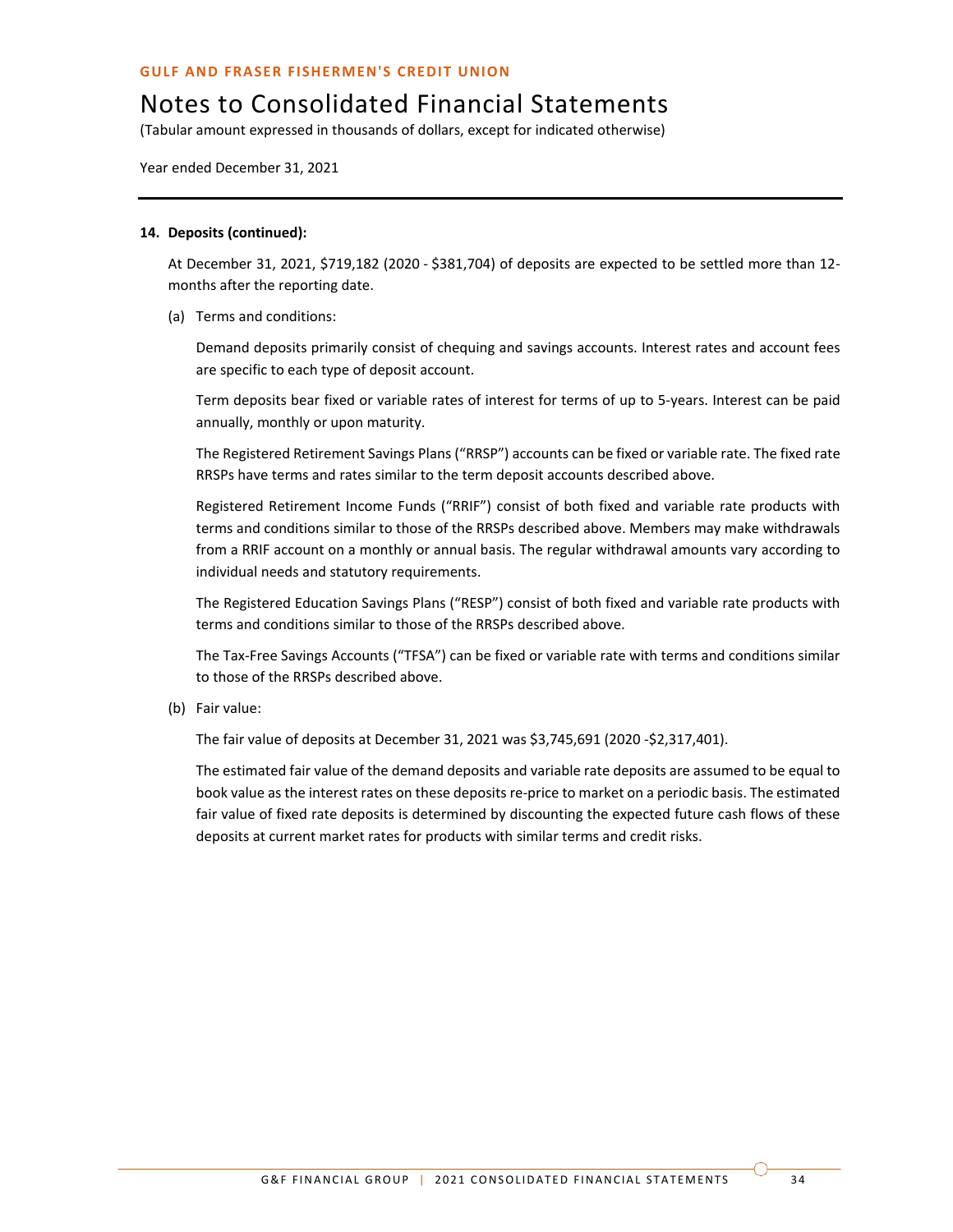**14. Deposits (continued):**

At December 31, 2021, $719,182 (2020 - $381,704) of deposits are expected to be settled more than 12-months after the reporting date.

(a) Terms and conditions:

Demand deposits primarily consist of chequing and savings accounts. Interest rates and account fees are specific to each type of deposit account.

Term deposits bear fixed or variable rates of interest for terms of up to 5-years. Interest can be paid annually, monthly or upon maturity.

The Registered Retirement Savings Plans ("RRSP") accounts can be fixed or variable rate. The fixed rate RRSPs have terms and rates similar to the term deposit accounts described above.

Registered Retirement Income Funds ("RRIF") consist of both fixed and variable rate products with terms and conditions similar to those of the RRSPs described above. Members may make withdrawals from a RRIF account on a monthly or annual basis. The regular withdrawal amounts vary according to individual needs and statutory requirements.

The Registered Education Savings Plans ("RESP") consist of both fixed and variable rate products with terms and conditions similar to those of the RRSPs described above.

The Tax-Free Savings Accounts ("TFSA") can be fixed or variable rate with terms and conditions similar to those of the RRSPs described above.

(b) Fair value:

The fair value of deposits at December 31, 2021 was $3,745,691 (2020 -$2,317,401).

The estimated fair value of the demand deposits and variable rate deposits are assumed to be equal to book value as the interest rates on these deposits re-price to market on a periodic basis. The estimated fair value of fixed rate deposits is determined by discounting the expected future cash flows of these deposits at current market rates for products with similar terms and credit risks.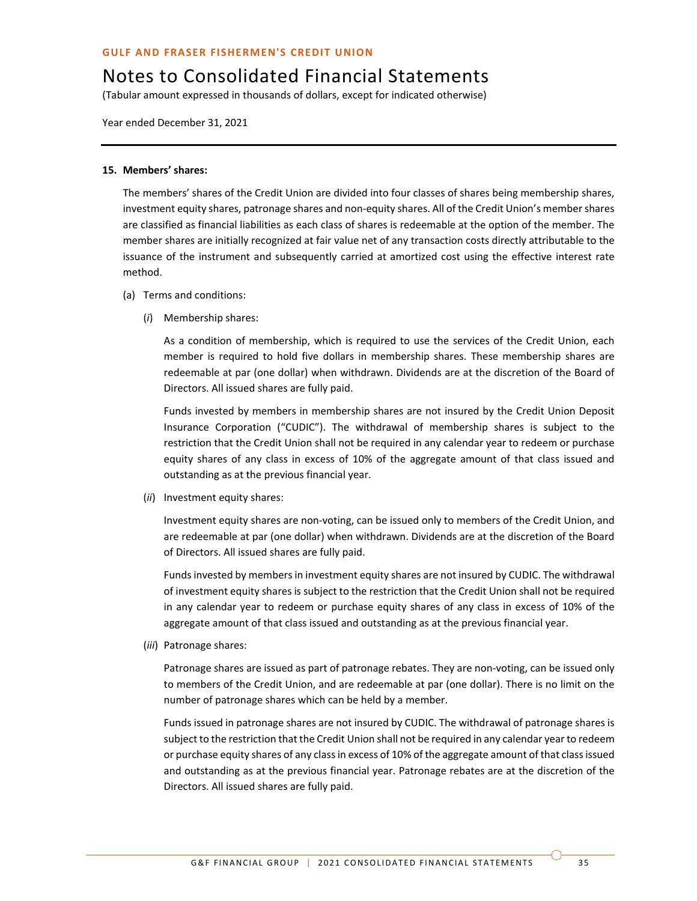#### 15. Members' shares:

The members' shares of the Credit Union are divided into four classes of shares being membership shares, investment equity shares, patronage shares and non-equity shares. All of the Credit Union's member shares are classified as financial liabilities as each class of shares is redeemable at the option of the member. The member shares are initially recognized at fair value net of any transaction costs directly attributable to the issuance of the instrument and subsequently carried at amortized cost using the effective interest rate method.

(a) Terms and conditions:

(*i*) Membership shares:

As a condition of membership, which is required to use the services of the Credit Union, each member is required to hold five dollars in membership shares. These membership shares are redeemable at par (one dollar) when withdrawn. Dividends are at the discretion of the Board of Directors. All issued shares are fully paid.

Funds invested by members in membership shares are not insured by the Credit Union Deposit Insurance Corporation ("CUDIC"). The withdrawal of membership shares is subject to the restriction that the Credit Union shall not be required in any calendar year to redeem or purchase equity shares of any class in excess of 10% of the aggregate amount of that class issued and outstanding as at the previous financial year.

(*ii*) Investment equity shares:

Investment equity shares are non-voting, can be issued only to members of the Credit Union, and are redeemable at par (one dollar) when withdrawn. Dividends are at the discretion of the Board of Directors. All issued shares are fully paid.

Funds invested by members in investment equity shares are not insured by CUDIC. The withdrawal of investment equity shares is subject to the restriction that the Credit Union shall not be required in any calendar year to redeem or purchase equity shares of any class in excess of 10% of the aggregate amount of that class issued and outstanding as at the previous financial year.

(*iii*) Patronage shares:

Patronage shares are issued as part of patronage rebates. They are non-voting, can be issued only to members of the Credit Union, and are redeemable at par (one dollar). There is no limit on the number of patronage shares which can be held by a member.

Funds issued in patronage shares are not insured by CUDIC. The withdrawal of patronage shares is subject to the restriction that the Credit Union shall not be required in any calendar year to redeem or purchase equity shares of any class in excess of 10% of the aggregate amount of that class issued and outstanding as at the previous financial year. Patronage rebates are at the discretion of the Directors. All issued shares are fully paid.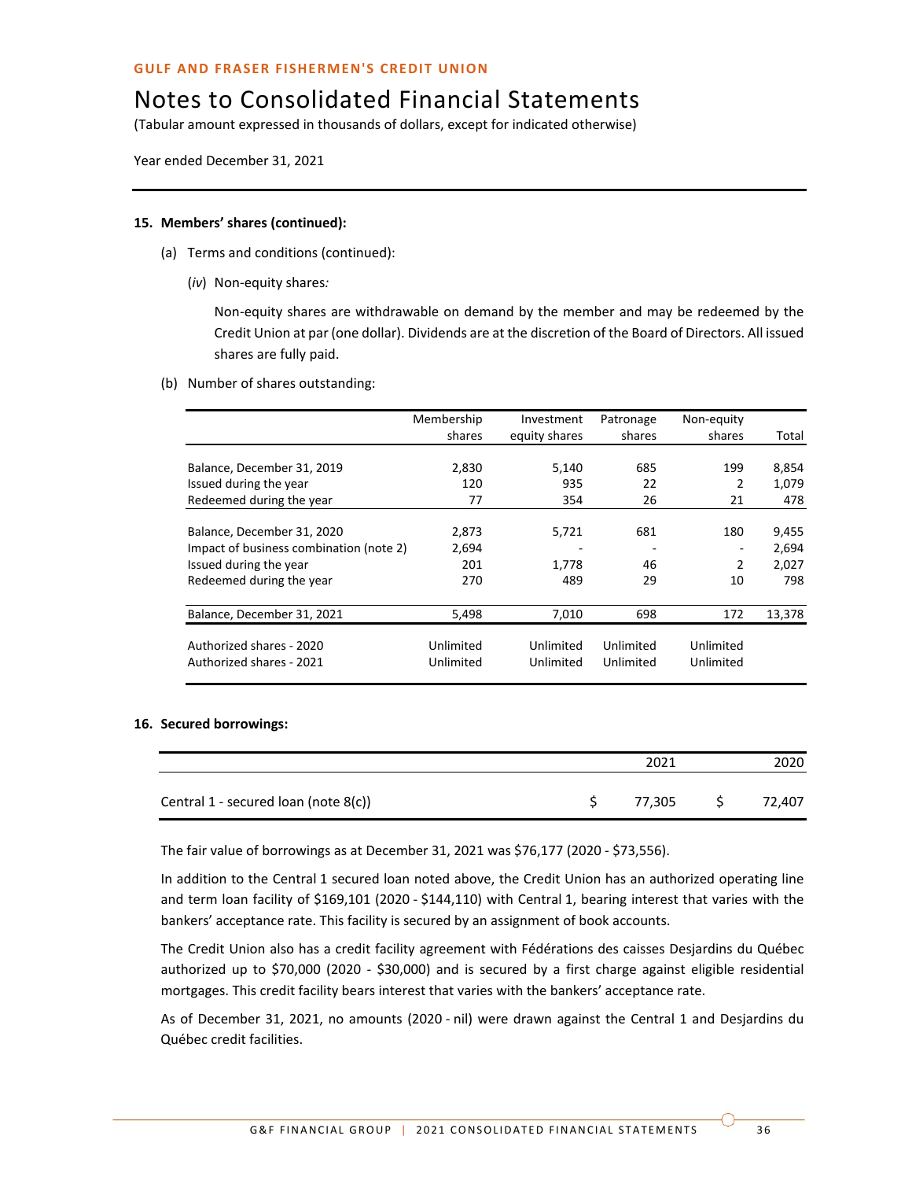GULF AND FRASER FISHERMEN'S CREDIT UNION

# Notes to Consolidated Financial Statements

(Tabular amount expressed in thousands of dollars, except for indicated otherwise)

Year ended December 31, 2021

## 15. Members' shares (continued):

(a) Terms and conditions (continued):

(*iv*) Non-equity shares*:*

Non-equity shares are withdrawable on demand by the member and may be redeemed by the Credit Union at par (one dollar). Dividends are at the discretion of the Board of Directors. All issued shares are fully paid.

(b) Number of shares outstanding:

| | Membership shares | Investment equity shares | Patronage shares | Non-equity shares | Total |
|---|---|---|---|---|---|
| Balance, December 31, 2019 | 2,830 | 5,140 | 685 | 199 | 8,854 |
| Issued during the year | 120 | 935 | 22 | 2 | 1,079 |
| Redeemed during the year | 77 | 354 | 26 | 21 | 478 |
| Balance, December 31, 2020 | 2,873 | 5,721 | 681 | 180 | 9,455 |
| Impact of business combination (note 2) | 2,694 | - | - | - | 2,694 |
| Issued during the year | 201 | 1,778 | 46 | 2 | 2,027 |
| Redeemed during the year | 270 | 489 | 29 | 10 | 798 |
| Balance, December 31, 2021 | 5,498 | 7,010 | 698 | 172 | 13,378 |
| Authorized shares - 2020 | Unlimited | Unlimited | Unlimited | Unlimited | |
| Authorized shares - 2021 | Unlimited | Unlimited | Unlimited | Unlimited | |

## 16. Secured borrowings:

| | 2021 | 2020 |
|---|---|---|
| Central 1 - secured loan (note 8(c)) | $ 77,305 | $ 72,407 |

The fair value of borrowings as at December 31, 2021 was $76,177 (2020 - $73,556).

In addition to the Central 1 secured loan noted above, the Credit Union has an authorized operating line and term loan facility of $169,101 (2020 - $144,110) with Central 1, bearing interest that varies with the bankers' acceptance rate. This facility is secured by an assignment of book accounts.

The Credit Union also has a credit facility agreement with Fédérations des caisses Desjardins du Québec authorized up to $70,000 (2020 - $30,000) and is secured by a first charge against eligible residential mortgages. This credit facility bears interest that varies with the bankers' acceptance rate.

As of December 31, 2021, no amounts (2020 - nil) were drawn against the Central 1 and Desjardins du Québec credit facilities.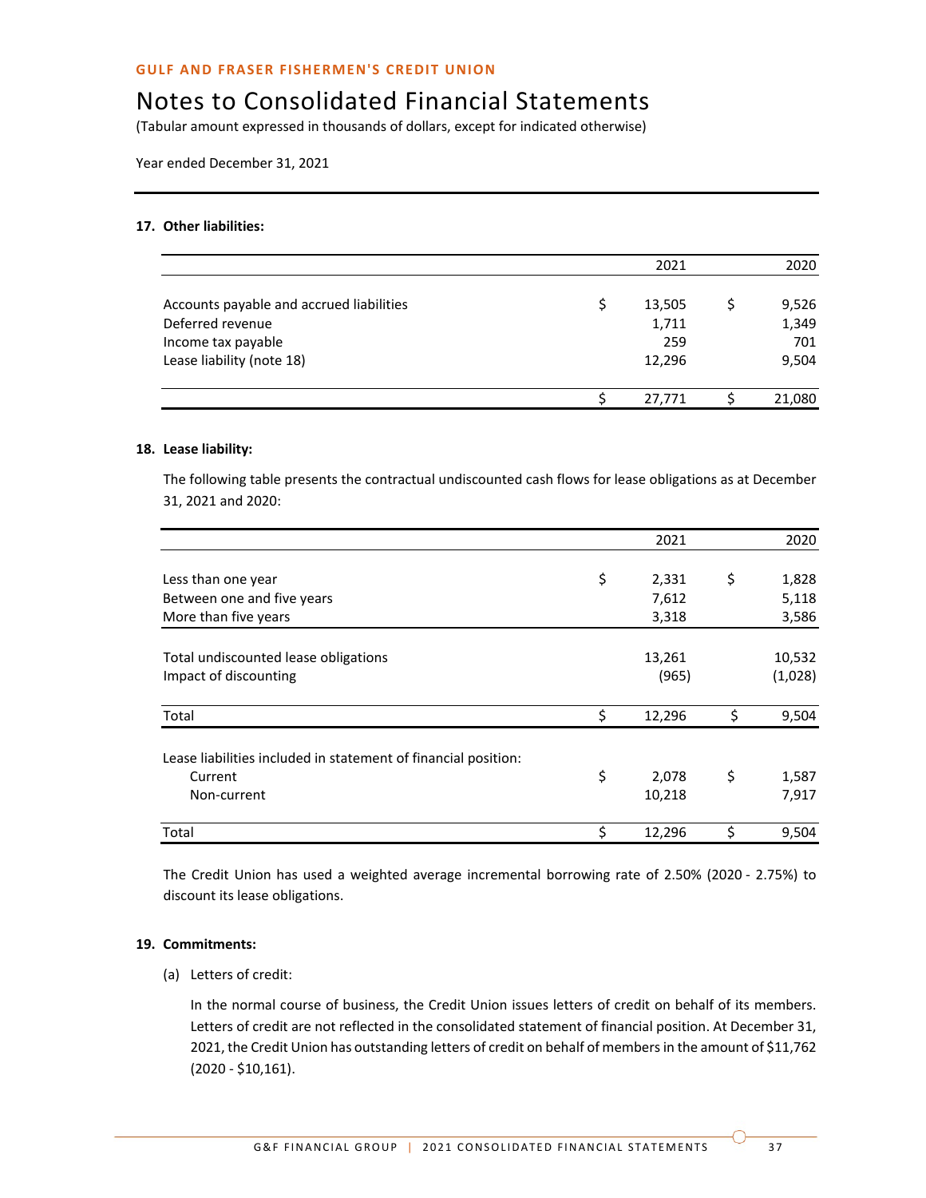GULF AND FRASER FISHERMEN'S CREDIT UNION

# Notes to Consolidated Financial Statements

(Tabular amount expressed in thousands of dollars, except for indicated otherwise)

Year ended December 31, 2021

## 17. Other liabilities:

| | 2021 | 2020 |
|---|---|---|
| Accounts payable and accrued liabilities | $ 13,505 | $ 9,526 |
| Deferred revenue | 1,711 | 1,349 |
| Income tax payable | 259 | 701 |
| Lease liability (note 18) | 12,296 | 9,504 |
| | $ 27,771 | $ 21,080 |

## 18. Lease liability:

The following table presents the contractual undiscounted cash flows for lease obligations as at December 31, 2021 and 2020:

| | 2021 | 2020 |
|---|---|---|
| Less than one year | $ 2,331 | $ 1,828 |
| Between one and five years | 7,612 | 5,118 |
| More than five years | 3,318 | 3,586 |
| Total undiscounted lease obligations | 13,261 | 10,532 |
| Impact of discounting | (965) | (1,028) |
| Total | $ 12,296 | $ 9,504 |
| Lease liabilities included in statement of financial position: | | |
| Current | $ 2,078 | $ 1,587 |
| Non-current | 10,218 | 7,917 |
| Total | $ 12,296 | $ 9,504 |

The Credit Union has used a weighted average incremental borrowing rate of 2.50% (2020 - 2.75%) to discount its lease obligations.

## 19. Commitments:

(a) Letters of credit:

In the normal course of business, the Credit Union issues letters of credit on behalf of its members. Letters of credit are not reflected in the consolidated statement of financial position. At December 31, 2021, the Credit Union has outstanding letters of credit on behalf of members in the amount of $11,762 (2020 - $10,161).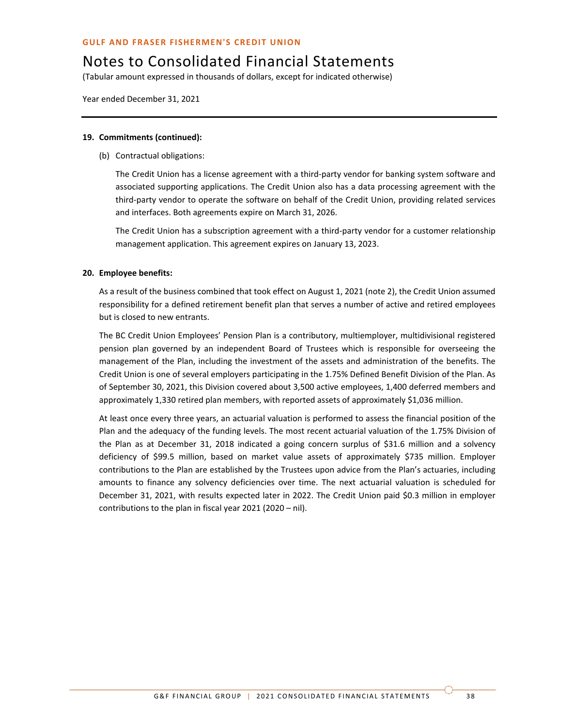**19. Commitments (continued):**

(b) Contractual obligations:

The Credit Union has a license agreement with a third-party vendor for banking system software and associated supporting applications. The Credit Union also has a data processing agreement with the third-party vendor to operate the software on behalf of the Credit Union, providing related services and interfaces. Both agreements expire on March 31, 2026.

The Credit Union has a subscription agreement with a third-party vendor for a customer relationship management application. This agreement expires on January 13, 2023.

**20. Employee benefits:**

As a result of the business combined that took effect on August 1, 2021 (note 2), the Credit Union assumed responsibility for a defined retirement benefit plan that serves a number of active and retired employees but is closed to new entrants.

The BC Credit Union Employees' Pension Plan is a contributory, multiemployer, multidivisional registered pension plan governed by an independent Board of Trustees which is responsible for overseeing the management of the Plan, including the investment of the assets and administration of the benefits. The Credit Union is one of several employers participating in the 1.75% Defined Benefit Division of the Plan. As of September 30, 2021, this Division covered about 3,500 active employees, 1,400 deferred members and approximately 1,330 retired plan members, with reported assets of approximately $1,036 million.

At least once every three years, an actuarial valuation is performed to assess the financial position of the Plan and the adequacy of the funding levels. The most recent actuarial valuation of the 1.75% Division of the Plan as at December 31, 2018 indicated a going concern surplus of $31.6 million and a solvency deficiency of $99.5 million, based on market value assets of approximately $735 million. Employer contributions to the Plan are established by the Trustees upon advice from the Plan's actuaries, including amounts to finance any solvency deficiencies over time. The next actuarial valuation is scheduled for December 31, 2021, with results expected later in 2022. The Credit Union paid $0.3 million in employer contributions to the plan in fiscal year 2021 (2020 – nil).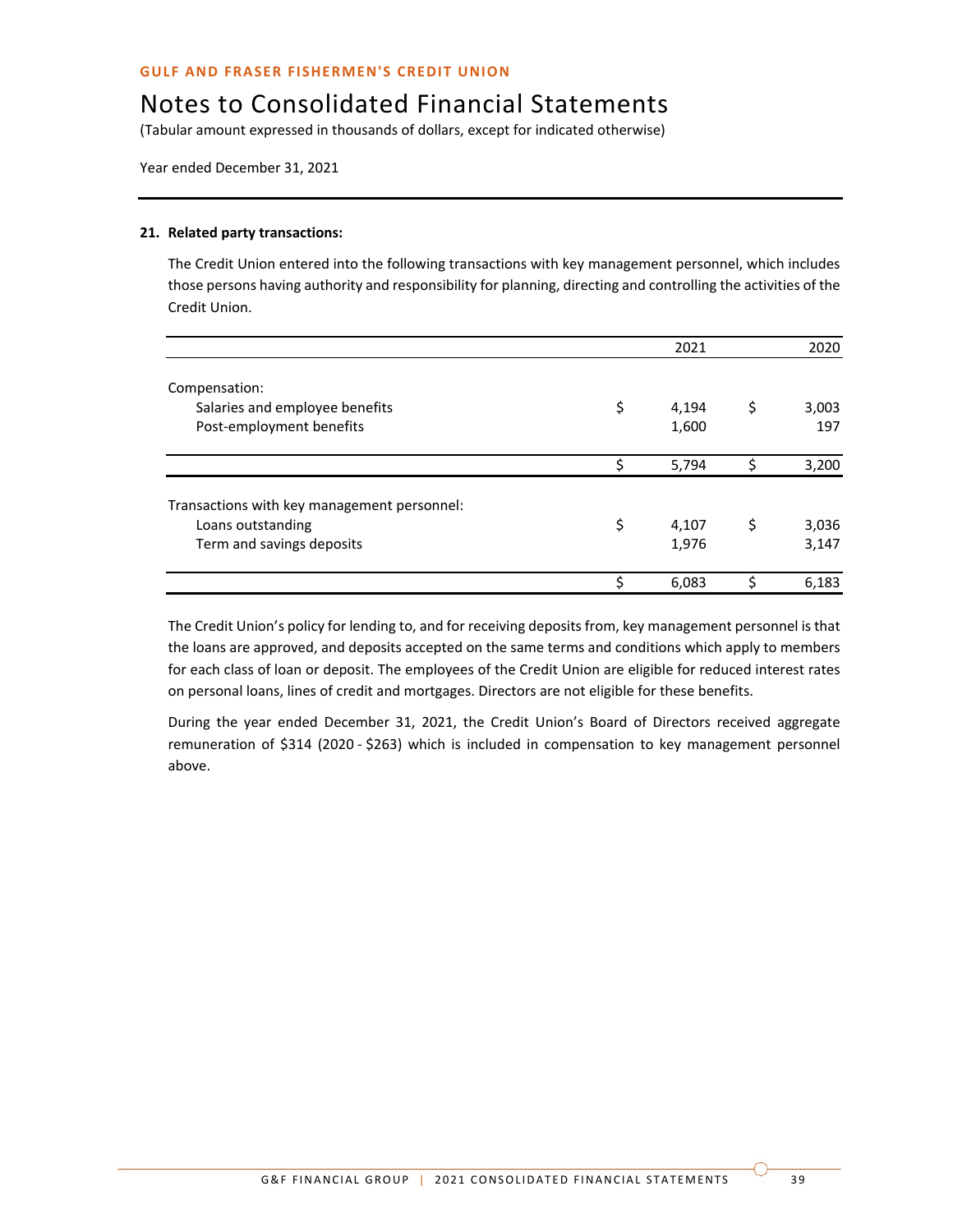GULF AND FRASER FISHERMEN'S CREDIT UNION

# Notes to Consolidated Financial Statements

(Tabular amount expressed in thousands of dollars, except for indicated otherwise)

Year ended December 31, 2021

**21. Related party transactions:**

The Credit Union entered into the following transactions with key management personnel, which includes those persons having authority and responsibility for planning, directing and controlling the activities of the Credit Union.

| | 2021 | 2020 |
|---|---|---|
| Compensation: | | |
| Salaries and employee benefits | $ 4,194 | $ 3,003 |
| Post-employment benefits | 1,600 | 197 |
| | $ 5,794 | $ 3,200 |
| Transactions with key management personnel: | | |
| Loans outstanding | $ 4,107 | $ 3,036 |
| Term and savings deposits | 1,976 | 3,147 |
| | $ 6,083 | $ 6,183 |

The Credit Union's policy for lending to, and for receiving deposits from, key management personnel is that the loans are approved, and deposits accepted on the same terms and conditions which apply to members for each class of loan or deposit. The employees of the Credit Union are eligible for reduced interest rates on personal loans, lines of credit and mortgages. Directors are not eligible for these benefits.

During the year ended December 31, 2021, the Credit Union's Board of Directors received aggregate remuneration of $314 (2020 - $263) which is included in compensation to key management personnel above.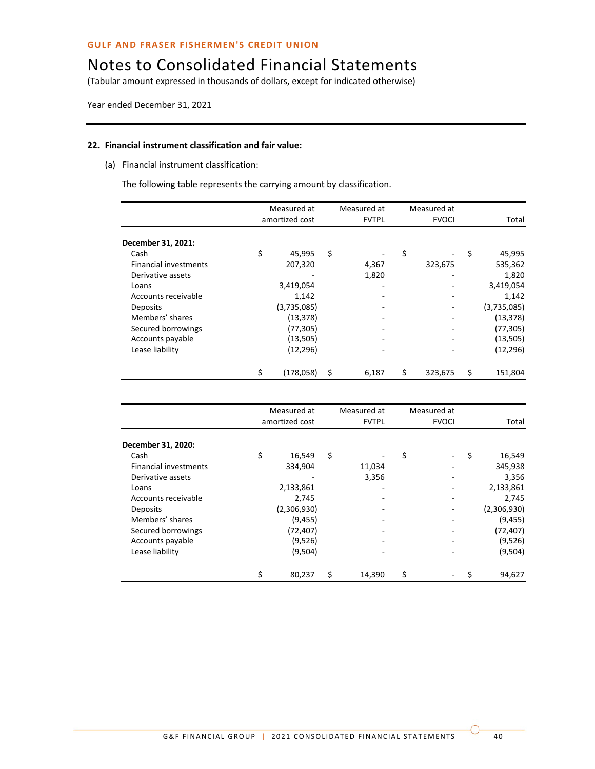**GULF AND FRASER FISHERMEN'S CREDIT UNION**

# Notes to Consolidated Financial Statements

(Tabular amount expressed in thousands of dollars, except for indicated otherwise)

Year ended December 31, 2021

## 22. Financial instrument classification and fair value:

(a) Financial instrument classification:

The following table represents the carrying amount by classification.

| | Measured at amortized cost | Measured at FVTPL | Measured at FVOCI | Total |
|---|---|---|---|---|
| **December 31, 2021:** | | | | |
| Cash | $ 45,995 | $ - | $ - | $ 45,995 |
| Financial investments | 207,320 | 4,367 | 323,675 | 535,362 |
| Derivative assets | - | 1,820 | - | 1,820 |
| Loans | 3,419,054 | - | - | 3,419,054 |
| Accounts receivable | 1,142 | - | - | 1,142 |
| Deposits | (3,735,085) | - | - | (3,735,085) |
| Members' shares | (13,378) | - | - | (13,378) |
| Secured borrowings | (77,305) | - | - | (77,305) |
| Accounts payable | (13,505) | - | - | (13,505) |
| Lease liability | (12,296) | - | - | (12,296) |
| | $ (178,058) | $ 6,187 | $ 323,675 | $ 151,804 |

| | Measured at amortized cost | Measured at FVTPL | Measured at FVOCI | Total |
|---|---|---|---|---|
| **December 31, 2020:** | | | | |
| Cash | $ 16,549 | $ - | $ - | $ 16,549 |
| Financial investments | 334,904 | 11,034 | - | 345,938 |
| Derivative assets | - | 3,356 | - | 3,356 |
| Loans | 2,133,861 | - | - | 2,133,861 |
| Accounts receivable | 2,745 | - | - | 2,745 |
| Deposits | (2,306,930) | - | - | (2,306,930) |
| Members' shares | (9,455) | - | - | (9,455) |
| Secured borrowings | (72,407) | - | - | (72,407) |
| Accounts payable | (9,526) | - | - | (9,526) |
| Lease liability | (9,504) | - | - | (9,504) |
| | $ 80,237 | $ 14,390 | $ - | $ 94,627 |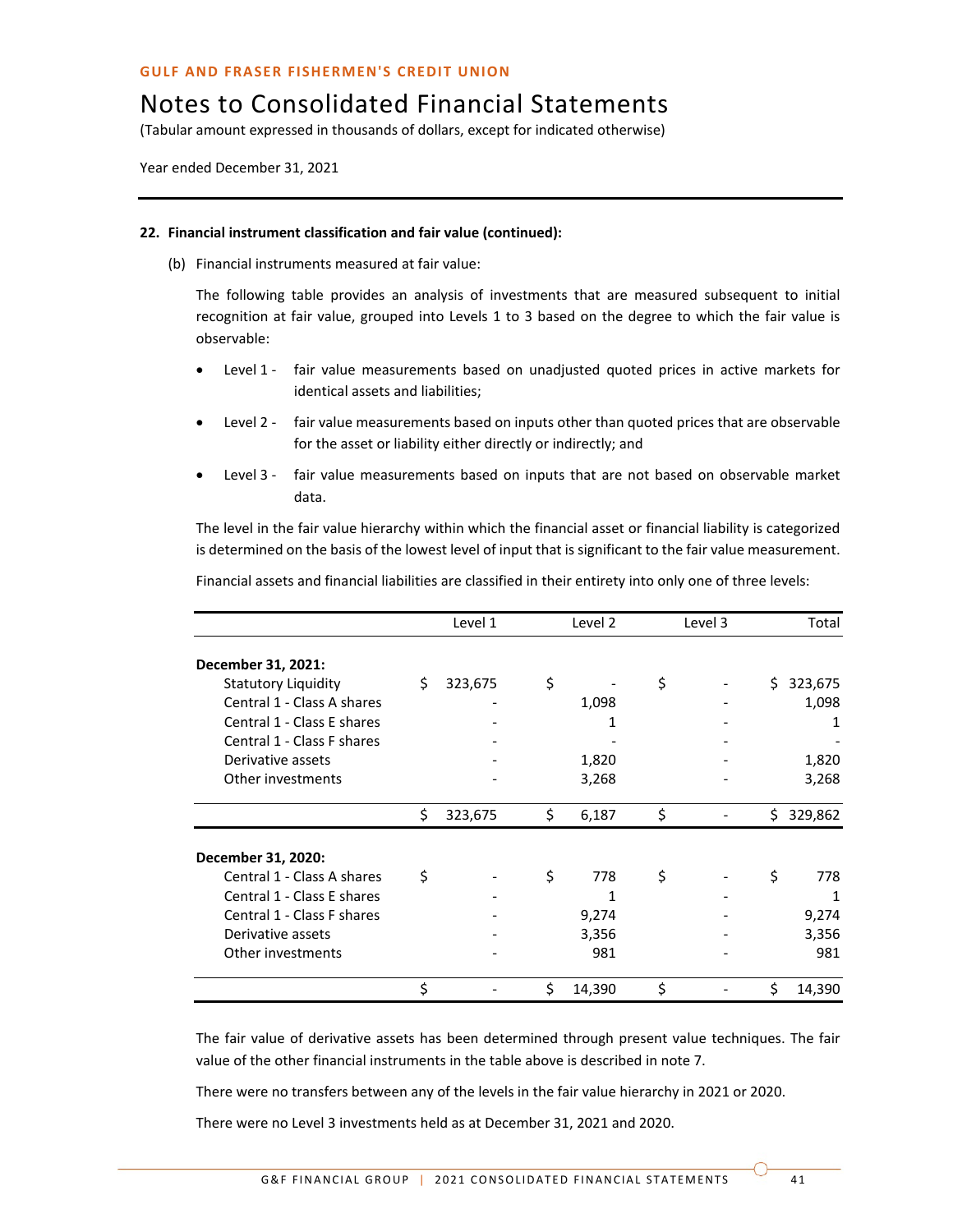# Notes to Consolidated Financial Statements

(Tabular amount expressed in thousands of dollars, except for indicated otherwise)

Year ended December 31, 2021

**22. Financial instrument classification and fair value (continued):**

(b) Financial instruments measured at fair value:

The following table provides an analysis of investments that are measured subsequent to initial recognition at fair value, grouped into Levels 1 to 3 based on the degree to which the fair value is observable:

- Level 1 - fair value measurements based on unadjusted quoted prices in active markets for identical assets and liabilities;
- Level 2 - fair value measurements based on inputs other than quoted prices that are observable for the asset or liability either directly or indirectly; and
- Level 3 - fair value measurements based on inputs that are not based on observable market data.

The level in the fair value hierarchy within which the financial asset or financial liability is categorized is determined on the basis of the lowest level of input that is significant to the fair value measurement.

Financial assets and financial liabilities are classified in their entirety into only one of three levels:

| | Level 1 | Level 2 | Level 3 | Total |
|---|---|---|---|---|
| **December 31, 2021:** | | | | |
| Statutory Liquidity | $ 323,675 | $ - | $ - | $ 323,675 |
| Central 1 - Class A shares | - | 1,098 | - | 1,098 |
| Central 1 - Class E shares | - | 1 | - | 1 |
| Central 1 - Class F shares | - | - | - | - |
| Derivative assets | - | 1,820 | - | 1,820 |
| Other investments | - | 3,268 | - | 3,268 |
| | $ 323,675 | $ 6,187 | $ - | $ 329,862 |
| **December 31, 2020:** | | | | |
| Central 1 - Class A shares | $ - | $ 778 | $ - | $ 778 |
| Central 1 - Class E shares | - | 1 | - | 1 |
| Central 1 - Class F shares | - | 9,274 | - | 9,274 |
| Derivative assets | - | 3,356 | - | 3,356 |
| Other investments | - | 981 | - | 981 |
| | $ - | $ 14,390 | $ - | $ 14,390 |

The fair value of derivative assets has been determined through present value techniques. The fair value of the other financial instruments in the table above is described in note 7.

There were no transfers between any of the levels in the fair value hierarchy in 2021 or 2020.

There were no Level 3 investments held as at December 31, 2021 and 2020.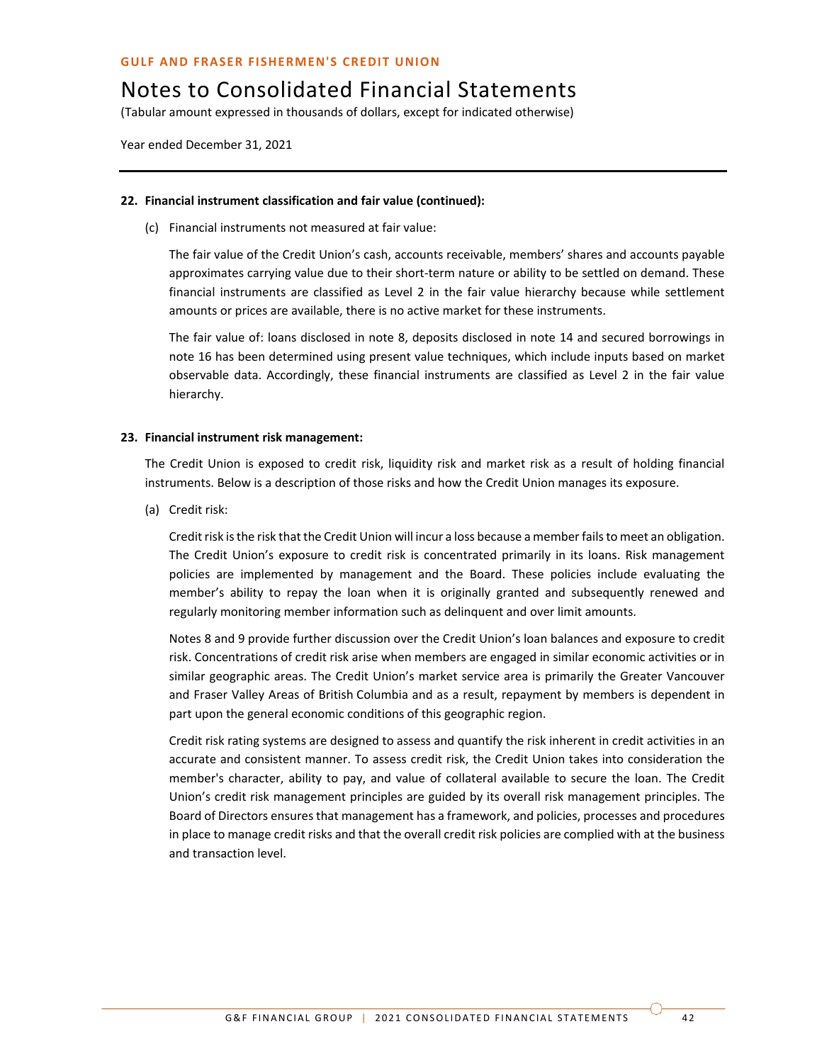**22. Financial instrument classification and fair value (continued):**

(c) Financial instruments not measured at fair value:

The fair value of the Credit Union's cash, accounts receivable, members' shares and accounts payable approximates carrying value due to their short-term nature or ability to be settled on demand. These financial instruments are classified as Level 2 in the fair value hierarchy because while settlement amounts or prices are available, there is no active market for these instruments.

The fair value of: loans disclosed in note 8, deposits disclosed in note 14 and secured borrowings in note 16 has been determined using present value techniques, which include inputs based on market observable data. Accordingly, these financial instruments are classified as Level 2 in the fair value hierarchy.

**23. Financial instrument risk management:**

The Credit Union is exposed to credit risk, liquidity risk and market risk as a result of holding financial instruments. Below is a description of those risks and how the Credit Union manages its exposure.

(a) Credit risk:

Credit risk is the risk that the Credit Union will incur a loss because a member fails to meet an obligation. The Credit Union's exposure to credit risk is concentrated primarily in its loans. Risk management policies are implemented by management and the Board. These policies include evaluating the member's ability to repay the loan when it is originally granted and subsequently renewed and regularly monitoring member information such as delinquent and over limit amounts.

Notes 8 and 9 provide further discussion over the Credit Union's loan balances and exposure to credit risk. Concentrations of credit risk arise when members are engaged in similar economic activities or in similar geographic areas. The Credit Union's market service area is primarily the Greater Vancouver and Fraser Valley Areas of British Columbia and as a result, repayment by members is dependent in part upon the general economic conditions of this geographic region.

Credit risk rating systems are designed to assess and quantify the risk inherent in credit activities in an accurate and consistent manner. To assess credit risk, the Credit Union takes into consideration the member's character, ability to pay, and value of collateral available to secure the loan. The Credit Union's credit risk management principles are guided by its overall risk management principles. The Board of Directors ensures that management has a framework, and policies, processes and procedures in place to manage credit risks and that the overall credit risk policies are complied with at the business and transaction level.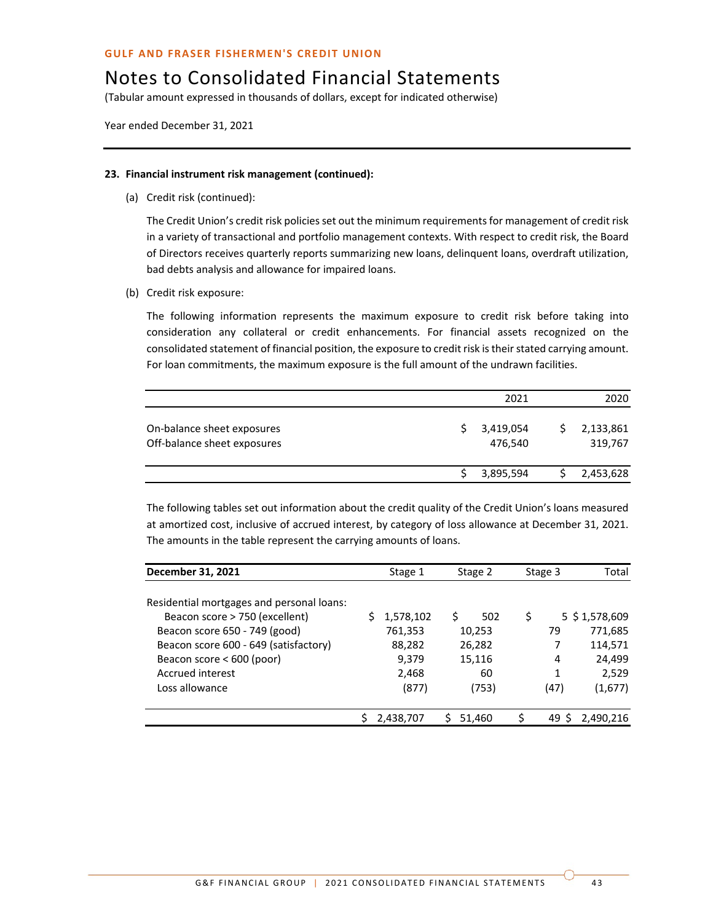## 23. Financial instrument risk management (continued):

(a) Credit risk (continued):

The Credit Union's credit risk policies set out the minimum requirements for management of credit risk in a variety of transactional and portfolio management contexts. With respect to credit risk, the Board of Directors receives quarterly reports summarizing new loans, delinquent loans, overdraft utilization, bad debts analysis and allowance for impaired loans.

(b) Credit risk exposure:

The following information represents the maximum exposure to credit risk before taking into consideration any collateral or credit enhancements. For financial assets recognized on the consolidated statement of financial position, the exposure to credit risk is their stated carrying amount. For loan commitments, the maximum exposure is the full amount of the undrawn facilities.

| | 2021 | 2020 |
|---|---|---|
| On-balance sheet exposures | $ 3,419,054 | $ 2,133,861 |
| Off-balance sheet exposures | 476,540 | 319,767 |
| | $ 3,895,594 | $ 2,453,628 |

The following tables set out information about the credit quality of the Credit Union's loans measured at amortized cost, inclusive of accrued interest, by category of loss allowance at December 31, 2021. The amounts in the table represent the carrying amounts of loans.

| December 31, 2021 | Stage 1 | Stage 2 | Stage 3 | Total |
|---|---|---|---|---|
| Residential mortgages and personal loans: | | | | |
| Beacon score > 750 (excellent) | $ 1,578,102 | $ 502 | $ 5 | $ 1,578,609 |
| Beacon score 650 - 749 (good) | 761,353 | 10,253 | 79 | 771,685 |
| Beacon score 600 - 649 (satisfactory) | 88,282 | 26,282 | 7 | 114,571 |
| Beacon score < 600 (poor) | 9,379 | 15,116 | 4 | 24,499 |
| Accrued interest | 2,468 | 60 | 1 | 2,529 |
| Loss allowance | (877) | (753) | (47) | (1,677) |
| | $ 2,438,707 | $ 51,460 | $ 49 | $ 2,490,216 |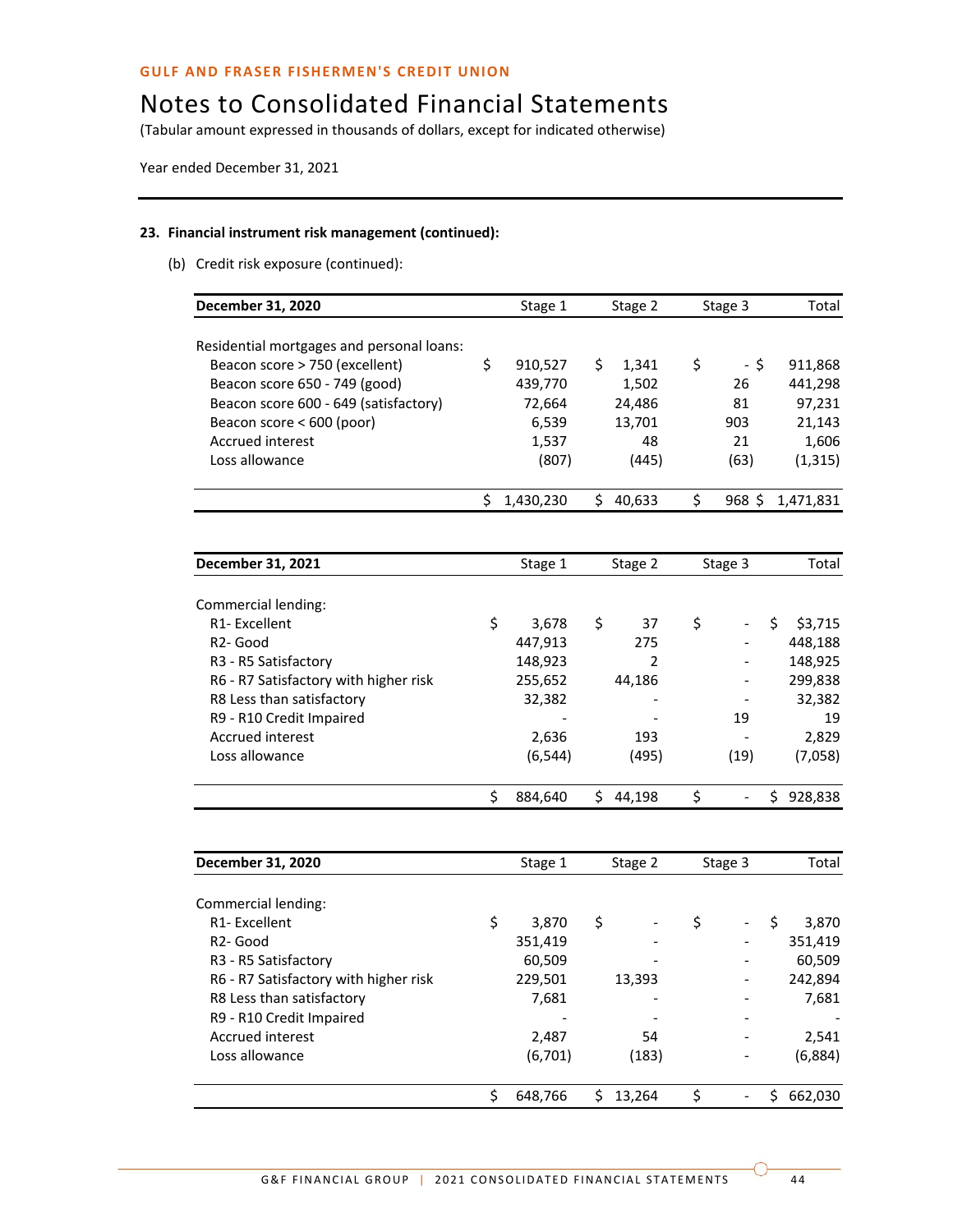GULF AND FRASER FISHERMEN'S CREDIT UNION

# Notes to Consolidated Financial Statements

(Tabular amount expressed in thousands of dollars, except for indicated otherwise)

Year ended December 31, 2021

### 23. Financial instrument risk management (continued):

(b) Credit risk exposure (continued):

| December 31, 2020 | Stage 1 | Stage 2 | Stage 3 | Total |
|---|---|---|---|---|
| Residential mortgages and personal loans: | | | | |
| Beacon score > 750 (excellent) | $ 910,527 | $ 1,341 | $ - | $ 911,868 |
| Beacon score 650 - 749 (good) | 439,770 | 1,502 | 26 | 441,298 |
| Beacon score 600 - 649 (satisfactory) | 72,664 | 24,486 | 81 | 97,231 |
| Beacon score < 600 (poor) | 6,539 | 13,701 | 903 | 21,143 |
| Accrued interest | 1,537 | 48 | 21 | 1,606 |
| Loss allowance | (807) | (445) | (63) | (1,315) |
| | $ 1,430,230 | $ 40,633 | $ 968 | $ 1,471,831 |

| December 31, 2021 | Stage 1 | Stage 2 | Stage 3 | Total |
|---|---|---|---|---|
| Commercial lending: | | | | |
| R1- Excellent | $ 3,678 | $ 37 | $ - | $ $3,715 |
| R2- Good | 447,913 | 275 | - | 448,188 |
| R3 - R5 Satisfactory | 148,923 | 2 | - | 148,925 |
| R6 - R7 Satisfactory with higher risk | 255,652 | 44,186 | - | 299,838 |
| R8 Less than satisfactory | 32,382 | - | - | 32,382 |
| R9 - R10 Credit Impaired | - | - | 19 | 19 |
| Accrued interest | 2,636 | 193 | - | 2,829 |
| Loss allowance | (6,544) | (495) | (19) | (7,058) |
| | $ 884,640 | $ 44,198 | $ - | $ 928,838 |

| December 31, 2020 | Stage 1 | Stage 2 | Stage 3 | Total |
|---|---|---|---|---|
| Commercial lending: | | | | |
| R1- Excellent | $ 3,870 | $ - | $ - | $ 3,870 |
| R2- Good | 351,419 | - | - | 351,419 |
| R3 - R5 Satisfactory | 60,509 | - | - | 60,509 |
| R6 - R7 Satisfactory with higher risk | 229,501 | 13,393 | - | 242,894 |
| R8 Less than satisfactory | 7,681 | - | - | 7,681 |
| R9 - R10 Credit Impaired | - | - | - | - |
| Accrued interest | 2,487 | 54 | - | 2,541 |
| Loss allowance | (6,701) | (183) | - | (6,884) |
| | $ 648,766 | $ 13,264 | $ - | $ 662,030 |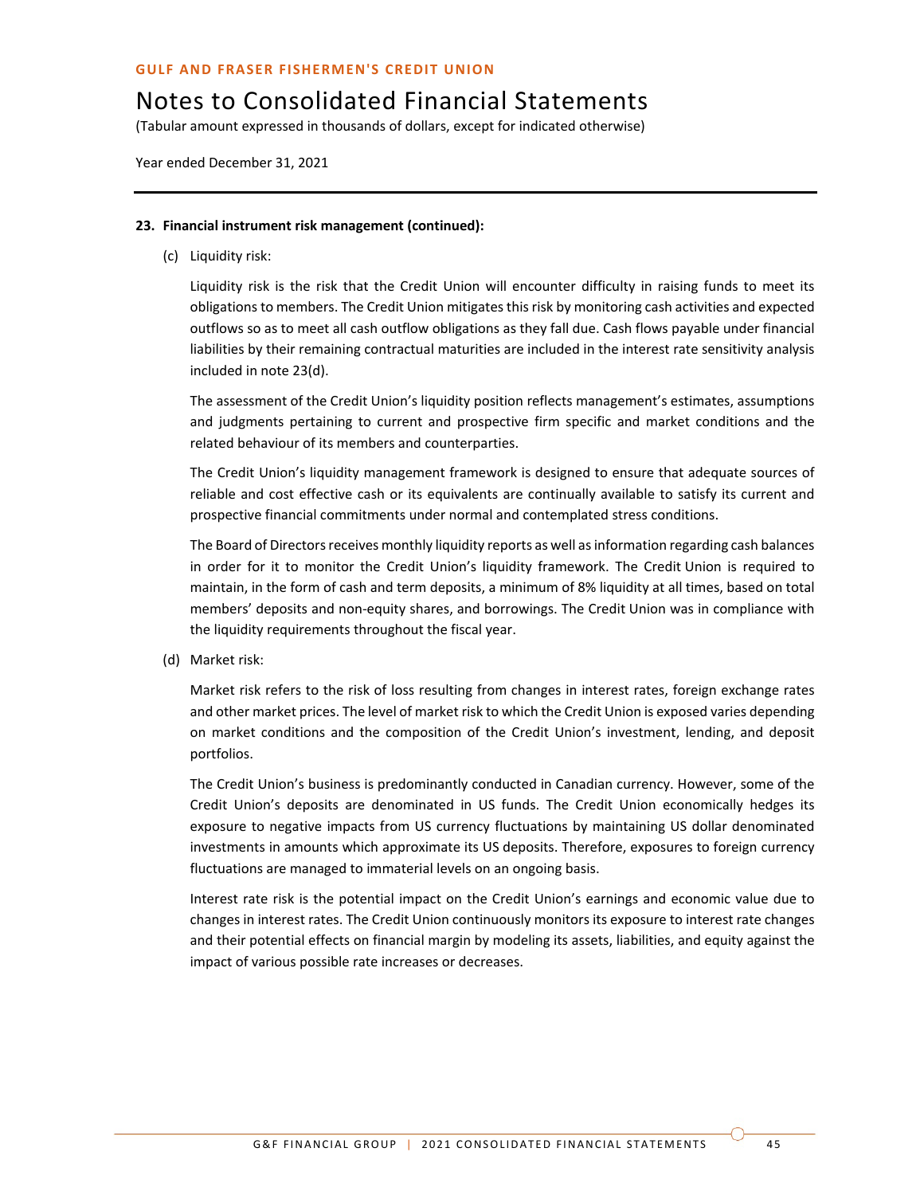**23. Financial instrument risk management (continued):**

(c) Liquidity risk:

Liquidity risk is the risk that the Credit Union will encounter difficulty in raising funds to meet its obligations to members. The Credit Union mitigates this risk by monitoring cash activities and expected outflows so as to meet all cash outflow obligations as they fall due. Cash flows payable under financial liabilities by their remaining contractual maturities are included in the interest rate sensitivity analysis included in note 23(d).

The assessment of the Credit Union's liquidity position reflects management's estimates, assumptions and judgments pertaining to current and prospective firm specific and market conditions and the related behaviour of its members and counterparties.

The Credit Union's liquidity management framework is designed to ensure that adequate sources of reliable and cost effective cash or its equivalents are continually available to satisfy its current and prospective financial commitments under normal and contemplated stress conditions.

The Board of Directors receives monthly liquidity reports as well as information regarding cash balances in order for it to monitor the Credit Union's liquidity framework. The Credit Union is required to maintain, in the form of cash and term deposits, a minimum of 8% liquidity at all times, based on total members' deposits and non-equity shares, and borrowings. The Credit Union was in compliance with the liquidity requirements throughout the fiscal year.

(d) Market risk:

Market risk refers to the risk of loss resulting from changes in interest rates, foreign exchange rates and other market prices. The level of market risk to which the Credit Union is exposed varies depending on market conditions and the composition of the Credit Union's investment, lending, and deposit portfolios.

The Credit Union's business is predominantly conducted in Canadian currency. However, some of the Credit Union's deposits are denominated in US funds. The Credit Union economically hedges its exposure to negative impacts from US currency fluctuations by maintaining US dollar denominated investments in amounts which approximate its US deposits. Therefore, exposures to foreign currency fluctuations are managed to immaterial levels on an ongoing basis.

Interest rate risk is the potential impact on the Credit Union's earnings and economic value due to changes in interest rates. The Credit Union continuously monitors its exposure to interest rate changes and their potential effects on financial margin by modeling its assets, liabilities, and equity against the impact of various possible rate increases or decreases.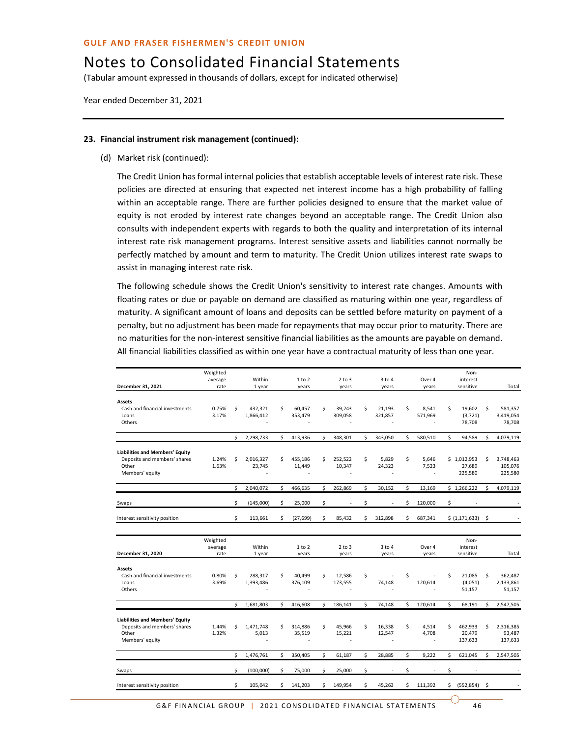## 23. Financial instrument risk management (continued):

(d) Market risk (continued):

The Credit Union has formal internal policies that establish acceptable levels of interest rate risk. These policies are directed at ensuring that expected net interest income has a high probability of falling within an acceptable range. There are further policies designed to ensure that the market value of equity is not eroded by interest rate changes beyond an acceptable range. The Credit Union also consults with independent experts with regards to both the quality and interpretation of its internal interest rate risk management programs. Interest sensitive assets and liabilities cannot normally be perfectly matched by amount and term to maturity. The Credit Union utilizes interest rate swaps to assist in managing interest rate risk.

The following schedule shows the Credit Union's sensitivity to interest rate changes. Amounts with floating rates or due or payable on demand are classified as maturing within one year, regardless of maturity. A significant amount of loans and deposits can be settled before maturity on payment of a penalty, but no adjustment has been made for repayments that may occur prior to maturity. There are no maturities for the non-interest sensitive financial liabilities as the amounts are payable on demand. All financial liabilities classified as within one year have a contractual maturity of less than one year.

| December 31, 2021 | Weighted average rate | Within 1 year | 1 to 2 years | 2 to 3 years | 3 to 4 years | Over 4 years | Non-interest sensitive | Total |
|---|---|---|---|---|---|---|---|---|
| **Assets** | | | | | | | | |
| Cash and financial investments | 0.75% | $ 432,321 | $ 60,457 | $ 39,243 | $ 21,193 | $ 8,541 | $ 19,602 | $ 581,357 |
| Loans | 3.17% | 1,866,412 | 353,479 | 309,058 | 321,857 | 571,969 | (3,721) | 3,419,054 |
| Others | | - | - | - | - | - | 78,708 | 78,708 |
| | | $ 2,298,733 | $ 413,936 | $ 348,301 | $ 343,050 | $ 580,510 | $ 94,589 | $ 4,079,119 |
| **Liabilities and Members' Equity** | | | | | | | | |
| Deposits and members' shares | 1.24% | $ 2,016,327 | $ 455,186 | $ 252,522 | $ 5,829 | $ 5,646 | $ 1,012,953 | $ 3,748,463 |
| Other | 1.63% | 23,745 | 11,449 | 10,347 | 24,323 | 7,523 | 27,689 | 105,076 |
| Members' equity | | - | - | - | - | - | 225,580 | 225,580 |
| | | $ 2,040,072 | $ 466,635 | $ 262,869 | $ 30,152 | $ 13,169 | $ 1,266,222 | $ 4,079,119 |
| Swaps | | $ (145,000) | $ 25,000 | $ - | $ - | $ 120,000 | $ - | - |
| Interest sensitivity position | | $ 113,661 | $ (27,699) | $ 85,432 | $ 312,898 | $ 687,341 | $ (1,171,633) | $ - |

| December 31, 2020 | Weighted average rate | Within 1 year | 1 to 2 years | 2 to 3 years | 3 to 4 years | Over 4 years | Non-interest sensitive | Total |
|---|---|---|---|---|---|---|---|---|
| **Assets** | | | | | | | | |
| Cash and financial investments | 0.80% | $ 288,317 | $ 40,499 | $ 12,586 | $ - | $ - | $ 21,085 | $ 362,487 |
| Loans | 3.69% | 1,393,486 | 376,109 | 173,555 | 74,148 | 120,614 | (4,051) | 2,133,861 |
| Others | | - | - | - | - | - | 51,157 | 51,157 |
| | | $ 1,681,803 | $ 416,608 | $ 186,141 | $ 74,148 | $ 120,614 | $ 68,191 | $ 2,547,505 |
| **Liabilities and Members' Equity** | | | | | | | | |
| Deposits and members' shares | 1.44% | $ 1,471,748 | $ 314,886 | $ 45,966 | $ 16,338 | $ 4,514 | $ 462,933 | $ 2,316,385 |
| Other | 1.32% | 5,013 | 35,519 | 15,221 | 12,547 | 4,708 | 20,479 | 93,487 |
| Members' equity | | - | - | - | - | - | 137,633 | 137,633 |
| | | $ 1,476,761 | $ 350,405 | $ 61,187 | $ 28,885 | $ 9,222 | $ 621,045 | $ 2,547,505 |
| Swaps | | $ (100,000) | $ 75,000 | $ 25,000 | $ - | $ - | $ - | - |
| Interest sensitivity position | | $ 105,042 | $ 141,203 | $ 149,954 | $ 45,263 | $ 111,392 | $ (552,854) | $ - |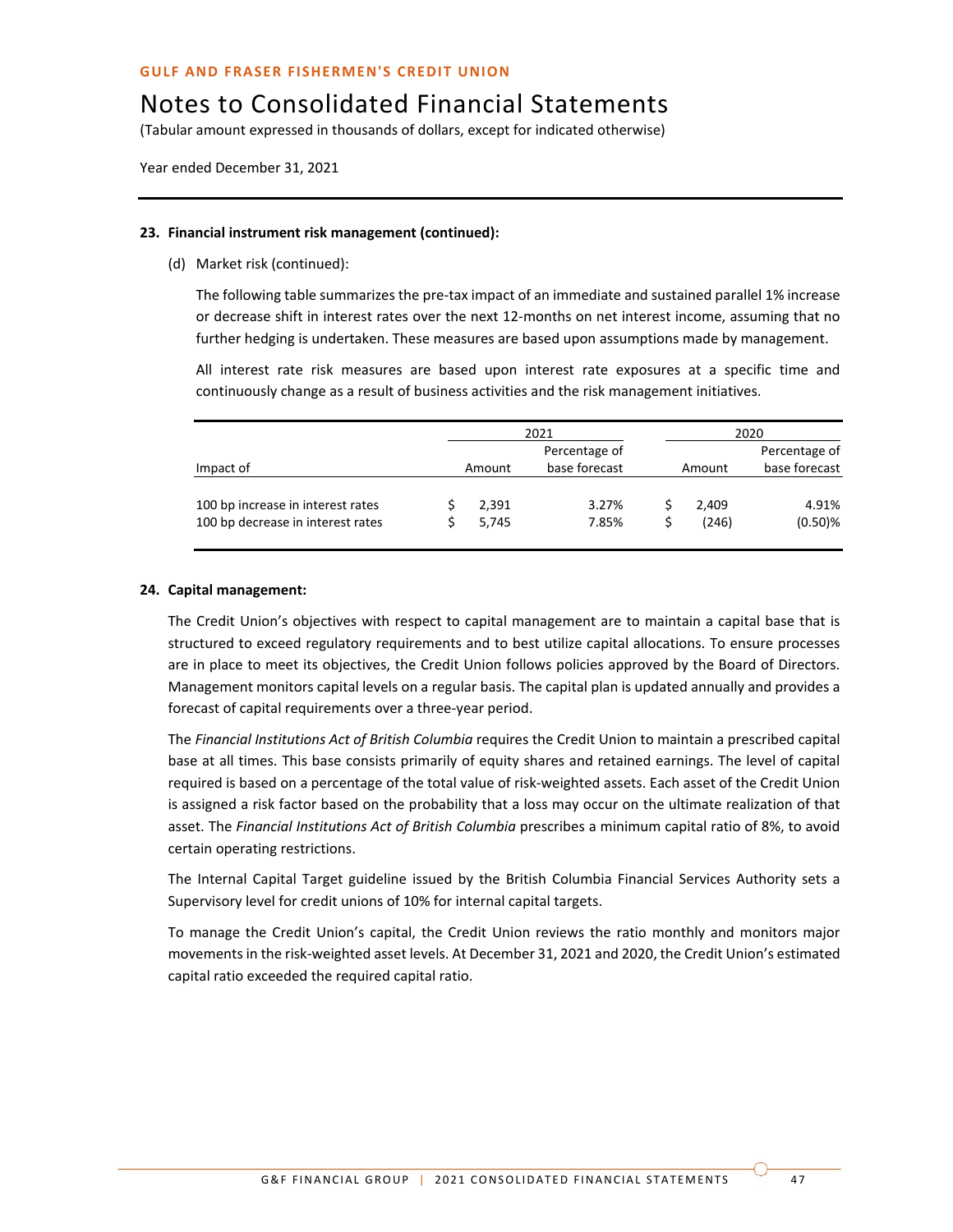## GULF AND FRASER FISHERMEN'S CREDIT UNION

# Notes to Consolidated Financial Statements

(Tabular amount expressed in thousands of dollars, except for indicated otherwise)

Year ended December 31, 2021

**23. Financial instrument risk management (continued):**

(d) Market risk (continued):

The following table summarizes the pre-tax impact of an immediate and sustained parallel 1% increase or decrease shift in interest rates over the next 12-months on net interest income, assuming that no further hedging is undertaken. These measures are based upon assumptions made by management.

All interest rate risk measures are based upon interest rate exposures at a specific time and continuously change as a result of business activities and the risk management initiatives.

| | 2021 | | 2020 | |
|---|---|---|---|---|
| Impact of | Amount | Percentage of base forecast | Amount | Percentage of base forecast |
| 100 bp increase in interest rates | $ 2,391 | 3.27% | $ 2,409 | 4.91% |
| 100 bp decrease in interest rates | $ 5,745 | 7.85% | $ (246) | (0.50)% |

**24. Capital management:**

The Credit Union's objectives with respect to capital management are to maintain a capital base that is structured to exceed regulatory requirements and to best utilize capital allocations. To ensure processes are in place to meet its objectives, the Credit Union follows policies approved by the Board of Directors. Management monitors capital levels on a regular basis. The capital plan is updated annually and provides a forecast of capital requirements over a three-year period.

The *Financial Institutions Act of British Columbia* requires the Credit Union to maintain a prescribed capital base at all times. This base consists primarily of equity shares and retained earnings. The level of capital required is based on a percentage of the total value of risk-weighted assets. Each asset of the Credit Union is assigned a risk factor based on the probability that a loss may occur on the ultimate realization of that asset. The *Financial Institutions Act of British Columbia* prescribes a minimum capital ratio of 8%, to avoid certain operating restrictions.

The Internal Capital Target guideline issued by the British Columbia Financial Services Authority sets a Supervisory level for credit unions of 10% for internal capital targets.

To manage the Credit Union's capital, the Credit Union reviews the ratio monthly and monitors major movements in the risk-weighted asset levels. At December 31, 2021 and 2020, the Credit Union's estimated capital ratio exceeded the required capital ratio.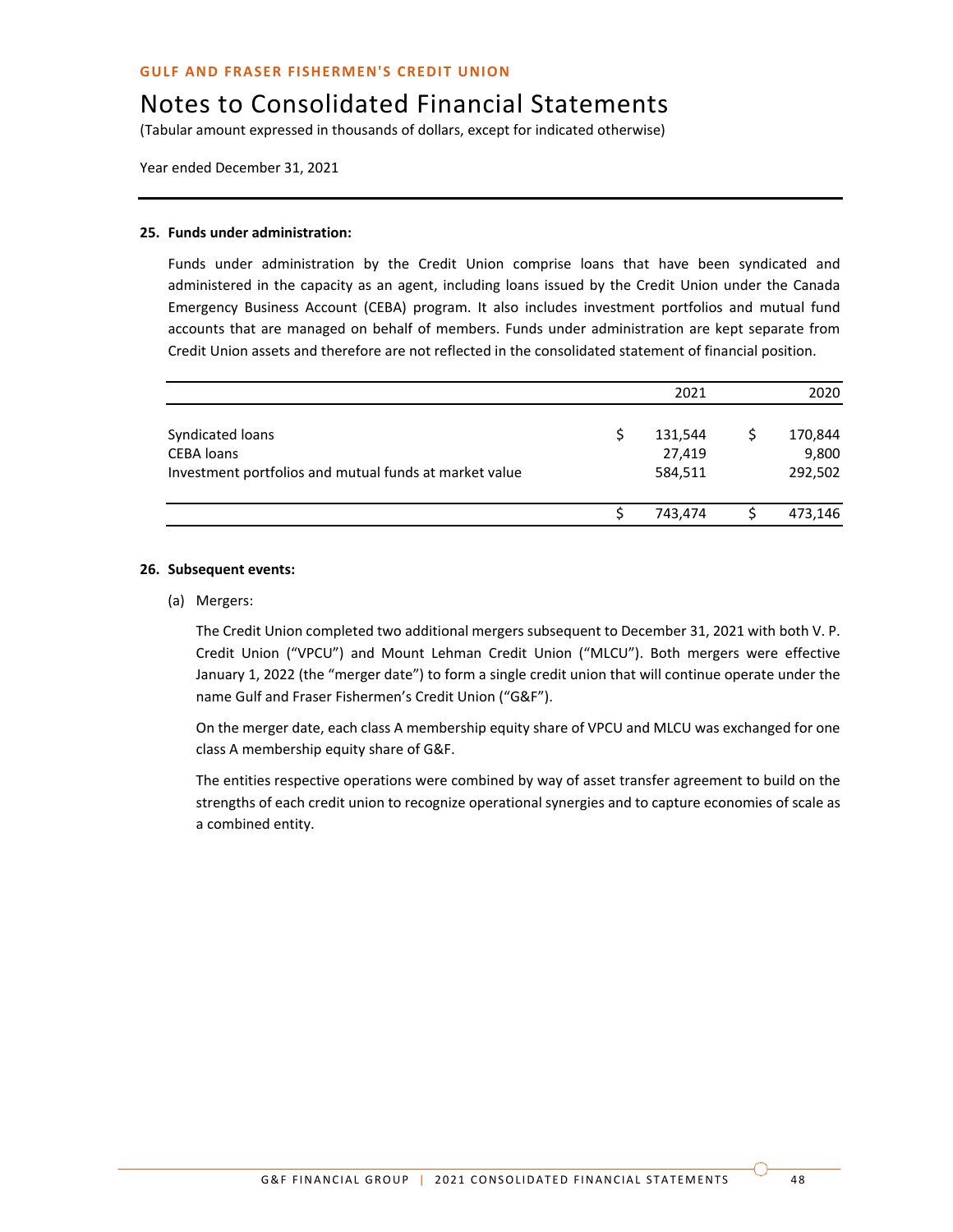GULF AND FRASER FISHERMEN'S CREDIT UNION

# Notes to Consolidated Financial Statements

(Tabular amount expressed in thousands of dollars, except for indicated otherwise)

Year ended December 31, 2021

## 25. Funds under administration:

Funds under administration by the Credit Union comprise loans that have been syndicated and administered in the capacity as an agent, including loans issued by the Credit Union under the Canada Emergency Business Account (CEBA) program. It also includes investment portfolios and mutual fund accounts that are managed on behalf of members. Funds under administration are kept separate from Credit Union assets and therefore are not reflected in the consolidated statement of financial position.

| | 2021 | 2020 |
|---|---|---|
| Syndicated loans | $ 131,544 | $ 170,844 |
| CEBA loans | 27,419 | 9,800 |
| Investment portfolios and mutual funds at market value | 584,511 | 292,502 |
| | $ 743,474 | $ 473,146 |

## 26. Subsequent events:

(a) Mergers:

The Credit Union completed two additional mergers subsequent to December 31, 2021 with both V. P. Credit Union ("VPCU") and Mount Lehman Credit Union ("MLCU"). Both mergers were effective January 1, 2022 (the "merger date") to form a single credit union that will continue operate under the name Gulf and Fraser Fishermen's Credit Union ("G&F").

On the merger date, each class A membership equity share of VPCU and MLCU was exchanged for one class A membership equity share of G&F.

The entities respective operations were combined by way of asset transfer agreement to build on the strengths of each credit union to recognize operational synergies and to capture economies of scale as a combined entity.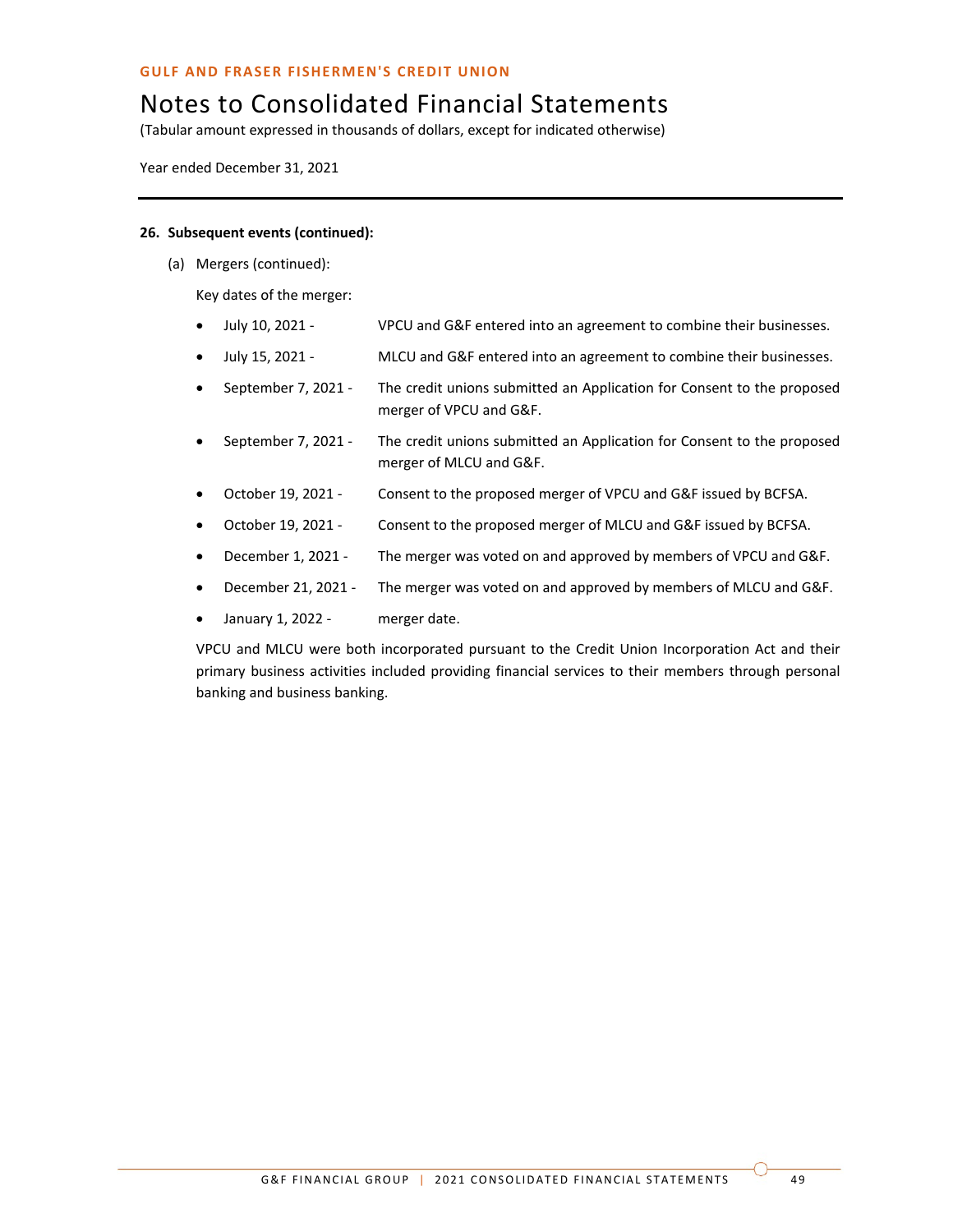## 26. Subsequent events (continued):

(a) Mergers (continued):

Key dates of the merger:

- July 10, 2021 - VPCU and G&F entered into an agreement to combine their businesses.
- July 15, 2021 - MLCU and G&F entered into an agreement to combine their businesses.
- September 7, 2021 - The credit unions submitted an Application for Consent to the proposed merger of VPCU and G&F.
- September 7, 2021 - The credit unions submitted an Application for Consent to the proposed merger of MLCU and G&F.
- October 19, 2021 - Consent to the proposed merger of VPCU and G&F issued by BCFSA.
- October 19, 2021 - Consent to the proposed merger of MLCU and G&F issued by BCFSA.
- December 1, 2021 - The merger was voted on and approved by members of VPCU and G&F.
- December 21, 2021 - The merger was voted on and approved by members of MLCU and G&F.
- January 1, 2022 - merger date.

VPCU and MLCU were both incorporated pursuant to the Credit Union Incorporation Act and their primary business activities included providing financial services to their members through personal banking and business banking.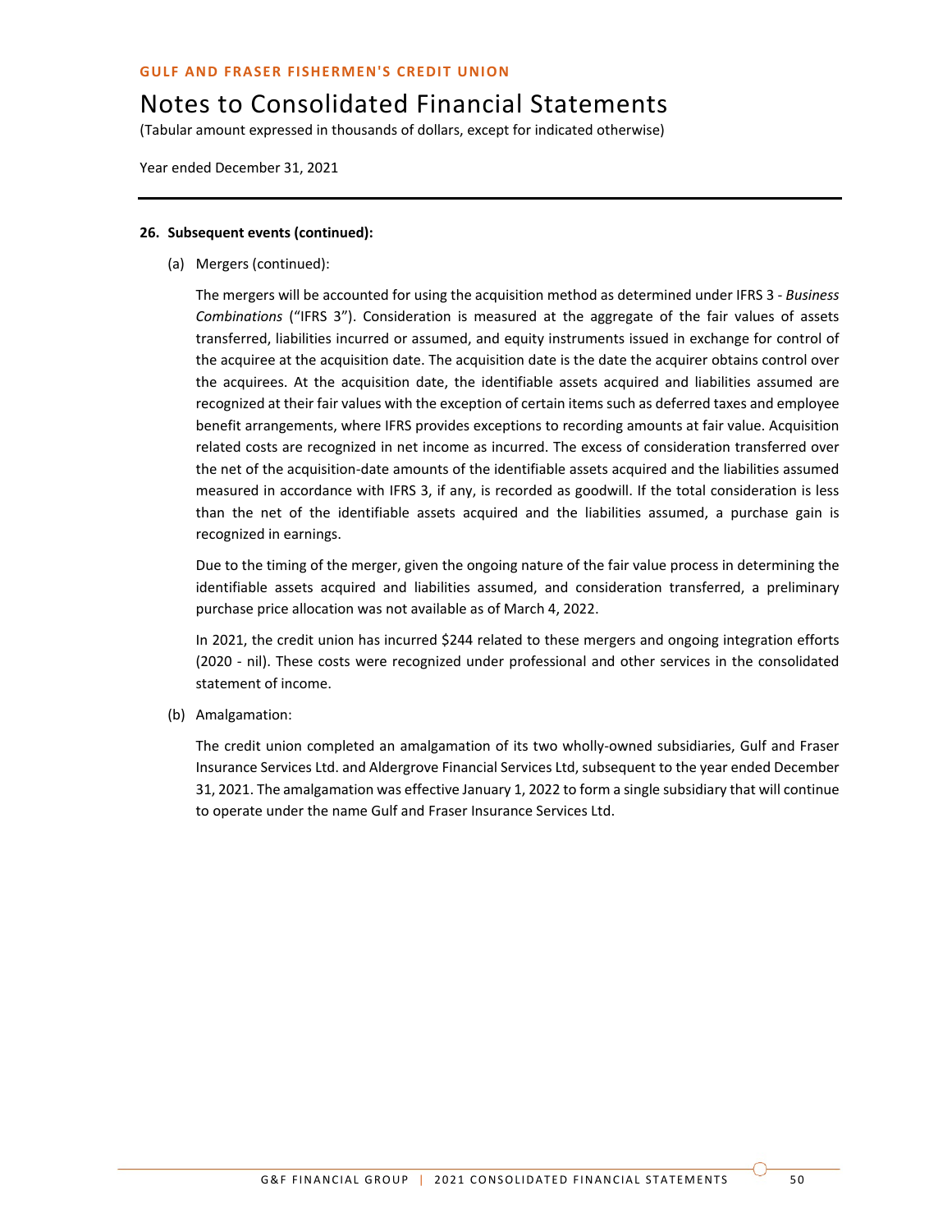**26. Subsequent events (continued):**

(a) Mergers (continued):

The mergers will be accounted for using the acquisition method as determined under IFRS 3 - *Business Combinations* ("IFRS 3"). Consideration is measured at the aggregate of the fair values of assets transferred, liabilities incurred or assumed, and equity instruments issued in exchange for control of the acquiree at the acquisition date. The acquisition date is the date the acquirer obtains control over the acquirees. At the acquisition date, the identifiable assets acquired and liabilities assumed are recognized at their fair values with the exception of certain items such as deferred taxes and employee benefit arrangements, where IFRS provides exceptions to recording amounts at fair value. Acquisition related costs are recognized in net income as incurred. The excess of consideration transferred over the net of the acquisition-date amounts of the identifiable assets acquired and the liabilities assumed measured in accordance with IFRS 3, if any, is recorded as goodwill. If the total consideration is less than the net of the identifiable assets acquired and the liabilities assumed, a purchase gain is recognized in earnings.

Due to the timing of the merger, given the ongoing nature of the fair value process in determining the identifiable assets acquired and liabilities assumed, and consideration transferred, a preliminary purchase price allocation was not available as of March 4, 2022.

In 2021, the credit union has incurred $244 related to these mergers and ongoing integration efforts (2020 - nil). These costs were recognized under professional and other services in the consolidated statement of income.

(b) Amalgamation:

The credit union completed an amalgamation of its two wholly-owned subsidiaries, Gulf and Fraser Insurance Services Ltd. and Aldergrove Financial Services Ltd, subsequent to the year ended December 31, 2021. The amalgamation was effective January 1, 2022 to form a single subsidiary that will continue to operate under the name Gulf and Fraser Insurance Services Ltd.